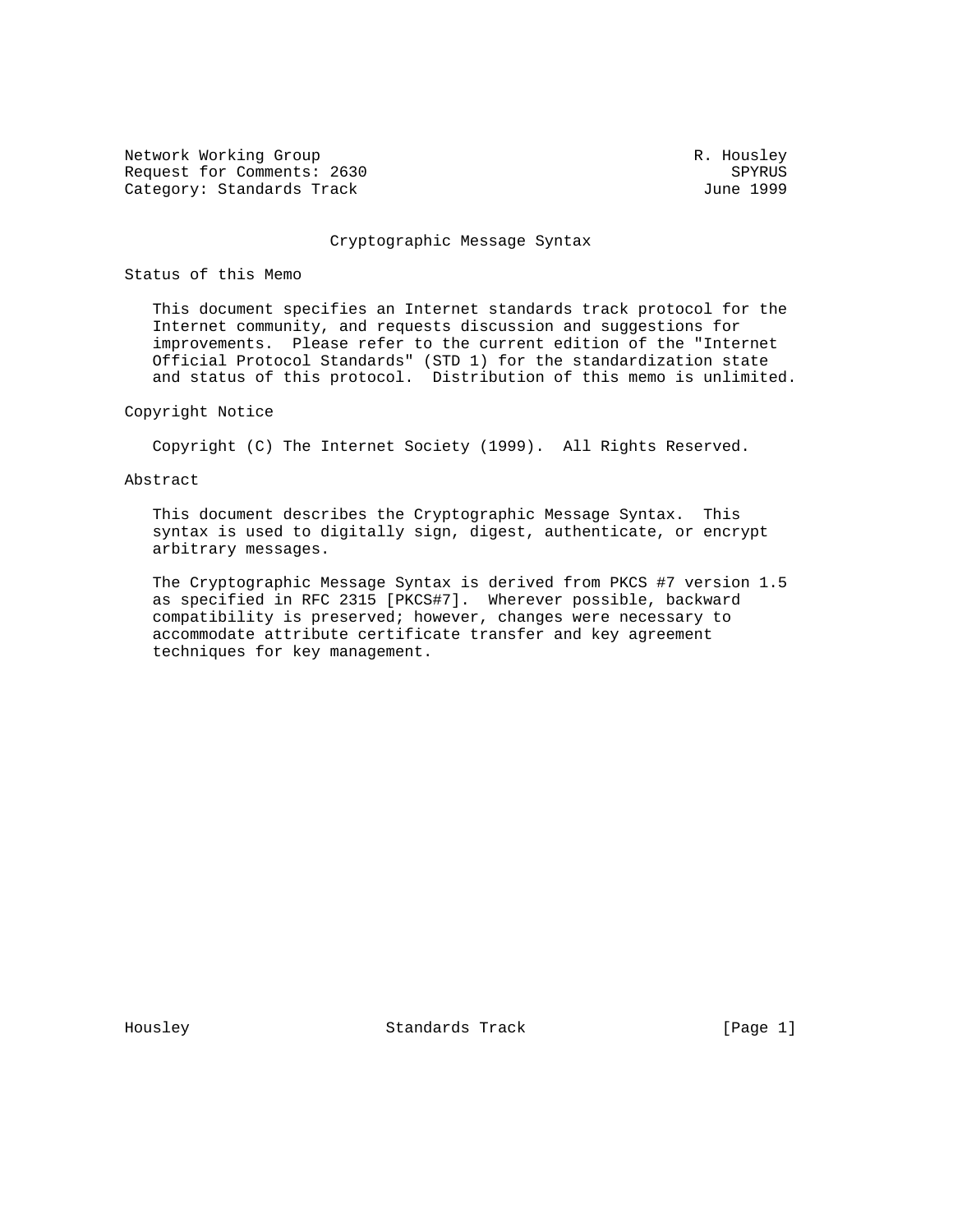Network Working Group R. Housley
Request for Comments: 2630 SPYRUS
Category: Standards Track June 1999

# Cryptographic Message Syntax

## Status of this Memo

This document specifies an Internet standards track protocol for the Internet community, and requests discussion and suggestions for improvements. Please refer to the current edition of the "Internet Official Protocol Standards" (STD 1) for the standardization state and status of this protocol. Distribution of this memo is unlimited.

## Copyright Notice

Copyright (C) The Internet Society (1999). All Rights Reserved.

## Abstract

This document describes the Cryptographic Message Syntax. This syntax is used to digitally sign, digest, authenticate, or encrypt arbitrary messages.

The Cryptographic Message Syntax is derived from PKCS #7 version 1.5 as specified in RFC 2315 [PKCS#7]. Wherever possible, backward compatibility is preserved; however, changes were necessary to accommodate attribute certificate transfer and key agreement techniques for key management.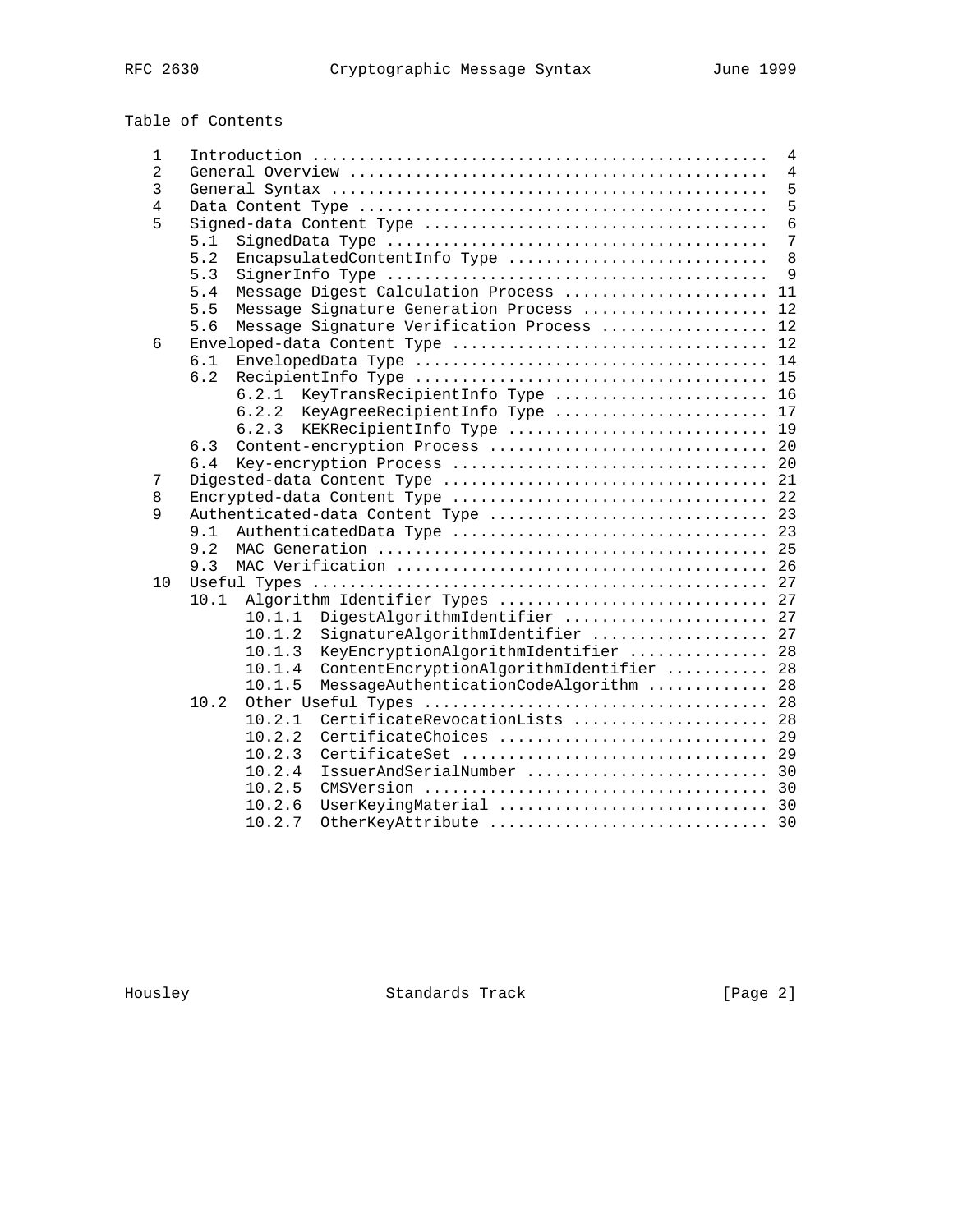Table of Contents

```
   1  Introduction ................................................  4
   2  General Overview ............................................  4
   3  General Syntax ..............................................  5
   4  Data Content Type ...........................................  5
   5  Signed-data Content Type ....................................  6
      5.1  SignedData Type ........................................  7
      5.2  EncapsulatedContentInfo Type ...........................  8
      5.3  SignerInfo Type ........................................  9
      5.4  Message Digest Calculation Process ...................... 11
      5.5  Message Signature Generation Process .................... 12
      5.6  Message Signature Verification Process .................. 12
   6  Enveloped-data Content Type ................................. 12
      6.1  EnvelopedData Type ..................................... 14
      6.2  RecipientInfo Type ..................................... 15
           6.2.1  KeyTransRecipientInfo Type ...................... 16
           6.2.2  KeyAgreeRecipientInfo Type ...................... 17
           6.2.3  KEKRecipientInfo Type ........................... 19
      6.3  Content-encryption Process ............................. 20
      6.4  Key-encryption Process ................................. 20
   7  Digested-data Content Type .................................. 21
   8  Encrypted-data Content Type ................................. 22
   9  Authenticated-data Content Type ............................. 23
      9.1  AuthenticatedData Type ................................. 23
      9.2  MAC Generation ......................................... 25
      9.3  MAC Verification ....................................... 26
  10  Useful Types ................................................ 27
      10.1  Algorithm Identifier Types ............................ 27
            10.1.1  DigestAlgorithmIdentifier ..................... 27
            10.1.2  SignatureAlgorithmIdentifier .................. 27
            10.1.3  KeyEncryptionAlgorithmIdentifier .............. 28
            10.1.4  ContentEncryptionAlgorithmIdentifier .......... 28
            10.1.5  MessageAuthenticationCodeAlgorithm ............ 28
      10.2  Other Useful Types .................................... 28
            10.2.1  CertificateRevocationLists .................... 28
            10.2.2  CertificateChoices ............................ 29
            10.2.3  CertificateSet ................................ 29
            10.2.4  IssuerAndSerialNumber ......................... 30
            10.2.5  CMSVersion .................................... 30
            10.2.6  UserKeyingMaterial ............................ 30
            10.2.7  OtherKeyAttribute ............................. 30
```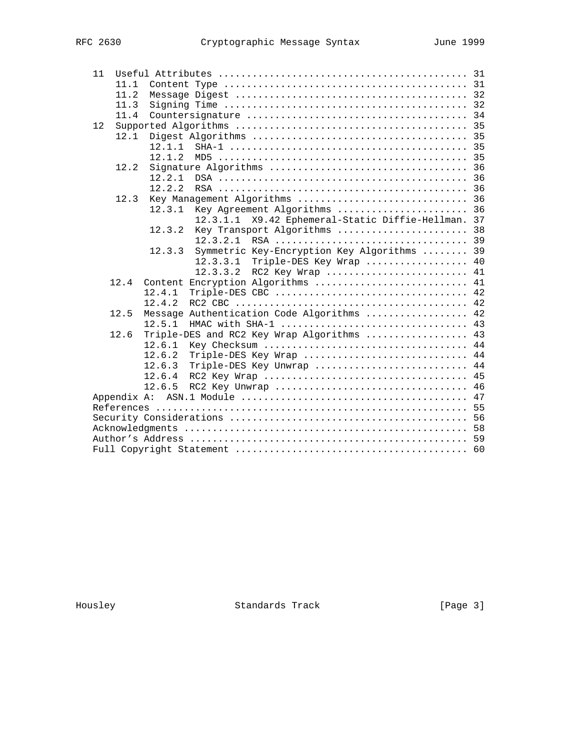```
   11  Useful Attributes .........................................  31
       11.1  Content Type ........................................  31
       11.2  Message Digest ......................................  32
       11.3  Signing Time ........................................  32
       11.4  Countersignature ....................................  34
   12  Supported Algorithms ......................................  35
       12.1  Digest Algorithms ...................................  35
             12.1.1  SHA-1 .......................................  35
             12.1.2  MD5 .........................................  35
       12.2  Signature Algorithms ................................  36
             12.2.1  DSA .........................................  36
             12.2.2  RSA .........................................  36
       12.3  Key Management Algorithms ...........................  36
             12.3.1  Key Agreement Algorithms ....................  36
                     12.3.1.1  X9.42 Ephemeral-Static Diffie-Hellman. 37
             12.3.2  Key Transport Algorithms ....................  38
                     12.3.2.1  RSA ...............................  39
             12.3.3  Symmetric Key-Encryption Key Algorithms .....  39
                     12.3.3.1  Triple-DES Key Wrap ...............  40
                     12.3.3.2  RC2 Key Wrap ......................  41
      12.4  Content Encryption Algorithms ........................  41
            12.4.1  Triple-DES CBC ...............................  42
            12.4.2  RC2 CBC ......................................  42
      12.5  Message Authentication Code Algorithms ...............  42
            12.5.1  HMAC with SHA-1 ..............................  43
      12.6  Triple-DES and RC2 Key Wrap Algorithms ...............  43
            12.6.1  Key Checksum .................................  44
            12.6.2  Triple-DES Key Wrap ..........................  44
            12.6.3  Triple-DES Key Unwrap ........................  44
            12.6.4  RC2 Key Wrap .................................  45
            12.6.5  RC2 Key Unwrap ...............................  46
   Appendix A:  ASN.1 Module .....................................  47
   References ....................................................  55
   Security Considerations .......................................  56
   Acknowledgments ...............................................  58
   Author's Address ..............................................  59
   Full Copyright Statement ......................................  60
```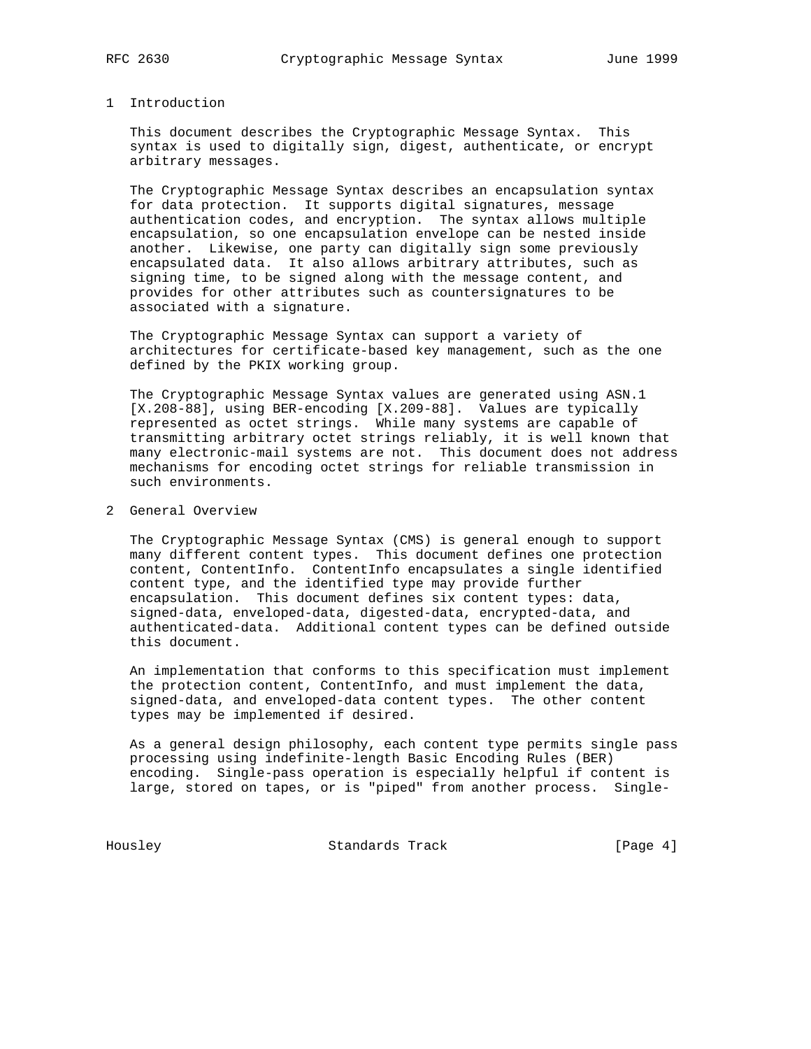# 1 Introduction

This document describes the Cryptographic Message Syntax. This syntax is used to digitally sign, digest, authenticate, or encrypt arbitrary messages.

The Cryptographic Message Syntax describes an encapsulation syntax for data protection. It supports digital signatures, message authentication codes, and encryption. The syntax allows multiple encapsulation, so one encapsulation envelope can be nested inside another. Likewise, one party can digitally sign some previously encapsulated data. It also allows arbitrary attributes, such as signing time, to be signed along with the message content, and provides for other attributes such as countersignatures to be associated with a signature.

The Cryptographic Message Syntax can support a variety of architectures for certificate-based key management, such as the one defined by the PKIX working group.

The Cryptographic Message Syntax values are generated using ASN.1 [X.208-88], using BER-encoding [X.209-88]. Values are typically represented as octet strings. While many systems are capable of transmitting arbitrary octet strings reliably, it is well known that many electronic-mail systems are not. This document does not address mechanisms for encoding octet strings for reliable transmission in such environments.

# 2 General Overview

The Cryptographic Message Syntax (CMS) is general enough to support many different content types. This document defines one protection content, ContentInfo. ContentInfo encapsulates a single identified content type, and the identified type may provide further encapsulation. This document defines six content types: data, signed-data, enveloped-data, digested-data, encrypted-data, and authenticated-data. Additional content types can be defined outside this document.

An implementation that conforms to this specification must implement the protection content, ContentInfo, and must implement the data, signed-data, and enveloped-data content types. The other content types may be implemented if desired.

As a general design philosophy, each content type permits single pass processing using indefinite-length Basic Encoding Rules (BER) encoding. Single-pass operation is especially helpful if content is large, stored on tapes, or is "piped" from another process. Single-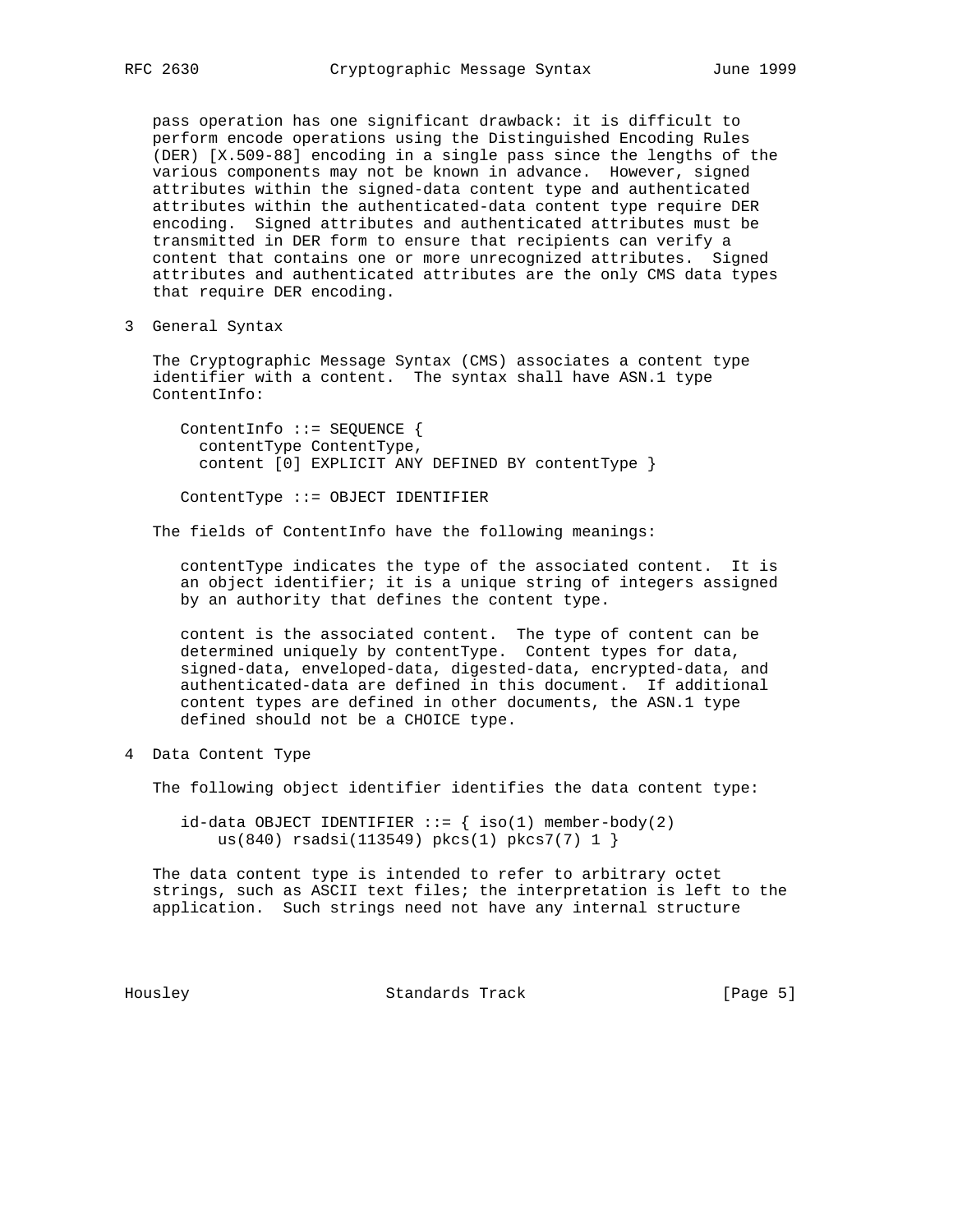pass operation has one significant drawback: it is difficult to perform encode operations using the Distinguished Encoding Rules (DER) [X.509-88] encoding in a single pass since the lengths of the various components may not be known in advance. However, signed attributes within the signed-data content type and authenticated attributes within the authenticated-data content type require DER encoding. Signed attributes and authenticated attributes must be transmitted in DER form to ensure that recipients can verify a content that contains one or more unrecognized attributes. Signed attributes and authenticated attributes are the only CMS data types that require DER encoding.

## 3 General Syntax

The Cryptographic Message Syntax (CMS) associates a content type identifier with a content. The syntax shall have ASN.1 type ContentInfo:

```
ContentInfo ::= SEQUENCE {
  contentType ContentType,
  content [0] EXPLICIT ANY DEFINED BY contentType }

ContentType ::= OBJECT IDENTIFIER
```

The fields of ContentInfo have the following meanings:

contentType indicates the type of the associated content. It is an object identifier; it is a unique string of integers assigned by an authority that defines the content type.

content is the associated content. The type of content can be determined uniquely by contentType. Content types for data, signed-data, enveloped-data, digested-data, encrypted-data, and authenticated-data are defined in this document. If additional content types are defined in other documents, the ASN.1 type defined should not be a CHOICE type.

## 4 Data Content Type

The following object identifier identifies the data content type:

```
id-data OBJECT IDENTIFIER ::= { iso(1) member-body(2)
    us(840) rsadsi(113549) pkcs(1) pkcs7(7) 1 }
```

The data content type is intended to refer to arbitrary octet strings, such as ASCII text files; the interpretation is left to the application. Such strings need not have any internal structure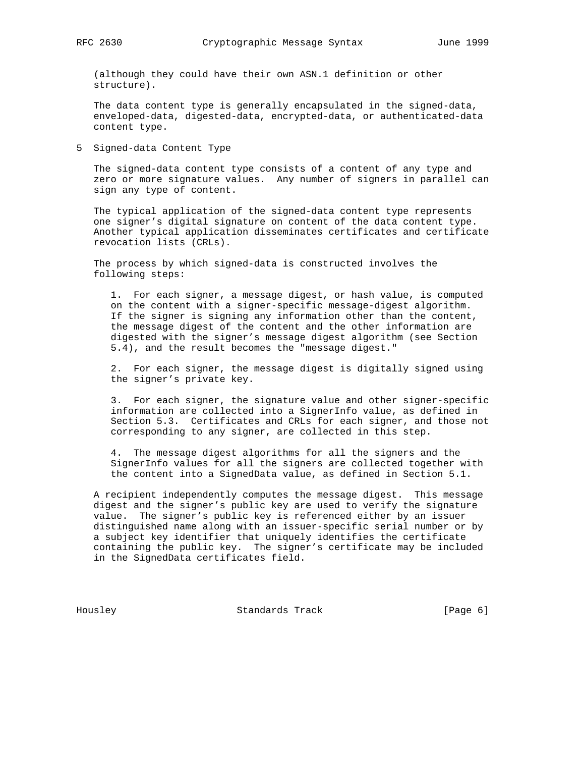(although they could have their own ASN.1 definition or other structure).

The data content type is generally encapsulated in the signed-data, enveloped-data, digested-data, encrypted-data, or authenticated-data content type.

# 5 Signed-data Content Type

The signed-data content type consists of a content of any type and zero or more signature values. Any number of signers in parallel can sign any type of content.

The typical application of the signed-data content type represents one signer's digital signature on content of the data content type. Another typical application disseminates certificates and certificate revocation lists (CRLs).

The process by which signed-data is constructed involves the following steps:

1. For each signer, a message digest, or hash value, is computed on the content with a signer-specific message-digest algorithm. If the signer is signing any information other than the content, the message digest of the content and the other information are digested with the signer's message digest algorithm (see Section 5.4), and the result becomes the "message digest."

2. For each signer, the message digest is digitally signed using the signer's private key.

3. For each signer, the signature value and other signer-specific information are collected into a SignerInfo value, as defined in Section 5.3. Certificates and CRLs for each signer, and those not corresponding to any signer, are collected in this step.

4. The message digest algorithms for all the signers and the SignerInfo values for all the signers are collected together with the content into a SignedData value, as defined in Section 5.1.

A recipient independently computes the message digest. This message digest and the signer's public key are used to verify the signature value. The signer's public key is referenced either by an issuer distinguished name along with an issuer-specific serial number or by a subject key identifier that uniquely identifies the certificate containing the public key. The signer's certificate may be included in the SignedData certificates field.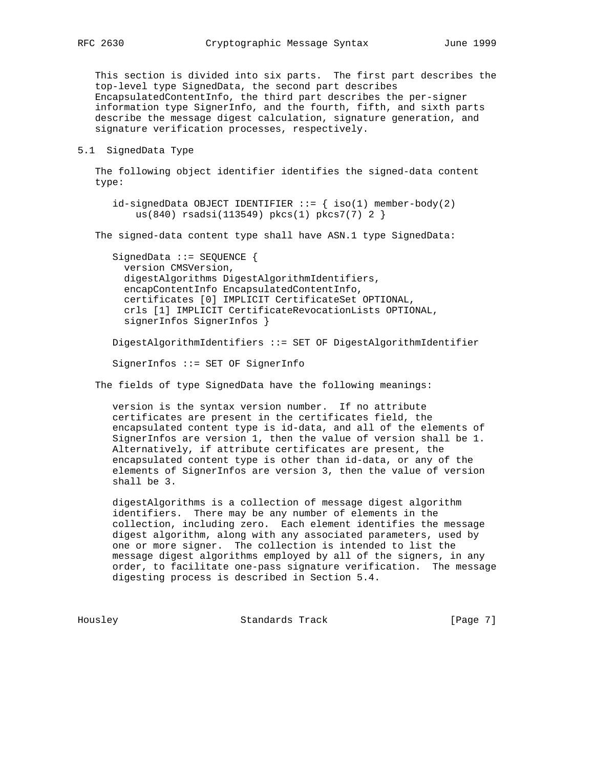This section is divided into six parts. The first part describes the top-level type SignedData, the second part describes EncapsulatedContentInfo, the third part describes the per-signer information type SignerInfo, and the fourth, fifth, and sixth parts describe the message digest calculation, signature generation, and signature verification processes, respectively.

## 5.1 SignedData Type

The following object identifier identifies the signed-data content type:

```
id-signedData OBJECT IDENTIFIER ::= { iso(1) member-body(2)
    us(840) rsadsi(113549) pkcs(1) pkcs7(7) 2 }
```

The signed-data content type shall have ASN.1 type SignedData:

```
SignedData ::= SEQUENCE {
  version CMSVersion,
  digestAlgorithms DigestAlgorithmIdentifiers,
  encapContentInfo EncapsulatedContentInfo,
  certificates [0] IMPLICIT CertificateSet OPTIONAL,
  crls [1] IMPLICIT CertificateRevocationLists OPTIONAL,
  signerInfos SignerInfos }

DigestAlgorithmIdentifiers ::= SET OF DigestAlgorithmIdentifier

SignerInfos ::= SET OF SignerInfo
```

The fields of type SignedData have the following meanings:

version is the syntax version number. If no attribute certificates are present in the certificates field, the encapsulated content type is id-data, and all of the elements of SignerInfos are version 1, then the value of version shall be 1. Alternatively, if attribute certificates are present, the encapsulated content type is other than id-data, or any of the elements of SignerInfos are version 3, then the value of version shall be 3.

digestAlgorithms is a collection of message digest algorithm identifiers. There may be any number of elements in the collection, including zero. Each element identifies the message digest algorithm, along with any associated parameters, used by one or more signer. The collection is intended to list the message digest algorithms employed by all of the signers, in any order, to facilitate one-pass signature verification. The message digesting process is described in Section 5.4.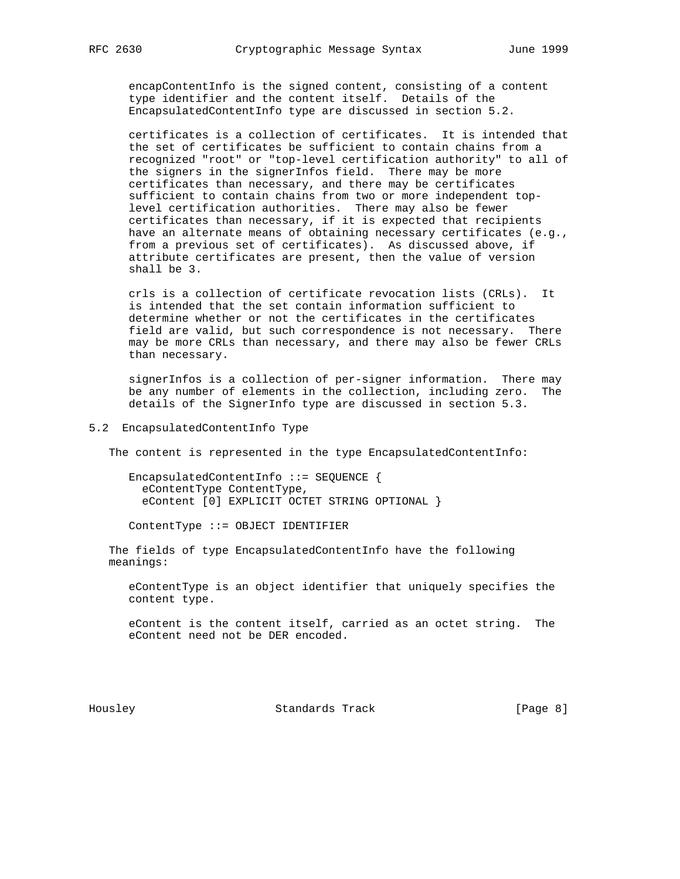encapContentInfo is the signed content, consisting of a content type identifier and the content itself. Details of the EncapsulatedContentInfo type are discussed in section 5.2.

certificates is a collection of certificates. It is intended that the set of certificates be sufficient to contain chains from a recognized "root" or "top-level certification authority" to all of the signers in the signerInfos field. There may be more certificates than necessary, and there may be certificates sufficient to contain chains from two or more independent top-level certification authorities. There may also be fewer certificates than necessary, if it is expected that recipients have an alternate means of obtaining necessary certificates (e.g., from a previous set of certificates). As discussed above, if attribute certificates are present, then the value of version shall be 3.

crls is a collection of certificate revocation lists (CRLs). It is intended that the set contain information sufficient to determine whether or not the certificates in the certificates field are valid, but such correspondence is not necessary. There may be more CRLs than necessary, and there may also be fewer CRLs than necessary.

signerInfos is a collection of per-signer information. There may be any number of elements in the collection, including zero. The details of the SignerInfo type are discussed in section 5.3.

## 5.2 EncapsulatedContentInfo Type

The content is represented in the type EncapsulatedContentInfo:

```
EncapsulatedContentInfo ::= SEQUENCE {
  eContentType ContentType,
  eContent [0] EXPLICIT OCTET STRING OPTIONAL }

ContentType ::= OBJECT IDENTIFIER
```

The fields of type EncapsulatedContentInfo have the following meanings:

eContentType is an object identifier that uniquely specifies the content type.

eContent is the content itself, carried as an octet string. The eContent need not be DER encoded.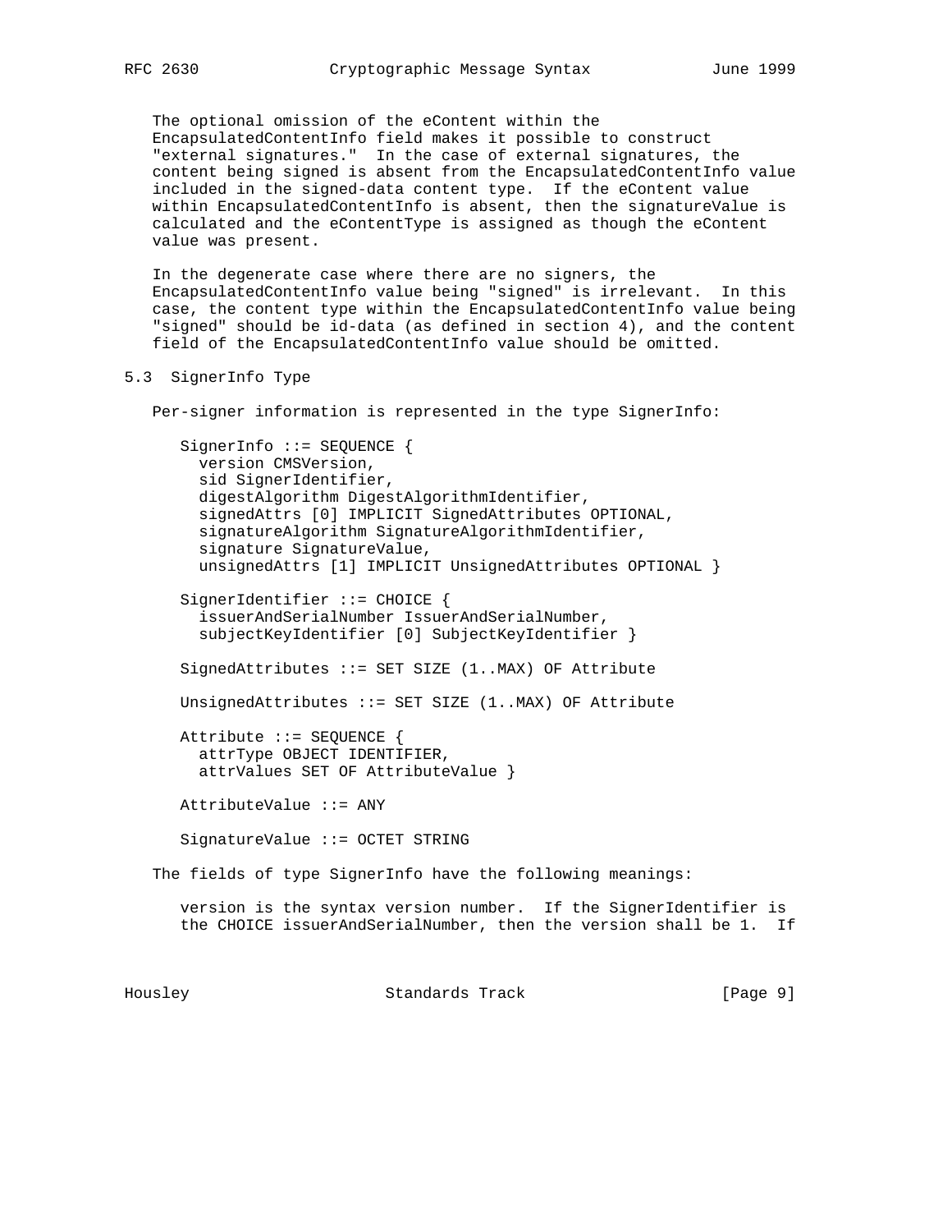The optional omission of the eContent within the EncapsulatedContentInfo field makes it possible to construct "external signatures." In the case of external signatures, the content being signed is absent from the EncapsulatedContentInfo value included in the signed-data content type. If the eContent value within EncapsulatedContentInfo is absent, then the signatureValue is calculated and the eContentType is assigned as though the eContent value was present.

In the degenerate case where there are no signers, the EncapsulatedContentInfo value being "signed" is irrelevant. In this case, the content type within the EncapsulatedContentInfo value being "signed" should be id-data (as defined in section 4), and the content field of the EncapsulatedContentInfo value should be omitted.

## 5.3 SignerInfo Type

Per-signer information is represented in the type SignerInfo:

```
SignerInfo ::= SEQUENCE {
  version CMSVersion,
  sid SignerIdentifier,
  digestAlgorithm DigestAlgorithmIdentifier,
  signedAttrs [0] IMPLICIT SignedAttributes OPTIONAL,
  signatureAlgorithm SignatureAlgorithmIdentifier,
  signature SignatureValue,
  unsignedAttrs [1] IMPLICIT UnsignedAttributes OPTIONAL }

SignerIdentifier ::= CHOICE {
  issuerAndSerialNumber IssuerAndSerialNumber,
  subjectKeyIdentifier [0] SubjectKeyIdentifier }

SignedAttributes ::= SET SIZE (1..MAX) OF Attribute

UnsignedAttributes ::= SET SIZE (1..MAX) OF Attribute

Attribute ::= SEQUENCE {
  attrType OBJECT IDENTIFIER,
  attrValues SET OF AttributeValue }

AttributeValue ::= ANY

SignatureValue ::= OCTET STRING
```

The fields of type SignerInfo have the following meanings:

version is the syntax version number. If the SignerIdentifier is the CHOICE issuerAndSerialNumber, then the version shall be 1. If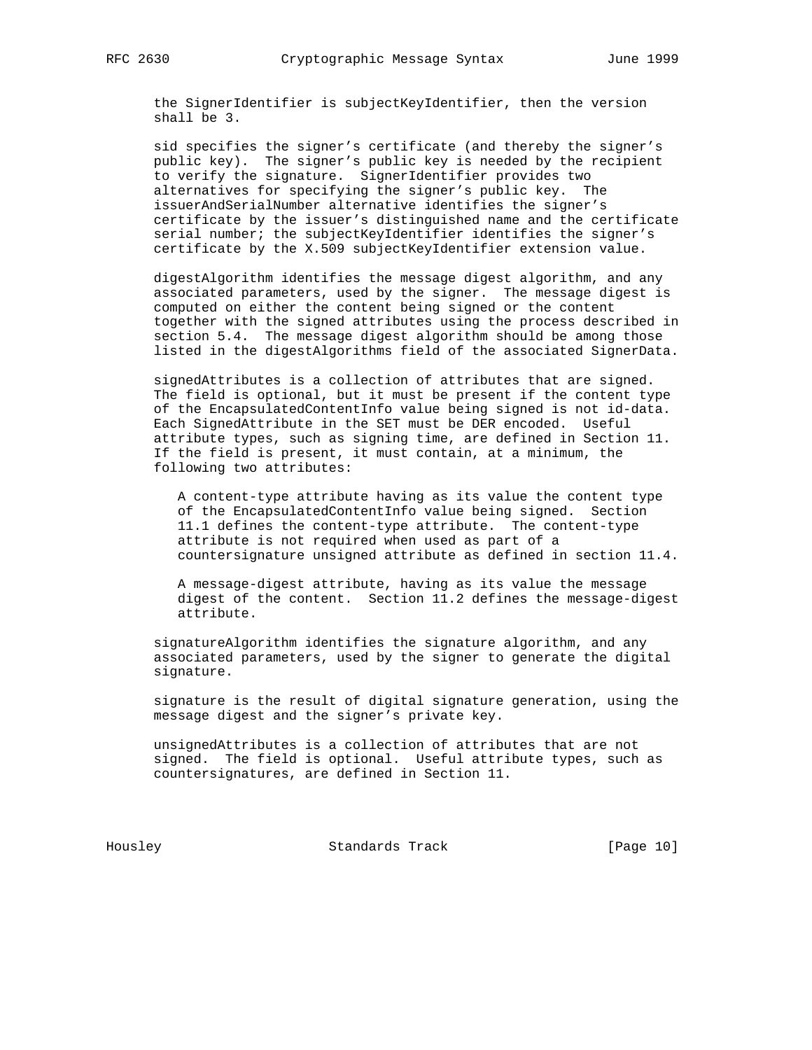the SignerIdentifier is subjectKeyIdentifier, then the version shall be 3.

sid specifies the signer's certificate (and thereby the signer's public key). The signer's public key is needed by the recipient to verify the signature. SignerIdentifier provides two alternatives for specifying the signer's public key. The issuerAndSerialNumber alternative identifies the signer's certificate by the issuer's distinguished name and the certificate serial number; the subjectKeyIdentifier identifies the signer's certificate by the X.509 subjectKeyIdentifier extension value.

digestAlgorithm identifies the message digest algorithm, and any associated parameters, used by the signer. The message digest is computed on either the content being signed or the content together with the signed attributes using the process described in section 5.4. The message digest algorithm should be among those listed in the digestAlgorithms field of the associated SignerData.

signedAttributes is a collection of attributes that are signed. The field is optional, but it must be present if the content type of the EncapsulatedContentInfo value being signed is not id-data. Each SignedAttribute in the SET must be DER encoded. Useful attribute types, such as signing time, are defined in Section 11. If the field is present, it must contain, at a minimum, the following two attributes:

> A content-type attribute having as its value the content type of the EncapsulatedContentInfo value being signed. Section 11.1 defines the content-type attribute. The content-type attribute is not required when used as part of a countersignature unsigned attribute as defined in section 11.4.
>
> A message-digest attribute, having as its value the message digest of the content. Section 11.2 defines the message-digest attribute.

signatureAlgorithm identifies the signature algorithm, and any associated parameters, used by the signer to generate the digital signature.

signature is the result of digital signature generation, using the message digest and the signer's private key.

unsignedAttributes is a collection of attributes that are not signed. The field is optional. Useful attribute types, such as countersignatures, are defined in Section 11.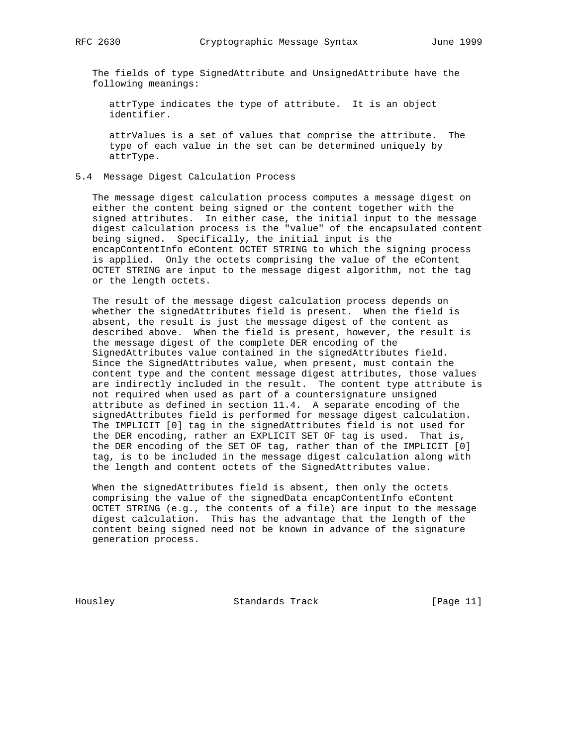The fields of type SignedAttribute and UnsignedAttribute have the following meanings:

attrType indicates the type of attribute. It is an object identifier.

attrValues is a set of values that comprise the attribute. The type of each value in the set can be determined uniquely by attrType.

## 5.4 Message Digest Calculation Process

The message digest calculation process computes a message digest on either the content being signed or the content together with the signed attributes. In either case, the initial input to the message digest calculation process is the "value" of the encapsulated content being signed. Specifically, the initial input is the encapContentInfo eContent OCTET STRING to which the signing process is applied. Only the octets comprising the value of the eContent OCTET STRING are input to the message digest algorithm, not the tag or the length octets.

The result of the message digest calculation process depends on whether the signedAttributes field is present. When the field is absent, the result is just the message digest of the content as described above. When the field is present, however, the result is the message digest of the complete DER encoding of the SignedAttributes value contained in the signedAttributes field. Since the SignedAttributes value, when present, must contain the content type and the content message digest attributes, those values are indirectly included in the result. The content type attribute is not required when used as part of a countersignature unsigned attribute as defined in section 11.4. A separate encoding of the signedAttributes field is performed for message digest calculation. The IMPLICIT [0] tag in the signedAttributes field is not used for the DER encoding, rather an EXPLICIT SET OF tag is used. That is, the DER encoding of the SET OF tag, rather than of the IMPLICIT [0] tag, is to be included in the message digest calculation along with the length and content octets of the SignedAttributes value.

When the signedAttributes field is absent, then only the octets comprising the value of the signedData encapContentInfo eContent OCTET STRING (e.g., the contents of a file) are input to the message digest calculation. This has the advantage that the length of the content being signed need not be known in advance of the signature generation process.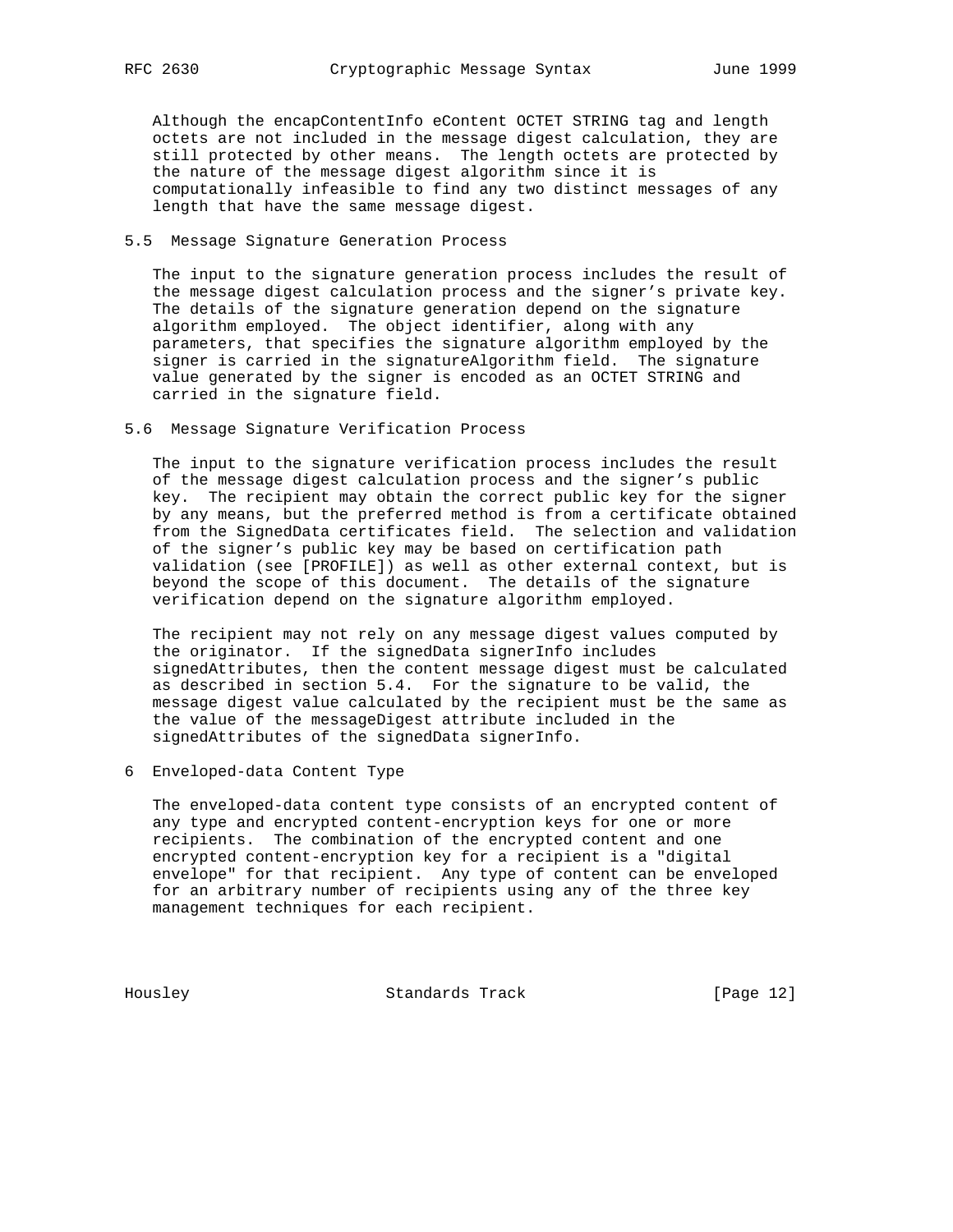Although the encapContentInfo eContent OCTET STRING tag and length octets are not included in the message digest calculation, they are still protected by other means. The length octets are protected by the nature of the message digest algorithm since it is computationally infeasible to find any two distinct messages of any length that have the same message digest.

## 5.5 Message Signature Generation Process

The input to the signature generation process includes the result of the message digest calculation process and the signer's private key. The details of the signature generation depend on the signature algorithm employed. The object identifier, along with any parameters, that specifies the signature algorithm employed by the signer is carried in the signatureAlgorithm field. The signature value generated by the signer is encoded as an OCTET STRING and carried in the signature field.

## 5.6 Message Signature Verification Process

The input to the signature verification process includes the result of the message digest calculation process and the signer's public key. The recipient may obtain the correct public key for the signer by any means, but the preferred method is from a certificate obtained from the SignedData certificates field. The selection and validation of the signer's public key may be based on certification path validation (see [PROFILE]) as well as other external context, but is beyond the scope of this document. The details of the signature verification depend on the signature algorithm employed.

The recipient may not rely on any message digest values computed by the originator. If the signedData signerInfo includes signedAttributes, then the content message digest must be calculated as described in section 5.4. For the signature to be valid, the message digest value calculated by the recipient must be the same as the value of the messageDigest attribute included in the signedAttributes of the signedData signerInfo.

# 6 Enveloped-data Content Type

The enveloped-data content type consists of an encrypted content of any type and encrypted content-encryption keys for one or more recipients. The combination of the encrypted content and one encrypted content-encryption key for a recipient is a "digital envelope" for that recipient. Any type of content can be enveloped for an arbitrary number of recipients using any of the three key management techniques for each recipient.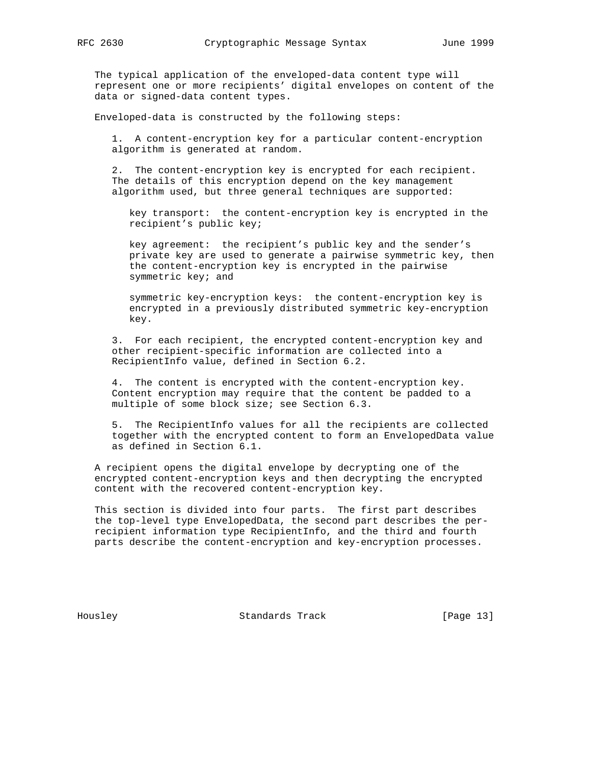The typical application of the enveloped-data content type will represent one or more recipients' digital envelopes on content of the data or signed-data content types.

Enveloped-data is constructed by the following steps:

1. A content-encryption key for a particular content-encryption algorithm is generated at random.

2. The content-encryption key is encrypted for each recipient. The details of this encryption depend on the key management algorithm used, but three general techniques are supported:

   key transport: the content-encryption key is encrypted in the recipient's public key;

   key agreement: the recipient's public key and the sender's private key are used to generate a pairwise symmetric key, then the content-encryption key is encrypted in the pairwise symmetric key; and

   symmetric key-encryption keys: the content-encryption key is encrypted in a previously distributed symmetric key-encryption key.

3. For each recipient, the encrypted content-encryption key and other recipient-specific information are collected into a RecipientInfo value, defined in Section 6.2.

4. The content is encrypted with the content-encryption key. Content encryption may require that the content be padded to a multiple of some block size; see Section 6.3.

5. The RecipientInfo values for all the recipients are collected together with the encrypted content to form an EnvelopedData value as defined in Section 6.1.

A recipient opens the digital envelope by decrypting one of the encrypted content-encryption keys and then decrypting the encrypted content with the recovered content-encryption key.

This section is divided into four parts. The first part describes the top-level type EnvelopedData, the second part describes the per-recipient information type RecipientInfo, and the third and fourth parts describe the content-encryption and key-encryption processes.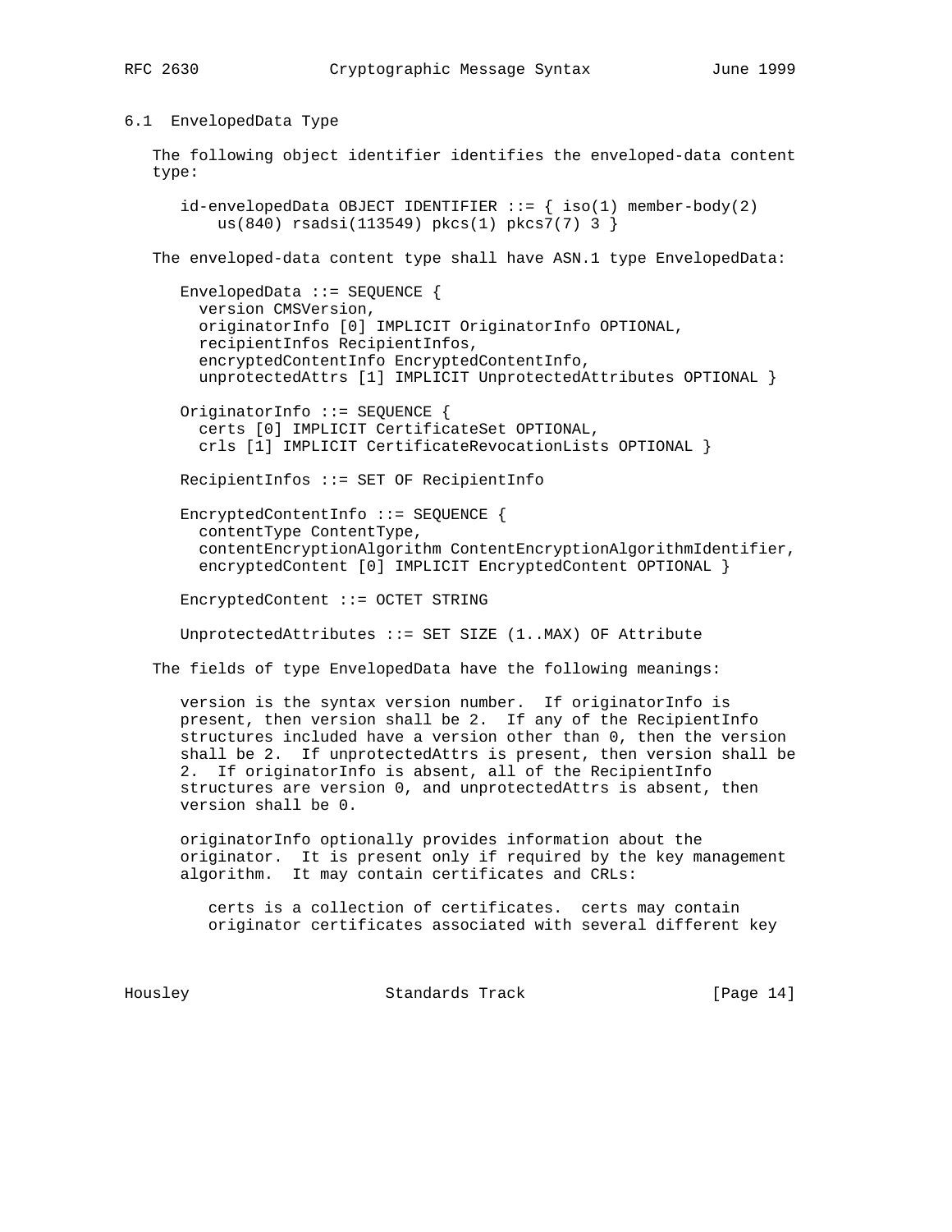### 6.1 EnvelopedData Type

The following object identifier identifies the enveloped-data content type:

```
id-envelopedData OBJECT IDENTIFIER ::= { iso(1) member-body(2)
    us(840) rsadsi(113549) pkcs(1) pkcs7(7) 3 }
```

The enveloped-data content type shall have ASN.1 type EnvelopedData:

```
EnvelopedData ::= SEQUENCE {
  version CMSVersion,
  originatorInfo [0] IMPLICIT OriginatorInfo OPTIONAL,
  recipientInfos RecipientInfos,
  encryptedContentInfo EncryptedContentInfo,
  unprotectedAttrs [1] IMPLICIT UnprotectedAttributes OPTIONAL }

OriginatorInfo ::= SEQUENCE {
  certs [0] IMPLICIT CertificateSet OPTIONAL,
  crls [1] IMPLICIT CertificateRevocationLists OPTIONAL }

RecipientInfos ::= SET OF RecipientInfo

EncryptedContentInfo ::= SEQUENCE {
  contentType ContentType,
  contentEncryptionAlgorithm ContentEncryptionAlgorithmIdentifier,
  encryptedContent [0] IMPLICIT EncryptedContent OPTIONAL }

EncryptedContent ::= OCTET STRING

UnprotectedAttributes ::= SET SIZE (1..MAX) OF Attribute
```

The fields of type EnvelopedData have the following meanings:

version is the syntax version number. If originatorInfo is present, then version shall be 2. If any of the RecipientInfo structures included have a version other than 0, then the version shall be 2. If unprotectedAttrs is present, then version shall be 2. If originatorInfo is absent, all of the RecipientInfo structures are version 0, and unprotectedAttrs is absent, then version shall be 0.

originatorInfo optionally provides information about the originator. It is present only if required by the key management algorithm. It may contain certificates and CRLs:

certs is a collection of certificates. certs may contain originator certificates associated with several different key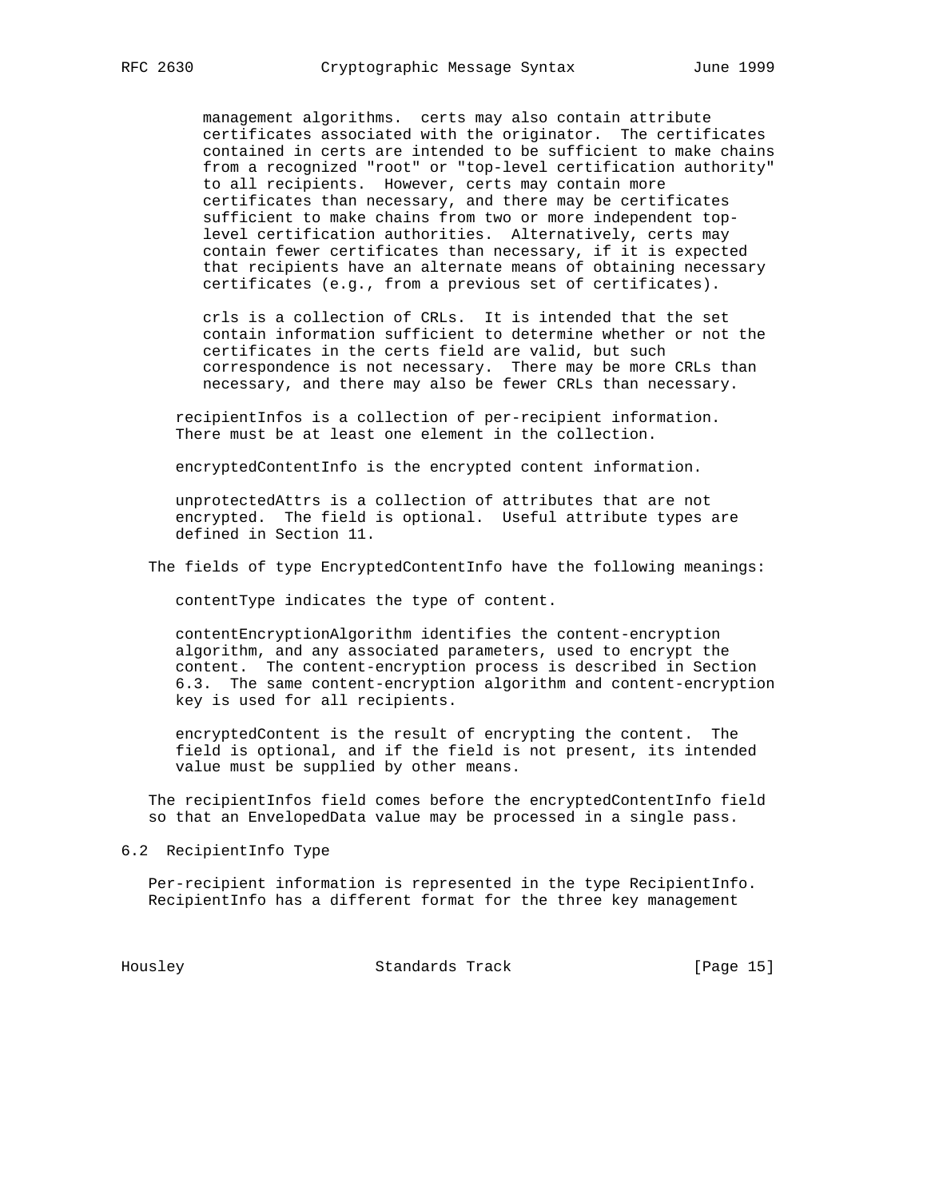management algorithms. certs may also contain attribute certificates associated with the originator. The certificates contained in certs are intended to be sufficient to make chains from a recognized "root" or "top-level certification authority" to all recipients. However, certs may contain more certificates than necessary, and there may be certificates sufficient to make chains from two or more independent top-level certification authorities. Alternatively, certs may contain fewer certificates than necessary, if it is expected that recipients have an alternate means of obtaining necessary certificates (e.g., from a previous set of certificates).

crls is a collection of CRLs. It is intended that the set contain information sufficient to determine whether or not the certificates in the certs field are valid, but such correspondence is not necessary. There may be more CRLs than necessary, and there may also be fewer CRLs than necessary.

recipientInfos is a collection of per-recipient information. There must be at least one element in the collection.

encryptedContentInfo is the encrypted content information.

unprotectedAttrs is a collection of attributes that are not encrypted. The field is optional. Useful attribute types are defined in Section 11.

The fields of type EncryptedContentInfo have the following meanings:

contentType indicates the type of content.

contentEncryptionAlgorithm identifies the content-encryption algorithm, and any associated parameters, used to encrypt the content. The content-encryption process is described in Section 6.3. The same content-encryption algorithm and content-encryption key is used for all recipients.

encryptedContent is the result of encrypting the content. The field is optional, and if the field is not present, its intended value must be supplied by other means.

The recipientInfos field comes before the encryptedContentInfo field so that an EnvelopedData value may be processed in a single pass.

## 6.2 RecipientInfo Type

Per-recipient information is represented in the type RecipientInfo. RecipientInfo has a different format for the three key management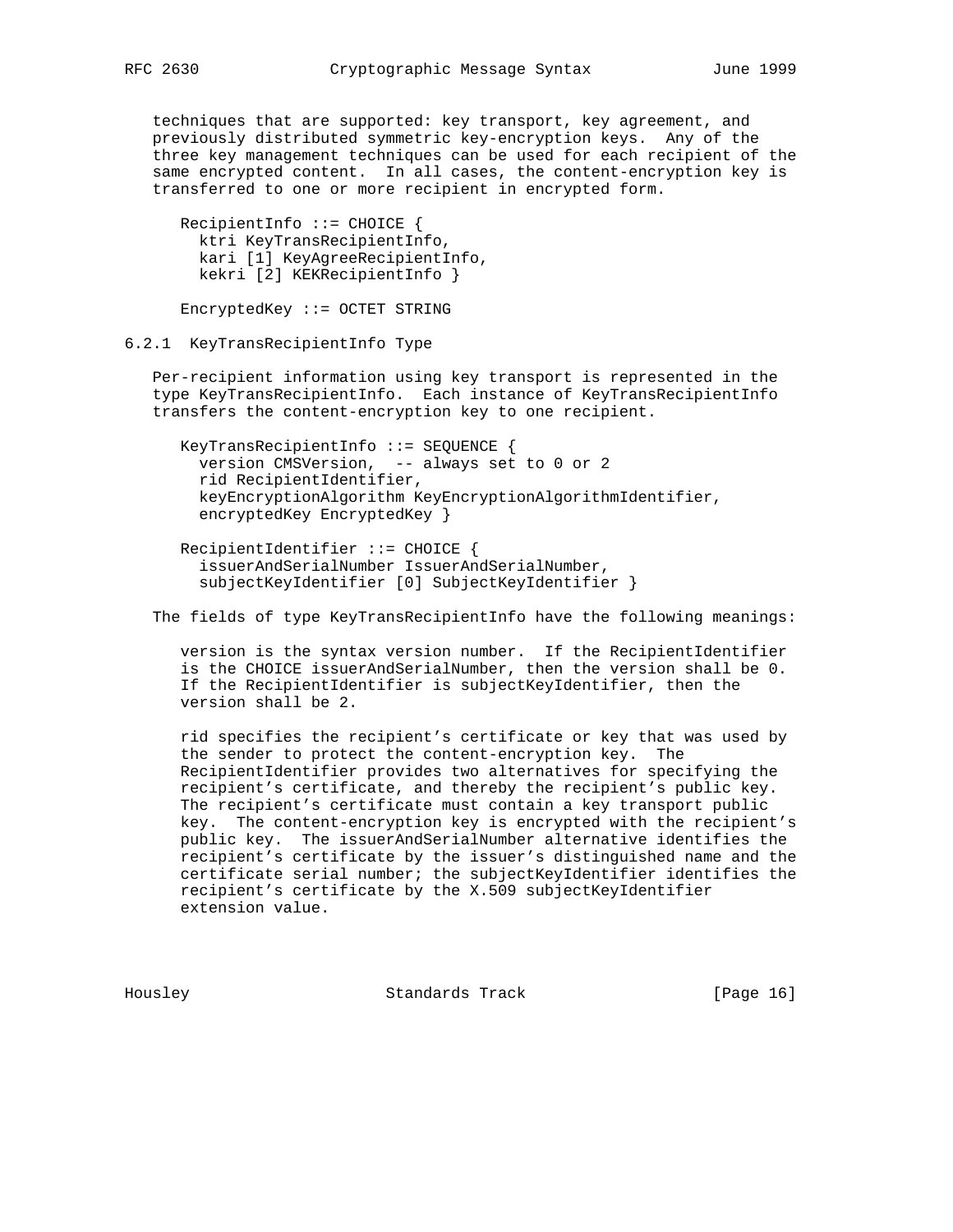techniques that are supported: key transport, key agreement, and previously distributed symmetric key-encryption keys. Any of the three key management techniques can be used for each recipient of the same encrypted content. In all cases, the content-encryption key is transferred to one or more recipient in encrypted form.

```
RecipientInfo ::= CHOICE {
  ktri KeyTransRecipientInfo,
  kari [1] KeyAgreeRecipientInfo,
  kekri [2] KEKRecipientInfo }

EncryptedKey ::= OCTET STRING
```

### 6.2.1 KeyTransRecipientInfo Type

Per-recipient information using key transport is represented in the type KeyTransRecipientInfo. Each instance of KeyTransRecipientInfo transfers the content-encryption key to one recipient.

```
KeyTransRecipientInfo ::= SEQUENCE {
  version CMSVersion,  -- always set to 0 or 2
  rid RecipientIdentifier,
  keyEncryptionAlgorithm KeyEncryptionAlgorithmIdentifier,
  encryptedKey EncryptedKey }

RecipientIdentifier ::= CHOICE {
  issuerAndSerialNumber IssuerAndSerialNumber,
  subjectKeyIdentifier [0] SubjectKeyIdentifier }
```

The fields of type KeyTransRecipientInfo have the following meanings:

version is the syntax version number. If the RecipientIdentifier is the CHOICE issuerAndSerialNumber, then the version shall be 0. If the RecipientIdentifier is subjectKeyIdentifier, then the version shall be 2.

rid specifies the recipient's certificate or key that was used by the sender to protect the content-encryption key. The RecipientIdentifier provides two alternatives for specifying the recipient's certificate, and thereby the recipient's public key. The recipient's certificate must contain a key transport public key. The content-encryption key is encrypted with the recipient's public key. The issuerAndSerialNumber alternative identifies the recipient's certificate by the issuer's distinguished name and the certificate serial number; the subjectKeyIdentifier identifies the recipient's certificate by the X.509 subjectKeyIdentifier extension value.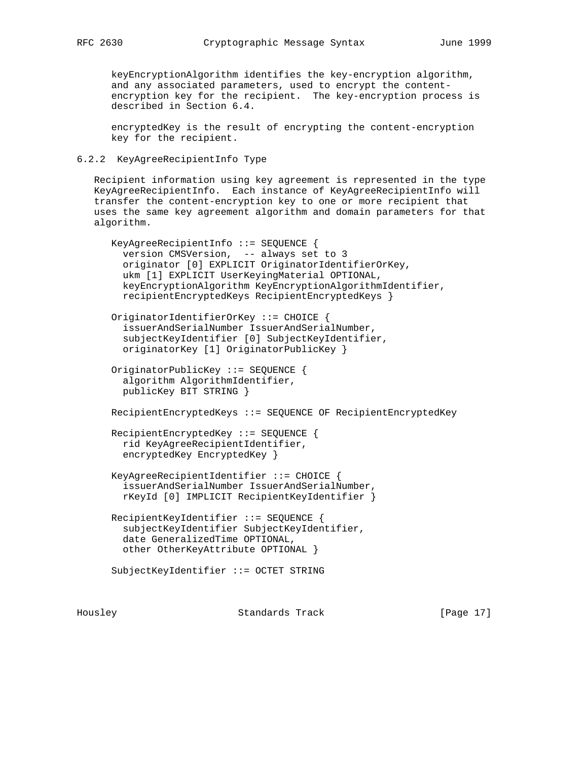keyEncryptionAlgorithm identifies the key-encryption algorithm, and any associated parameters, used to encrypt the content-encryption key for the recipient. The key-encryption process is described in Section 6.4.

encryptedKey is the result of encrypting the content-encryption key for the recipient.

### 6.2.2 KeyAgreeRecipientInfo Type

Recipient information using key agreement is represented in the type KeyAgreeRecipientInfo. Each instance of KeyAgreeRecipientInfo will transfer the content-encryption key to one or more recipient that uses the same key agreement algorithm and domain parameters for that algorithm.

```
KeyAgreeRecipientInfo ::= SEQUENCE {
  version CMSVersion,  -- always set to 3
  originator [0] EXPLICIT OriginatorIdentifierOrKey,
  ukm [1] EXPLICIT UserKeyingMaterial OPTIONAL,
  keyEncryptionAlgorithm KeyEncryptionAlgorithmIdentifier,
  recipientEncryptedKeys RecipientEncryptedKeys }

OriginatorIdentifierOrKey ::= CHOICE {
  issuerAndSerialNumber IssuerAndSerialNumber,
  subjectKeyIdentifier [0] SubjectKeyIdentifier,
  originatorKey [1] OriginatorPublicKey }

OriginatorPublicKey ::= SEQUENCE {
  algorithm AlgorithmIdentifier,
  publicKey BIT STRING }

RecipientEncryptedKeys ::= SEQUENCE OF RecipientEncryptedKey

RecipientEncryptedKey ::= SEQUENCE {
  rid KeyAgreeRecipientIdentifier,
  encryptedKey EncryptedKey }

KeyAgreeRecipientIdentifier ::= CHOICE {
  issuerAndSerialNumber IssuerAndSerialNumber,
  rKeyId [0] IMPLICIT RecipientKeyIdentifier }

RecipientKeyIdentifier ::= SEQUENCE {
  subjectKeyIdentifier SubjectKeyIdentifier,
  date GeneralizedTime OPTIONAL,
  other OtherKeyAttribute OPTIONAL }

SubjectKeyIdentifier ::= OCTET STRING
```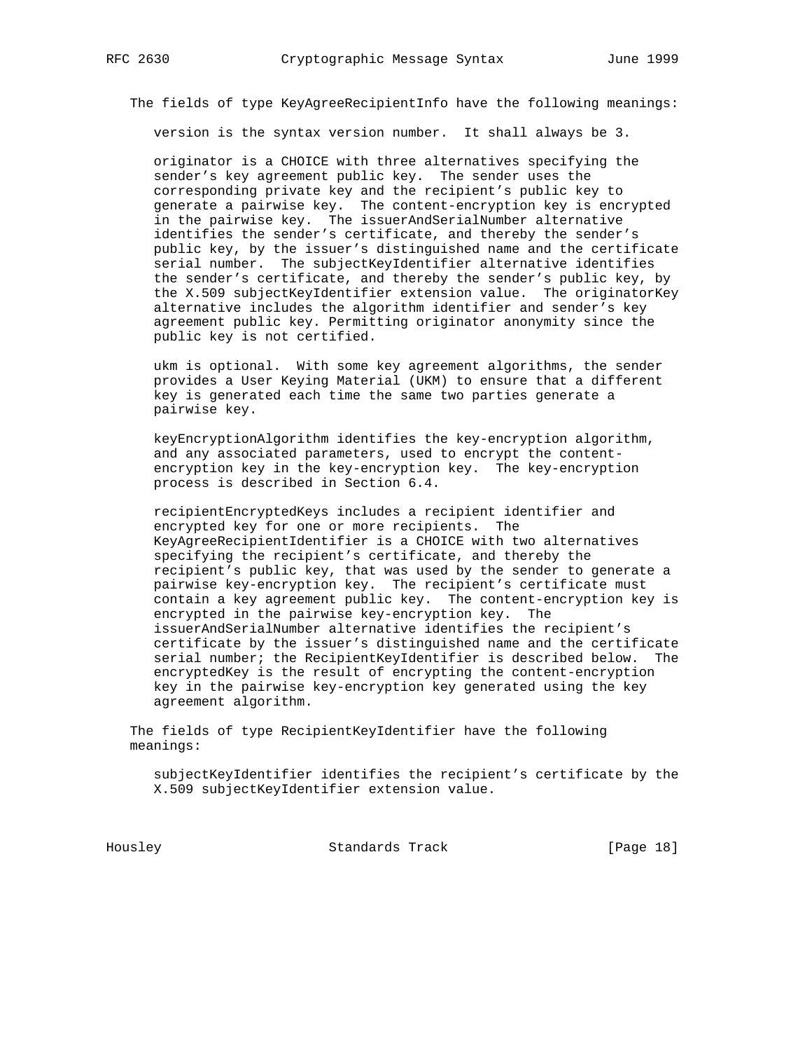The fields of type KeyAgreeRecipientInfo have the following meanings:

version is the syntax version number. It shall always be 3.

originator is a CHOICE with three alternatives specifying the sender's key agreement public key. The sender uses the corresponding private key and the recipient's public key to generate a pairwise key. The content-encryption key is encrypted in the pairwise key. The issuerAndSerialNumber alternative identifies the sender's certificate, and thereby the sender's public key, by the issuer's distinguished name and the certificate serial number. The subjectKeyIdentifier alternative identifies the sender's certificate, and thereby the sender's public key, by the X.509 subjectKeyIdentifier extension value. The originatorKey alternative includes the algorithm identifier and sender's key agreement public key. Permitting originator anonymity since the public key is not certified.

ukm is optional. With some key agreement algorithms, the sender provides a User Keying Material (UKM) to ensure that a different key is generated each time the same two parties generate a pairwise key.

keyEncryptionAlgorithm identifies the key-encryption algorithm, and any associated parameters, used to encrypt the content-encryption key in the key-encryption key. The key-encryption process is described in Section 6.4.

recipientEncryptedKeys includes a recipient identifier and encrypted key for one or more recipients. The KeyAgreeRecipientIdentifier is a CHOICE with two alternatives specifying the recipient's certificate, and thereby the recipient's public key, that was used by the sender to generate a pairwise key-encryption key. The recipient's certificate must contain a key agreement public key. The content-encryption key is encrypted in the pairwise key-encryption key. The issuerAndSerialNumber alternative identifies the recipient's certificate by the issuer's distinguished name and the certificate serial number; the RecipientKeyIdentifier is described below. The encryptedKey is the result of encrypting the content-encryption key in the pairwise key-encryption key generated using the key agreement algorithm.

The fields of type RecipientKeyIdentifier have the following meanings:

subjectKeyIdentifier identifies the recipient's certificate by the X.509 subjectKeyIdentifier extension value.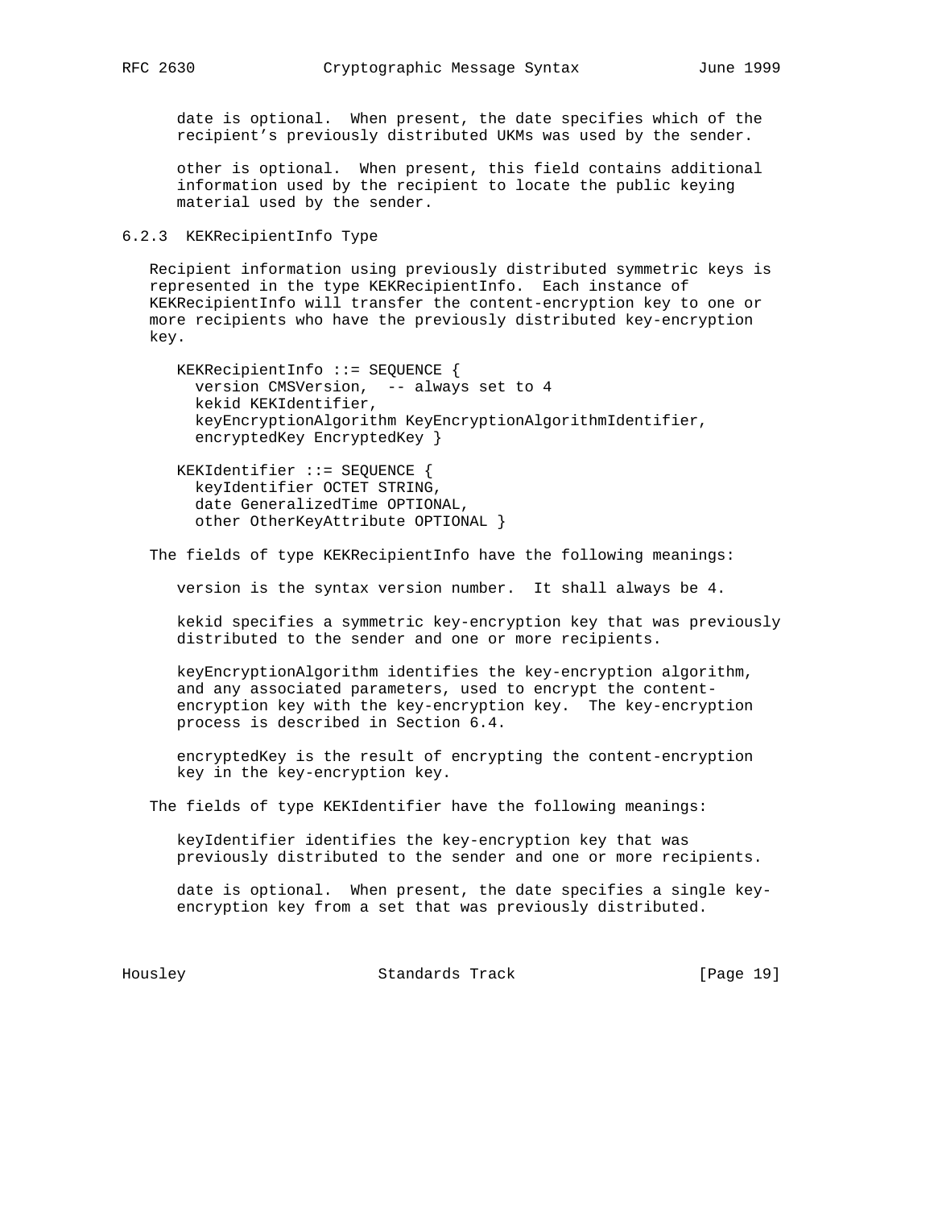date is optional. When present, the date specifies which of the recipient's previously distributed UKMs was used by the sender.

other is optional. When present, this field contains additional information used by the recipient to locate the public keying material used by the sender.

### 6.2.3 KEKRecipientInfo Type

Recipient information using previously distributed symmetric keys is represented in the type KEKRecipientInfo. Each instance of KEKRecipientInfo will transfer the content-encryption key to one or more recipients who have the previously distributed key-encryption key.

```
KEKRecipientInfo ::= SEQUENCE {
  version CMSVersion,  -- always set to 4
  kekid KEKIdentifier,
  keyEncryptionAlgorithm KeyEncryptionAlgorithmIdentifier,
  encryptedKey EncryptedKey }

KEKIdentifier ::= SEQUENCE {
  keyIdentifier OCTET STRING,
  date GeneralizedTime OPTIONAL,
  other OtherKeyAttribute OPTIONAL }
```

The fields of type KEKRecipientInfo have the following meanings:

version is the syntax version number. It shall always be 4.

kekid specifies a symmetric key-encryption key that was previously distributed to the sender and one or more recipients.

keyEncryptionAlgorithm identifies the key-encryption algorithm, and any associated parameters, used to encrypt the content-encryption key with the key-encryption key. The key-encryption process is described in Section 6.4.

encryptedKey is the result of encrypting the content-encryption key in the key-encryption key.

The fields of type KEKIdentifier have the following meanings:

keyIdentifier identifies the key-encryption key that was previously distributed to the sender and one or more recipients.

date is optional. When present, the date specifies a single key-encryption key from a set that was previously distributed.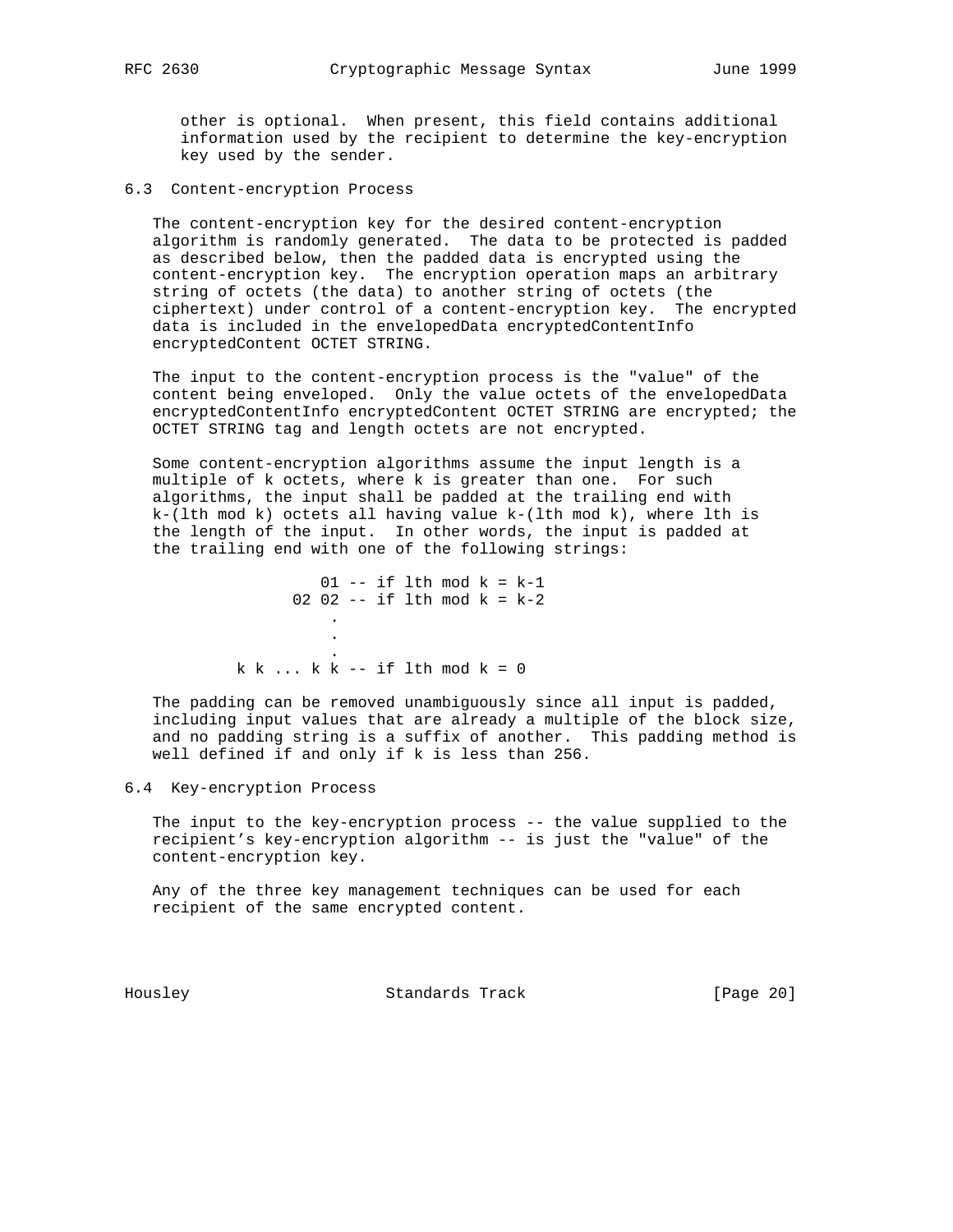other is optional. When present, this field contains additional information used by the recipient to determine the key-encryption key used by the sender.

## 6.3 Content-encryption Process

The content-encryption key for the desired content-encryption algorithm is randomly generated. The data to be protected is padded as described below, then the padded data is encrypted using the content-encryption key. The encryption operation maps an arbitrary string of octets (the data) to another string of octets (the ciphertext) under control of a content-encryption key. The encrypted data is included in the envelopedData encryptedContentInfo encryptedContent OCTET STRING.

The input to the content-encryption process is the "value" of the content being enveloped. Only the value octets of the envelopedData encryptedContentInfo encryptedContent OCTET STRING are encrypted; the OCTET STRING tag and length octets are not encrypted.

Some content-encryption algorithms assume the input length is a multiple of k octets, where k is greater than one. For such algorithms, the input shall be padded at the trailing end with k-(lth mod k) octets all having value k-(lth mod k), where lth is the length of the input. In other words, the input is padded at the trailing end with one of the following strings:

```
                 01 -- if lth mod k = k-1
              02 02 -- if lth mod k = k-2
                  .
                  .
                  .
        k k ... k k -- if lth mod k = 0
```

The padding can be removed unambiguously since all input is padded, including input values that are already a multiple of the block size, and no padding string is a suffix of another. This padding method is well defined if and only if k is less than 256.

## 6.4 Key-encryption Process

The input to the key-encryption process -- the value supplied to the recipient's key-encryption algorithm -- is just the "value" of the content-encryption key.

Any of the three key management techniques can be used for each recipient of the same encrypted content.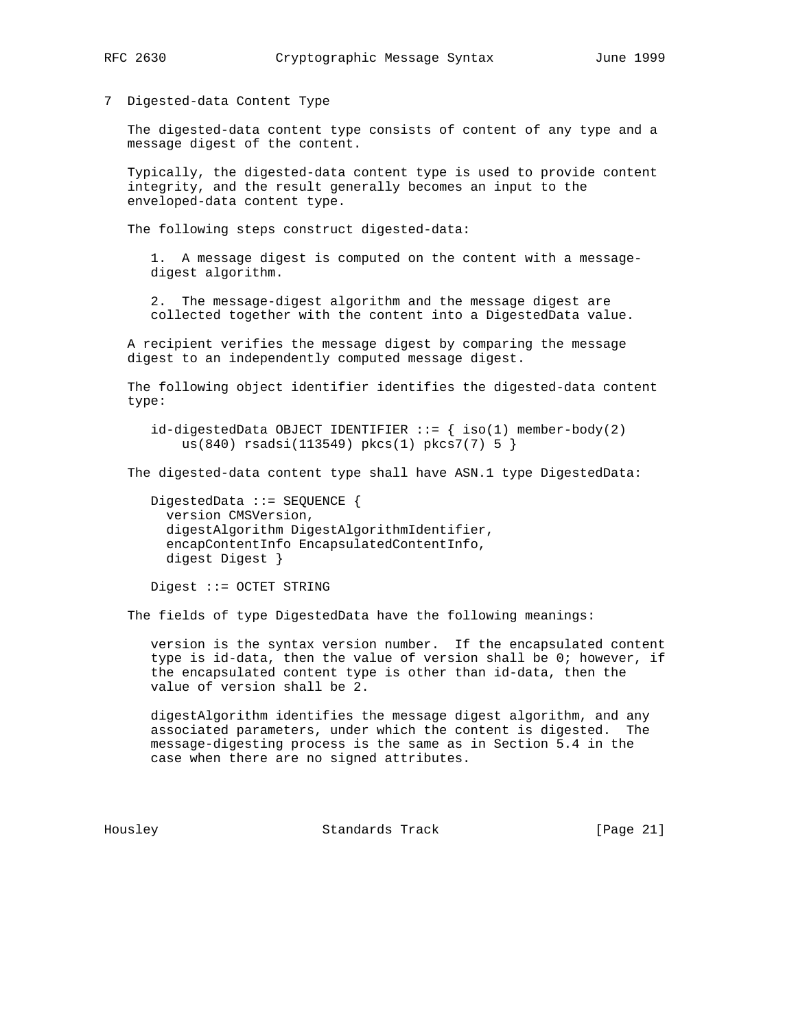# 7 Digested-data Content Type

The digested-data content type consists of content of any type and a message digest of the content.

Typically, the digested-data content type is used to provide content integrity, and the result generally becomes an input to the enveloped-data content type.

The following steps construct digested-data:

1. A message digest is computed on the content with a message-digest algorithm.

2. The message-digest algorithm and the message digest are collected together with the content into a DigestedData value.

A recipient verifies the message digest by comparing the message digest to an independently computed message digest.

The following object identifier identifies the digested-data content type:

```
id-digestedData OBJECT IDENTIFIER ::= { iso(1) member-body(2)
    us(840) rsadsi(113549) pkcs(1) pkcs7(7) 5 }
```

The digested-data content type shall have ASN.1 type DigestedData:

```
DigestedData ::= SEQUENCE {
  version CMSVersion,
  digestAlgorithm DigestAlgorithmIdentifier,
  encapContentInfo EncapsulatedContentInfo,
  digest Digest }

Digest ::= OCTET STRING
```

The fields of type DigestedData have the following meanings:

version is the syntax version number. If the encapsulated content type is id-data, then the value of version shall be 0; however, if the encapsulated content type is other than id-data, then the value of version shall be 2.

digestAlgorithm identifies the message digest algorithm, and any associated parameters, under which the content is digested. The message-digesting process is the same as in Section 5.4 in the case when there are no signed attributes.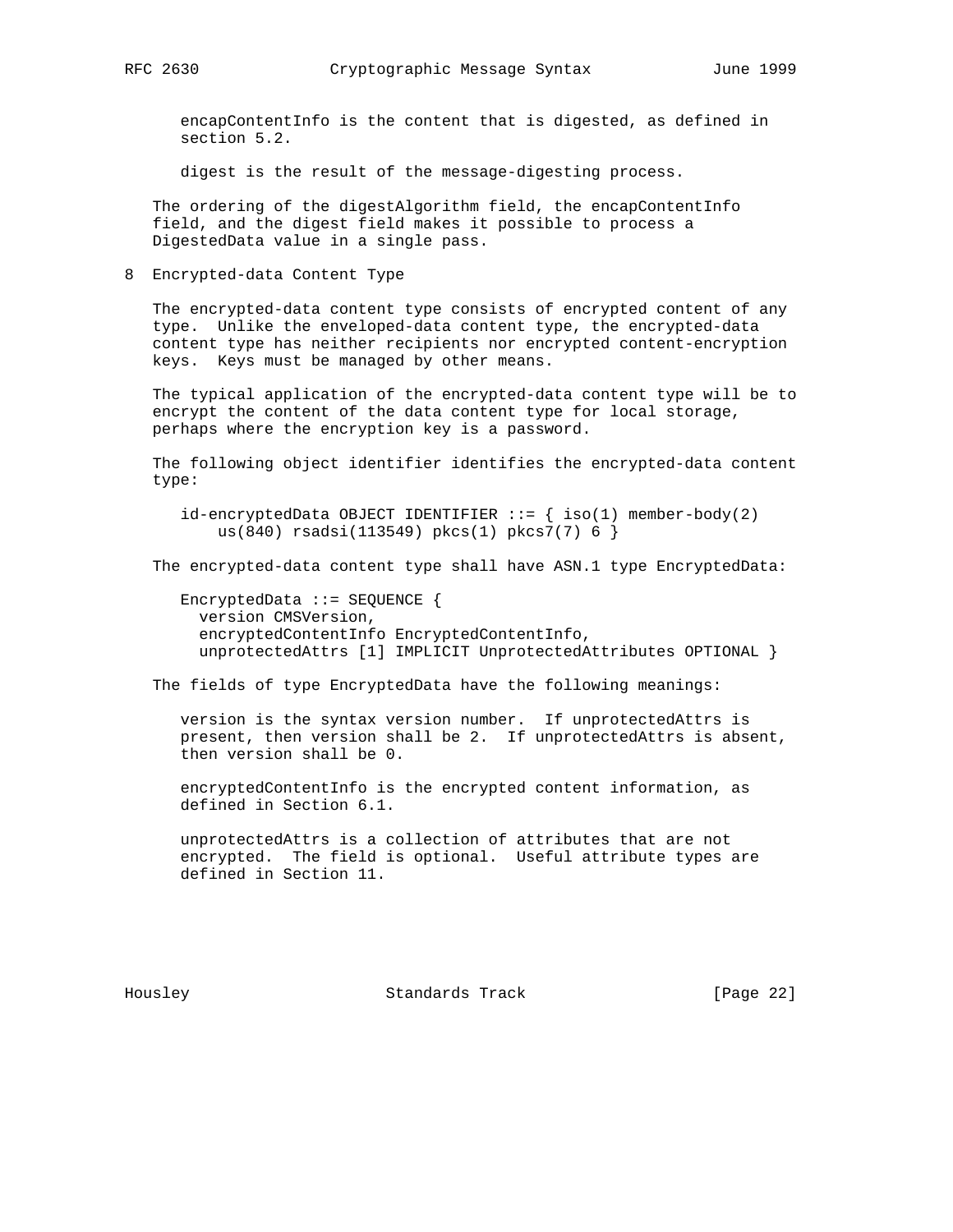encapContentInfo is the content that is digested, as defined in section 5.2.

digest is the result of the message-digesting process.

The ordering of the digestAlgorithm field, the encapContentInfo field, and the digest field makes it possible to process a DigestedData value in a single pass.

## 8 Encrypted-data Content Type

The encrypted-data content type consists of encrypted content of any type. Unlike the enveloped-data content type, the encrypted-data content type has neither recipients nor encrypted content-encryption keys. Keys must be managed by other means.

The typical application of the encrypted-data content type will be to encrypt the content of the data content type for local storage, perhaps where the encryption key is a password.

The following object identifier identifies the encrypted-data content type:

```
id-encryptedData OBJECT IDENTIFIER ::= { iso(1) member-body(2)
    us(840) rsadsi(113549) pkcs(1) pkcs7(7) 6 }
```

The encrypted-data content type shall have ASN.1 type EncryptedData:

```
EncryptedData ::= SEQUENCE {
  version CMSVersion,
  encryptedContentInfo EncryptedContentInfo,
  unprotectedAttrs [1] IMPLICIT UnprotectedAttributes OPTIONAL }
```

The fields of type EncryptedData have the following meanings:

version is the syntax version number. If unprotectedAttrs is present, then version shall be 2. If unprotectedAttrs is absent, then version shall be 0.

encryptedContentInfo is the encrypted content information, as defined in Section 6.1.

unprotectedAttrs is a collection of attributes that are not encrypted. The field is optional. Useful attribute types are defined in Section 11.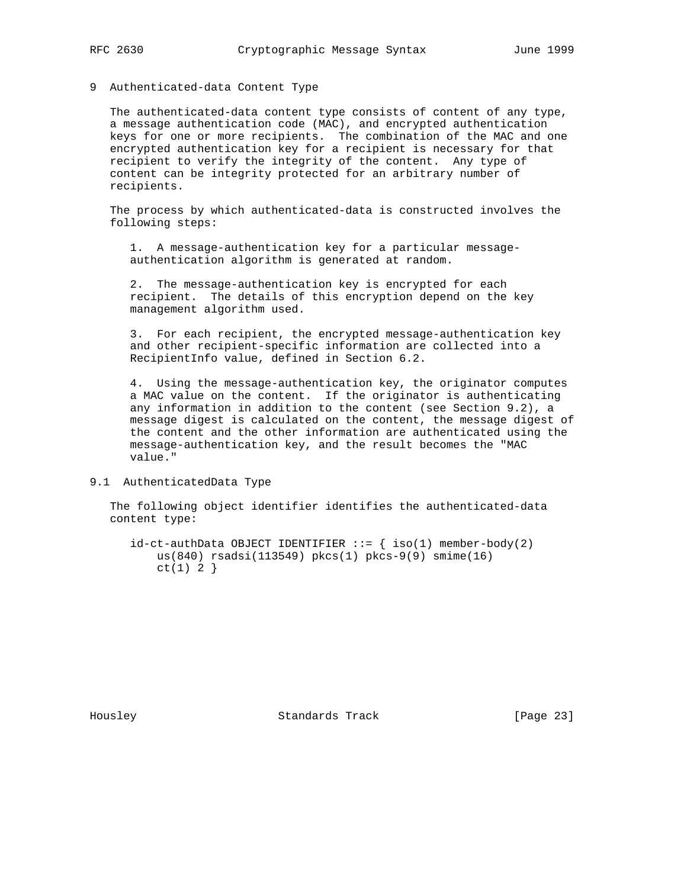## 9 Authenticated-data Content Type

The authenticated-data content type consists of content of any type, a message authentication code (MAC), and encrypted authentication keys for one or more recipients. The combination of the MAC and one encrypted authentication key for a recipient is necessary for that recipient to verify the integrity of the content. Any type of content can be integrity protected for an arbitrary number of recipients.

The process by which authenticated-data is constructed involves the following steps:

1. A message-authentication key for a particular message-authentication algorithm is generated at random.

2. The message-authentication key is encrypted for each recipient. The details of this encryption depend on the key management algorithm used.

3. For each recipient, the encrypted message-authentication key and other recipient-specific information are collected into a RecipientInfo value, defined in Section 6.2.

4. Using the message-authentication key, the originator computes a MAC value on the content. If the originator is authenticating any information in addition to the content (see Section 9.2), a message digest is calculated on the content, the message digest of the content and the other information are authenticated using the message-authentication key, and the result becomes the "MAC value."

### 9.1 AuthenticatedData Type

The following object identifier identifies the authenticated-data content type:

```
id-ct-authData OBJECT IDENTIFIER ::= { iso(1) member-body(2)
    us(840) rsadsi(113549) pkcs(1) pkcs-9(9) smime(16)
    ct(1) 2 }
```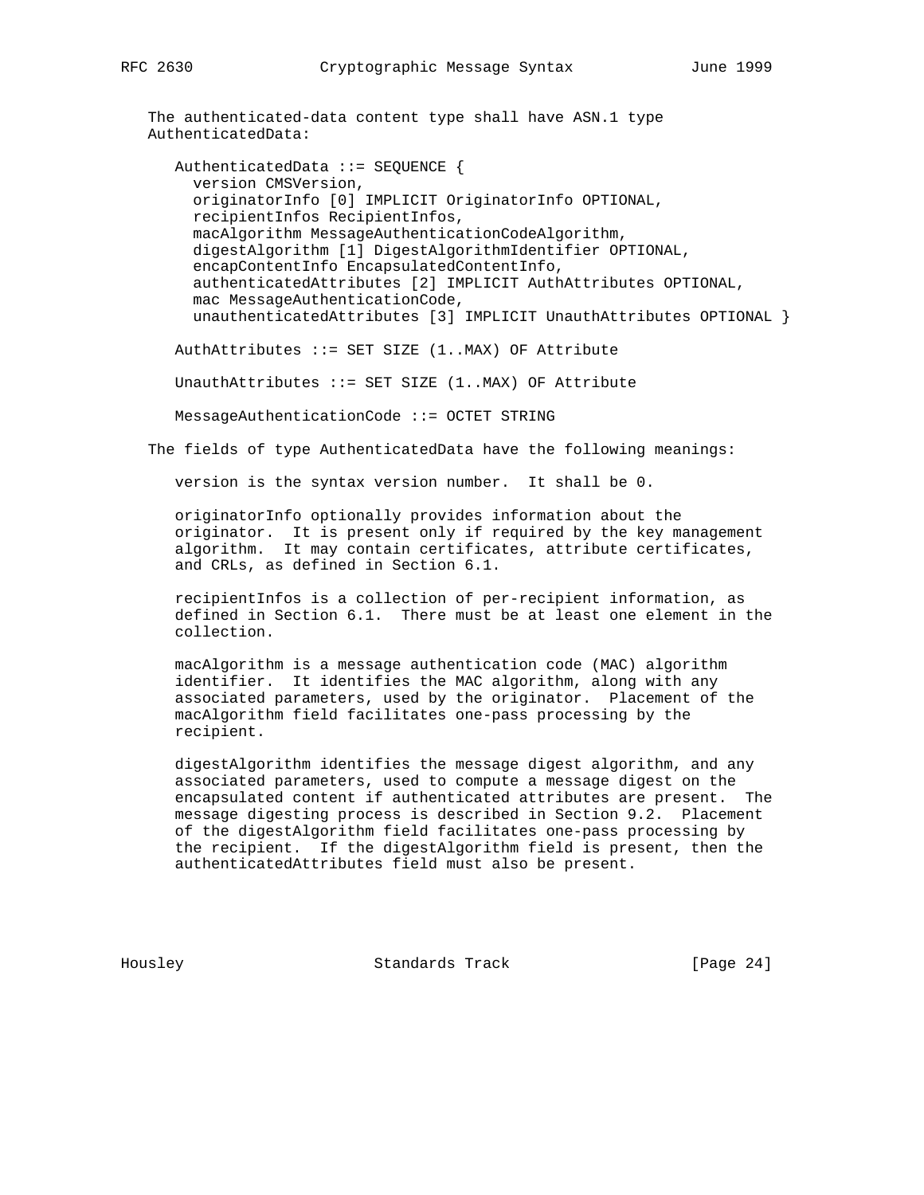The authenticated-data content type shall have ASN.1 type AuthenticatedData:

```
AuthenticatedData ::= SEQUENCE {
  version CMSVersion,
  originatorInfo [0] IMPLICIT OriginatorInfo OPTIONAL,
  recipientInfos RecipientInfos,
  macAlgorithm MessageAuthenticationCodeAlgorithm,
  digestAlgorithm [1] DigestAlgorithmIdentifier OPTIONAL,
  encapContentInfo EncapsulatedContentInfo,
  authenticatedAttributes [2] IMPLICIT AuthAttributes OPTIONAL,
  mac MessageAuthenticationCode,
  unauthenticatedAttributes [3] IMPLICIT UnauthAttributes OPTIONAL }

AuthAttributes ::= SET SIZE (1..MAX) OF Attribute

UnauthAttributes ::= SET SIZE (1..MAX) OF Attribute

MessageAuthenticationCode ::= OCTET STRING
```

The fields of type AuthenticatedData have the following meanings:

version is the syntax version number. It shall be 0.

originatorInfo optionally provides information about the originator. It is present only if required by the key management algorithm. It may contain certificates, attribute certificates, and CRLs, as defined in Section 6.1.

recipientInfos is a collection of per-recipient information, as defined in Section 6.1. There must be at least one element in the collection.

macAlgorithm is a message authentication code (MAC) algorithm identifier. It identifies the MAC algorithm, along with any associated parameters, used by the originator. Placement of the macAlgorithm field facilitates one-pass processing by the recipient.

digestAlgorithm identifies the message digest algorithm, and any associated parameters, used to compute a message digest on the encapsulated content if authenticated attributes are present. The message digesting process is described in Section 9.2. Placement of the digestAlgorithm field facilitates one-pass processing by the recipient. If the digestAlgorithm field is present, then the authenticatedAttributes field must also be present.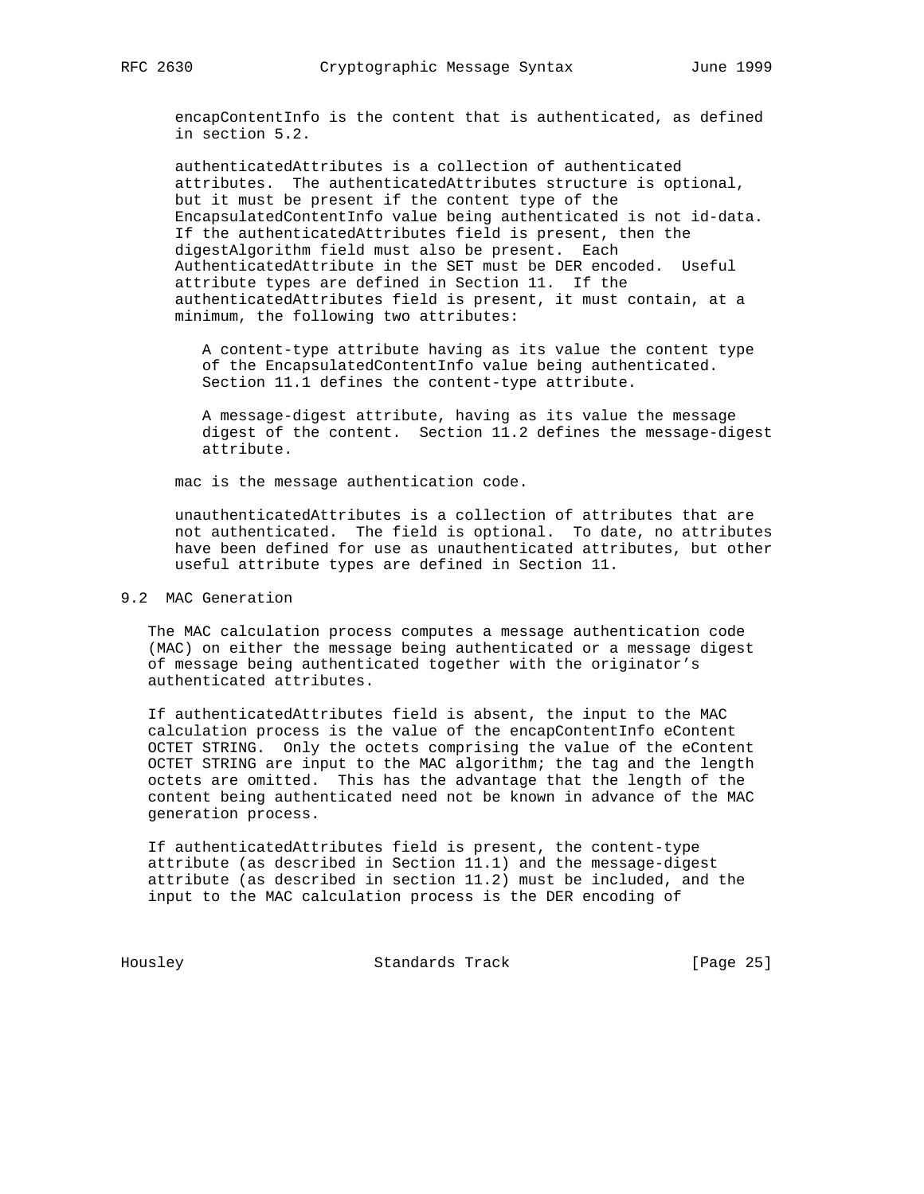encapContentInfo is the content that is authenticated, as defined in section 5.2.

authenticatedAttributes is a collection of authenticated attributes. The authenticatedAttributes structure is optional, but it must be present if the content type of the EncapsulatedContentInfo value being authenticated is not id-data. If the authenticatedAttributes field is present, then the digestAlgorithm field must also be present. Each AuthenticatedAttribute in the SET must be DER encoded. Useful attribute types are defined in Section 11. If the authenticatedAttributes field is present, it must contain, at a minimum, the following two attributes:

> A content-type attribute having as its value the content type of the EncapsulatedContentInfo value being authenticated. Section 11.1 defines the content-type attribute.
>
> A message-digest attribute, having as its value the message digest of the content. Section 11.2 defines the message-digest attribute.

mac is the message authentication code.

unauthenticatedAttributes is a collection of attributes that are not authenticated. The field is optional. To date, no attributes have been defined for use as unauthenticated attributes, but other useful attribute types are defined in Section 11.

## 9.2 MAC Generation

The MAC calculation process computes a message authentication code (MAC) on either the message being authenticated or a message digest of message being authenticated together with the originator's authenticated attributes.

If authenticatedAttributes field is absent, the input to the MAC calculation process is the value of the encapContentInfo eContent OCTET STRING. Only the octets comprising the value of the eContent OCTET STRING are input to the MAC algorithm; the tag and the length octets are omitted. This has the advantage that the length of the content being authenticated need not be known in advance of the MAC generation process.

If authenticatedAttributes field is present, the content-type attribute (as described in Section 11.1) and the message-digest attribute (as described in section 11.2) must be included, and the input to the MAC calculation process is the DER encoding of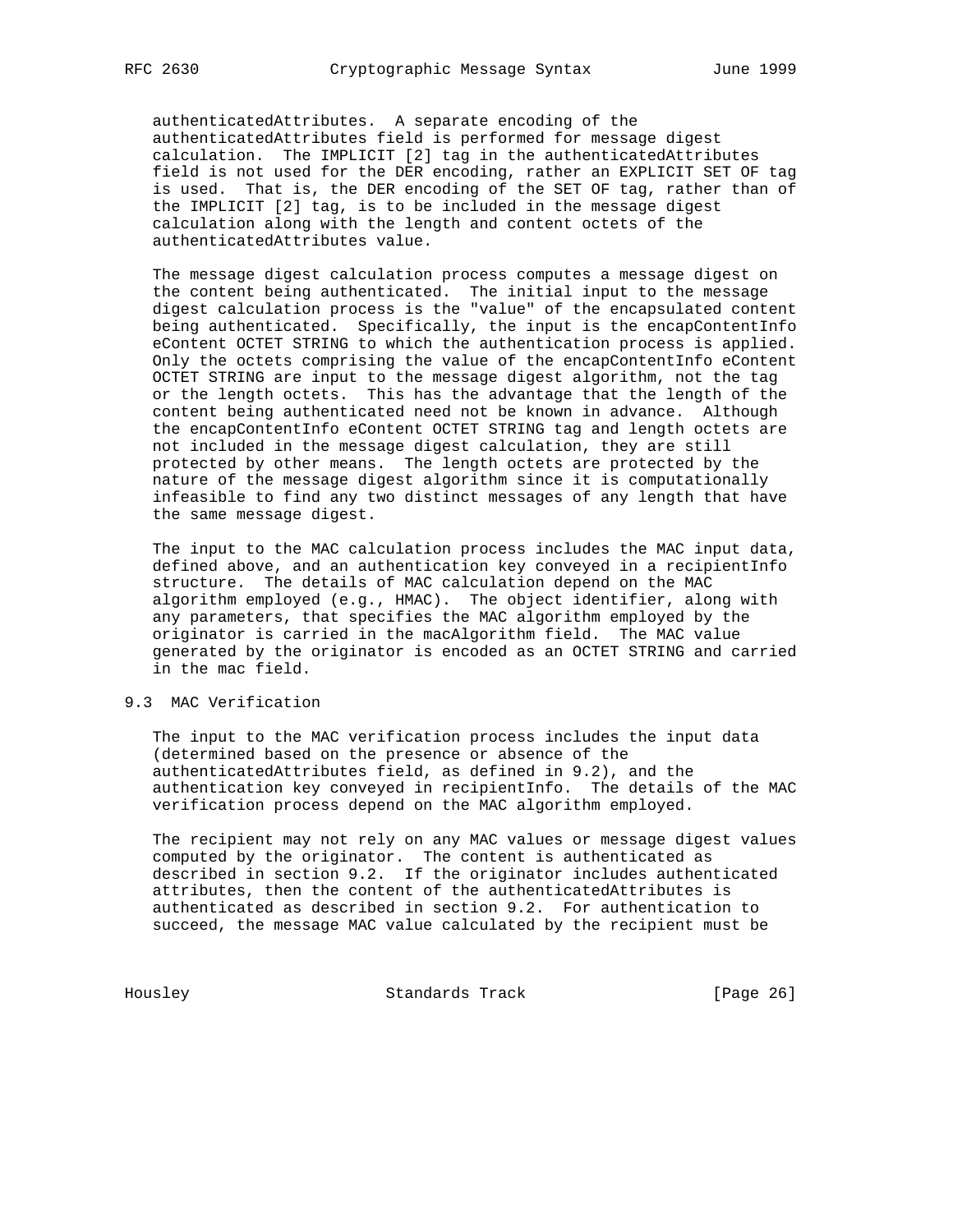authenticatedAttributes. A separate encoding of the authenticatedAttributes field is performed for message digest calculation. The IMPLICIT [2] tag in the authenticatedAttributes field is not used for the DER encoding, rather an EXPLICIT SET OF tag is used. That is, the DER encoding of the SET OF tag, rather than of the IMPLICIT [2] tag, is to be included in the message digest calculation along with the length and content octets of the authenticatedAttributes value.

The message digest calculation process computes a message digest on the content being authenticated. The initial input to the message digest calculation process is the "value" of the encapsulated content being authenticated. Specifically, the input is the encapContentInfo eContent OCTET STRING to which the authentication process is applied. Only the octets comprising the value of the encapContentInfo eContent OCTET STRING are input to the message digest algorithm, not the tag or the length octets. This has the advantage that the length of the content being authenticated need not be known in advance. Although the encapContentInfo eContent OCTET STRING tag and length octets are not included in the message digest calculation, they are still protected by other means. The length octets are protected by the nature of the message digest algorithm since it is computationally infeasible to find any two distinct messages of any length that have the same message digest.

The input to the MAC calculation process includes the MAC input data, defined above, and an authentication key conveyed in a recipientInfo structure. The details of MAC calculation depend on the MAC algorithm employed (e.g., HMAC). The object identifier, along with any parameters, that specifies the MAC algorithm employed by the originator is carried in the macAlgorithm field. The MAC value generated by the originator is encoded as an OCTET STRING and carried in the mac field.

## 9.3 MAC Verification

The input to the MAC verification process includes the input data (determined based on the presence or absence of the authenticatedAttributes field, as defined in 9.2), and the authentication key conveyed in recipientInfo. The details of the MAC verification process depend on the MAC algorithm employed.

The recipient may not rely on any MAC values or message digest values computed by the originator. The content is authenticated as described in section 9.2. If the originator includes authenticated attributes, then the content of the authenticatedAttributes is authenticated as described in section 9.2. For authentication to succeed, the message MAC value calculated by the recipient must be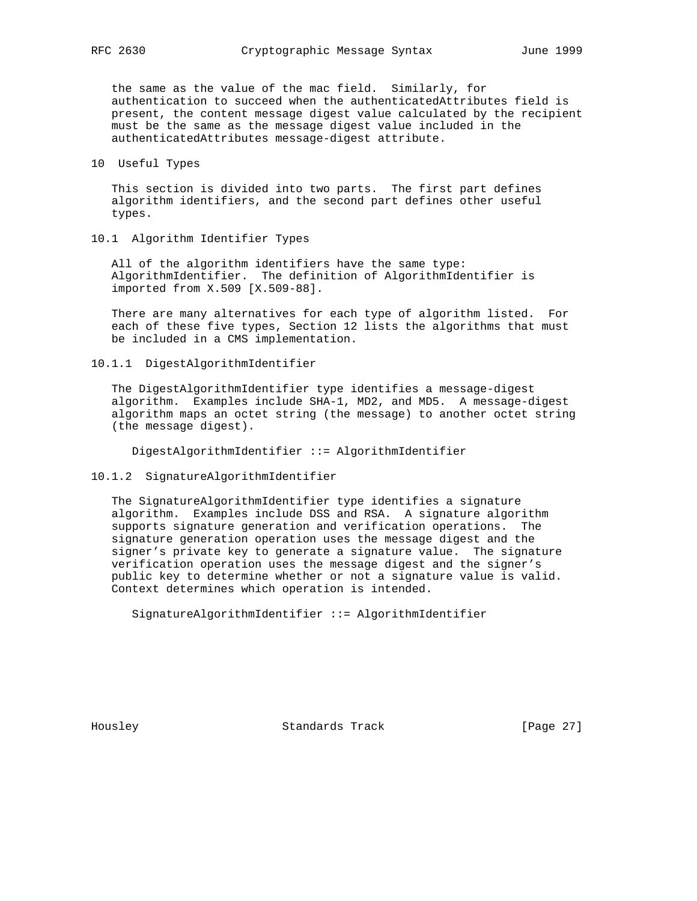the same as the value of the mac field. Similarly, for authentication to succeed when the authenticatedAttributes field is present, the content message digest value calculated by the recipient must be the same as the message digest value included in the authenticatedAttributes message-digest attribute.

## 10 Useful Types

This section is divided into two parts. The first part defines algorithm identifiers, and the second part defines other useful types.

### 10.1 Algorithm Identifier Types

All of the algorithm identifiers have the same type: AlgorithmIdentifier. The definition of AlgorithmIdentifier is imported from X.509 [X.509-88].

There are many alternatives for each type of algorithm listed. For each of these five types, Section 12 lists the algorithms that must be included in a CMS implementation.

#### 10.1.1 DigestAlgorithmIdentifier

The DigestAlgorithmIdentifier type identifies a message-digest algorithm. Examples include SHA-1, MD2, and MD5. A message-digest algorithm maps an octet string (the message) to another octet string (the message digest).

```
DigestAlgorithmIdentifier ::= AlgorithmIdentifier
```

#### 10.1.2 SignatureAlgorithmIdentifier

The SignatureAlgorithmIdentifier type identifies a signature algorithm. Examples include DSS and RSA. A signature algorithm supports signature generation and verification operations. The signature generation operation uses the message digest and the signer's private key to generate a signature value. The signature verification operation uses the message digest and the signer's public key to determine whether or not a signature value is valid. Context determines which operation is intended.

```
SignatureAlgorithmIdentifier ::= AlgorithmIdentifier
```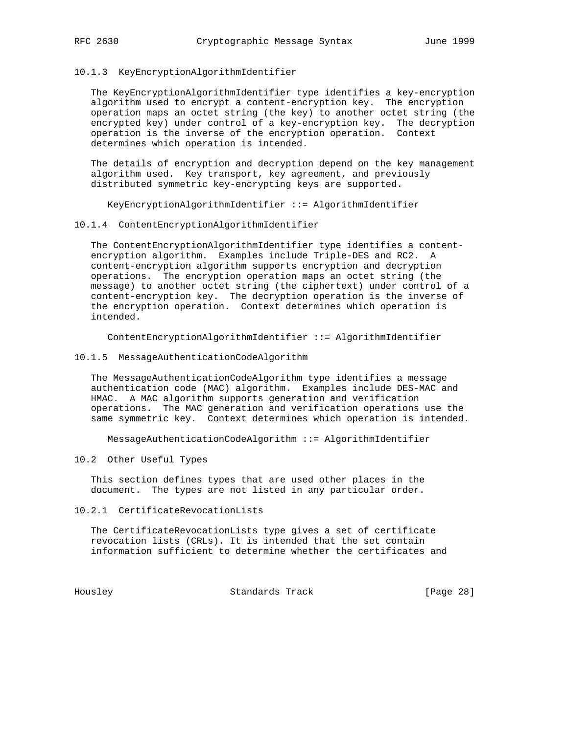### 10.1.3 KeyEncryptionAlgorithmIdentifier

The KeyEncryptionAlgorithmIdentifier type identifies a key-encryption algorithm used to encrypt a content-encryption key. The encryption operation maps an octet string (the key) to another octet string (the encrypted key) under control of a key-encryption key. The decryption operation is the inverse of the encryption operation. Context determines which operation is intended.

The details of encryption and decryption depend on the key management algorithm used. Key transport, key agreement, and previously distributed symmetric key-encrypting keys are supported.

```
KeyEncryptionAlgorithmIdentifier ::= AlgorithmIdentifier
```

### 10.1.4 ContentEncryptionAlgorithmIdentifier

The ContentEncryptionAlgorithmIdentifier type identifies a content-encryption algorithm. Examples include Triple-DES and RC2. A content-encryption algorithm supports encryption and decryption operations. The encryption operation maps an octet string (the message) to another octet string (the ciphertext) under control of a content-encryption key. The decryption operation is the inverse of the encryption operation. Context determines which operation is intended.

```
ContentEncryptionAlgorithmIdentifier ::= AlgorithmIdentifier
```

### 10.1.5 MessageAuthenticationCodeAlgorithm

The MessageAuthenticationCodeAlgorithm type identifies a message authentication code (MAC) algorithm. Examples include DES-MAC and HMAC. A MAC algorithm supports generation and verification operations. The MAC generation and verification operations use the same symmetric key. Context determines which operation is intended.

```
MessageAuthenticationCodeAlgorithm ::= AlgorithmIdentifier
```

## 10.2 Other Useful Types

This section defines types that are used other places in the document. The types are not listed in any particular order.

### 10.2.1 CertificateRevocationLists

The CertificateRevocationLists type gives a set of certificate revocation lists (CRLs). It is intended that the set contain information sufficient to determine whether the certificates and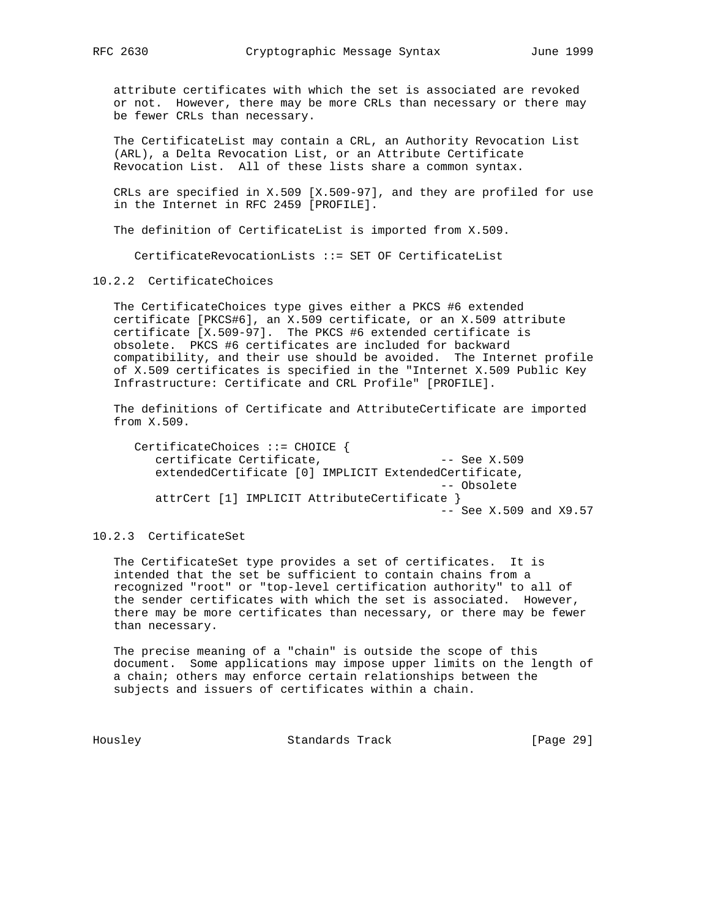attribute certificates with which the set is associated are revoked or not. However, there may be more CRLs than necessary or there may be fewer CRLs than necessary.

The CertificateList may contain a CRL, an Authority Revocation List (ARL), a Delta Revocation List, or an Attribute Certificate Revocation List. All of these lists share a common syntax.

CRLs are specified in X.509 [X.509-97], and they are profiled for use in the Internet in RFC 2459 [PROFILE].

The definition of CertificateList is imported from X.509.

```
CertificateRevocationLists ::= SET OF CertificateList
```

### 10.2.2 CertificateChoices

The CertificateChoices type gives either a PKCS #6 extended certificate [PKCS#6], an X.509 certificate, or an X.509 attribute certificate [X.509-97]. The PKCS #6 extended certificate is obsolete. PKCS #6 certificates are included for backward compatibility, and their use should be avoided. The Internet profile of X.509 certificates is specified in the "Internet X.509 Public Key Infrastructure: Certificate and CRL Profile" [PROFILE].

The definitions of Certificate and AttributeCertificate are imported from X.509.

```
CertificateChoices ::= CHOICE {
   certificate Certificate,                 -- See X.509
   extendedCertificate [0] IMPLICIT ExtendedCertificate,
                                            -- Obsolete
   attrCert [1] IMPLICIT AttributeCertificate }
                                            -- See X.509 and X9.57
```

### 10.2.3 CertificateSet

The CertificateSet type provides a set of certificates. It is intended that the set be sufficient to contain chains from a recognized "root" or "top-level certification authority" to all of the sender certificates with which the set is associated. However, there may be more certificates than necessary, or there may be fewer than necessary.

The precise meaning of a "chain" is outside the scope of this document. Some applications may impose upper limits on the length of a chain; others may enforce certain relationships between the subjects and issuers of certificates within a chain.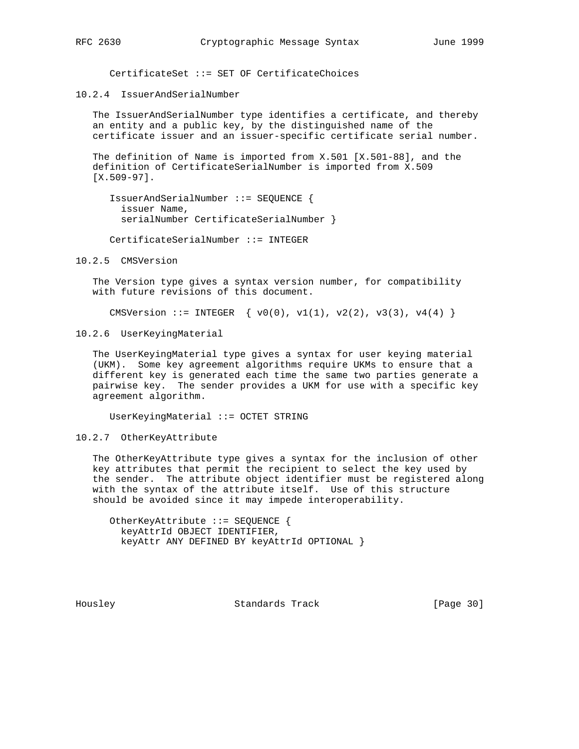```
CertificateSet ::= SET OF CertificateChoices
```

### 10.2.4 IssuerAndSerialNumber

The IssuerAndSerialNumber type identifies a certificate, and thereby an entity and a public key, by the distinguished name of the certificate issuer and an issuer-specific certificate serial number.

The definition of Name is imported from X.501 [X.501-88], and the definition of CertificateSerialNumber is imported from X.509 [X.509-97].

```
IssuerAndSerialNumber ::= SEQUENCE {
  issuer Name,
  serialNumber CertificateSerialNumber }

CertificateSerialNumber ::= INTEGER
```

### 10.2.5 CMSVersion

The Version type gives a syntax version number, for compatibility with future revisions of this document.

```
CMSVersion ::= INTEGER  { v0(0), v1(1), v2(2), v3(3), v4(4) }
```

### 10.2.6 UserKeyingMaterial

The UserKeyingMaterial type gives a syntax for user keying material (UKM). Some key agreement algorithms require UKMs to ensure that a different key is generated each time the same two parties generate a pairwise key. The sender provides a UKM for use with a specific key agreement algorithm.

```
UserKeyingMaterial ::= OCTET STRING
```

### 10.2.7 OtherKeyAttribute

The OtherKeyAttribute type gives a syntax for the inclusion of other key attributes that permit the recipient to select the key used by the sender. The attribute object identifier must be registered along with the syntax of the attribute itself. Use of this structure should be avoided since it may impede interoperability.

```
OtherKeyAttribute ::= SEQUENCE {
  keyAttrId OBJECT IDENTIFIER,
  keyAttr ANY DEFINED BY keyAttrId OPTIONAL }
```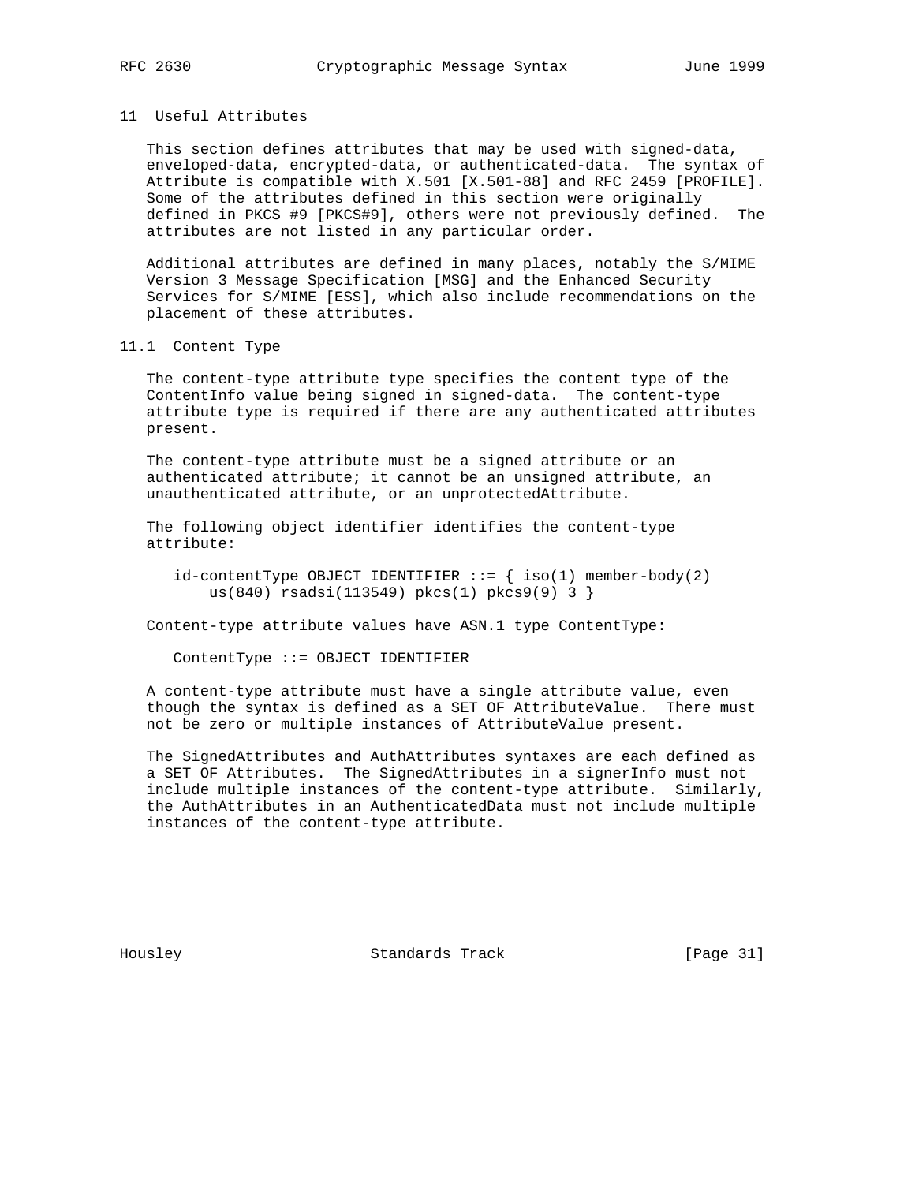## 11 Useful Attributes

This section defines attributes that may be used with signed-data, enveloped-data, encrypted-data, or authenticated-data. The syntax of Attribute is compatible with X.501 [X.501-88] and RFC 2459 [PROFILE]. Some of the attributes defined in this section were originally defined in PKCS #9 [PKCS#9], others were not previously defined. The attributes are not listed in any particular order.

Additional attributes are defined in many places, notably the S/MIME Version 3 Message Specification [MSG] and the Enhanced Security Services for S/MIME [ESS], which also include recommendations on the placement of these attributes.

### 11.1 Content Type

The content-type attribute type specifies the content type of the ContentInfo value being signed in signed-data. The content-type attribute type is required if there are any authenticated attributes present.

The content-type attribute must be a signed attribute or an authenticated attribute; it cannot be an unsigned attribute, an unauthenticated attribute, or an unprotectedAttribute.

The following object identifier identifies the content-type attribute:

```
id-contentType OBJECT IDENTIFIER ::= { iso(1) member-body(2)
    us(840) rsadsi(113549) pkcs(1) pkcs9(9) 3 }
```

Content-type attribute values have ASN.1 type ContentType:

```
ContentType ::= OBJECT IDENTIFIER
```

A content-type attribute must have a single attribute value, even though the syntax is defined as a SET OF AttributeValue. There must not be zero or multiple instances of AttributeValue present.

The SignedAttributes and AuthAttributes syntaxes are each defined as a SET OF Attributes. The SignedAttributes in a signerInfo must not include multiple instances of the content-type attribute. Similarly, the AuthAttributes in an AuthenticatedData must not include multiple instances of the content-type attribute.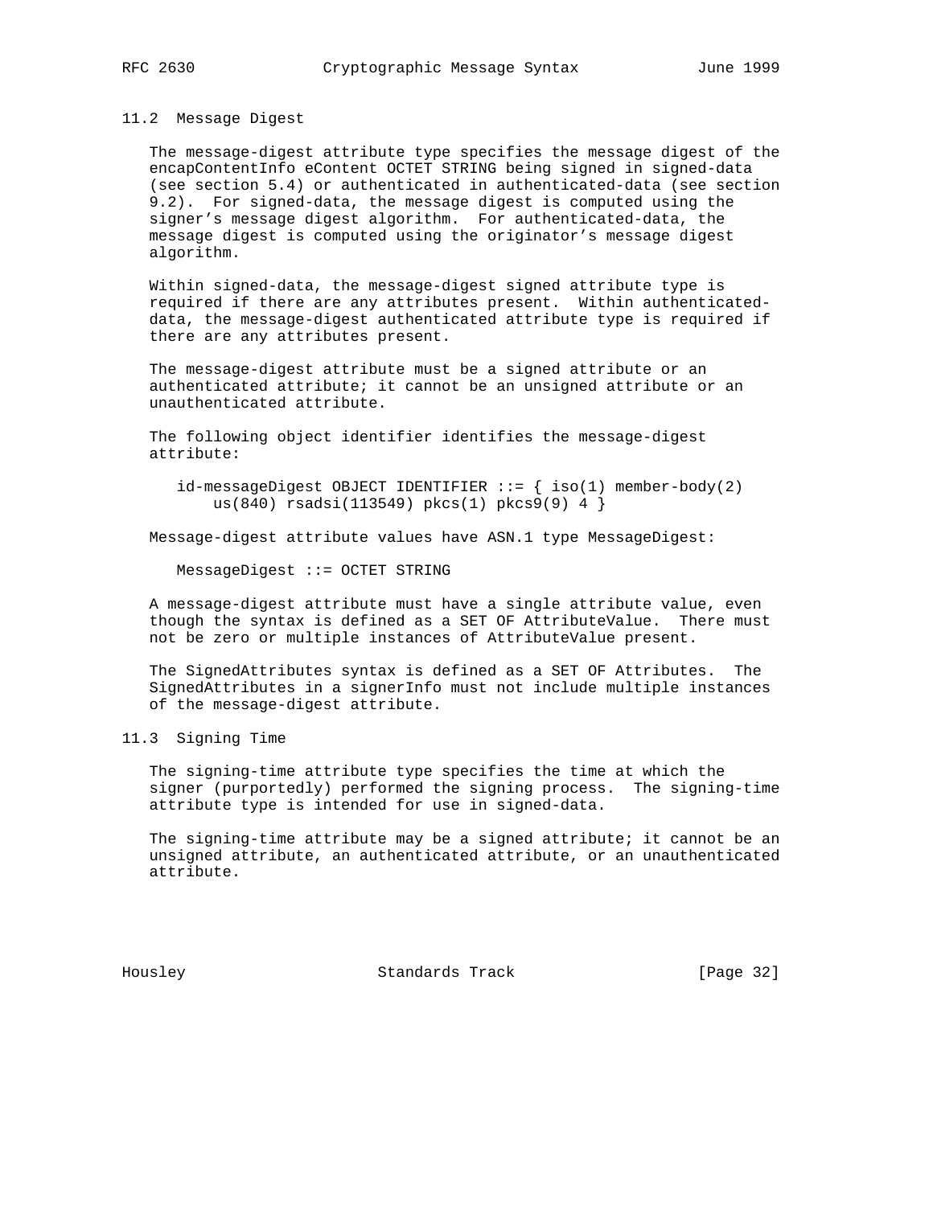### 11.2 Message Digest

The message-digest attribute type specifies the message digest of the encapContentInfo eContent OCTET STRING being signed in signed-data (see section 5.4) or authenticated in authenticated-data (see section 9.2). For signed-data, the message digest is computed using the signer's message digest algorithm. For authenticated-data, the message digest is computed using the originator's message digest algorithm.

Within signed-data, the message-digest signed attribute type is required if there are any attributes present. Within authenticated-data, the message-digest authenticated attribute type is required if there are any attributes present.

The message-digest attribute must be a signed attribute or an authenticated attribute; it cannot be an unsigned attribute or an unauthenticated attribute.

The following object identifier identifies the message-digest attribute:

```
id-messageDigest OBJECT IDENTIFIER ::= { iso(1) member-body(2)
    us(840) rsadsi(113549) pkcs(1) pkcs9(9) 4 }
```

Message-digest attribute values have ASN.1 type MessageDigest:

```
MessageDigest ::= OCTET STRING
```

A message-digest attribute must have a single attribute value, even though the syntax is defined as a SET OF AttributeValue. There must not be zero or multiple instances of AttributeValue present.

The SignedAttributes syntax is defined as a SET OF Attributes. The SignedAttributes in a signerInfo must not include multiple instances of the message-digest attribute.

### 11.3 Signing Time

The signing-time attribute type specifies the time at which the signer (purportedly) performed the signing process. The signing-time attribute type is intended for use in signed-data.

The signing-time attribute may be a signed attribute; it cannot be an unsigned attribute, an authenticated attribute, or an unauthenticated attribute.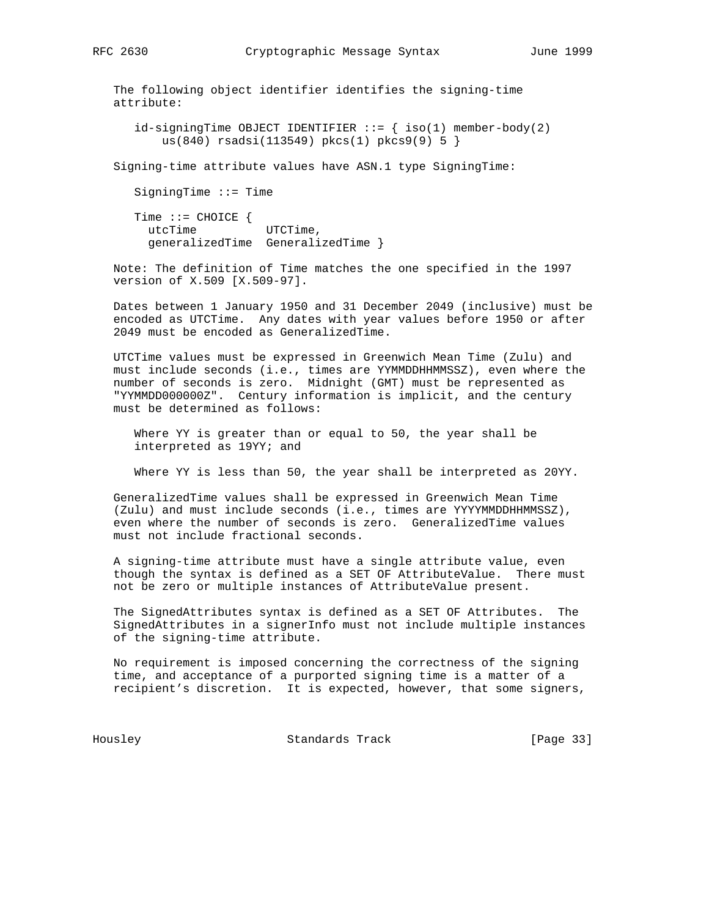The following object identifier identifies the signing-time attribute:

```
id-signingTime OBJECT IDENTIFIER ::= { iso(1) member-body(2)
    us(840) rsadsi(113549) pkcs(1) pkcs9(9) 5 }
```

Signing-time attribute values have ASN.1 type SigningTime:

```
SigningTime ::= Time

Time ::= CHOICE {
  utcTime          UTCTime,
  generalizedTime  GeneralizedTime }
```

Note: The definition of Time matches the one specified in the 1997 version of X.509 [X.509-97].

Dates between 1 January 1950 and 31 December 2049 (inclusive) must be encoded as UTCTime. Any dates with year values before 1950 or after 2049 must be encoded as GeneralizedTime.

UTCTime values must be expressed in Greenwich Mean Time (Zulu) and must include seconds (i.e., times are YYMMDDHHMMSSZ), even where the number of seconds is zero. Midnight (GMT) must be represented as "YYMMDD000000Z". Century information is implicit, and the century must be determined as follows:

Where YY is greater than or equal to 50, the year shall be interpreted as 19YY; and

Where YY is less than 50, the year shall be interpreted as 20YY.

GeneralizedTime values shall be expressed in Greenwich Mean Time (Zulu) and must include seconds (i.e., times are YYYYMMDDHHMMSSZ), even where the number of seconds is zero. GeneralizedTime values must not include fractional seconds.

A signing-time attribute must have a single attribute value, even though the syntax is defined as a SET OF AttributeValue. There must not be zero or multiple instances of AttributeValue present.

The SignedAttributes syntax is defined as a SET OF Attributes. The SignedAttributes in a signerInfo must not include multiple instances of the signing-time attribute.

No requirement is imposed concerning the correctness of the signing time, and acceptance of a purported signing time is a matter of a recipient's discretion. It is expected, however, that some signers,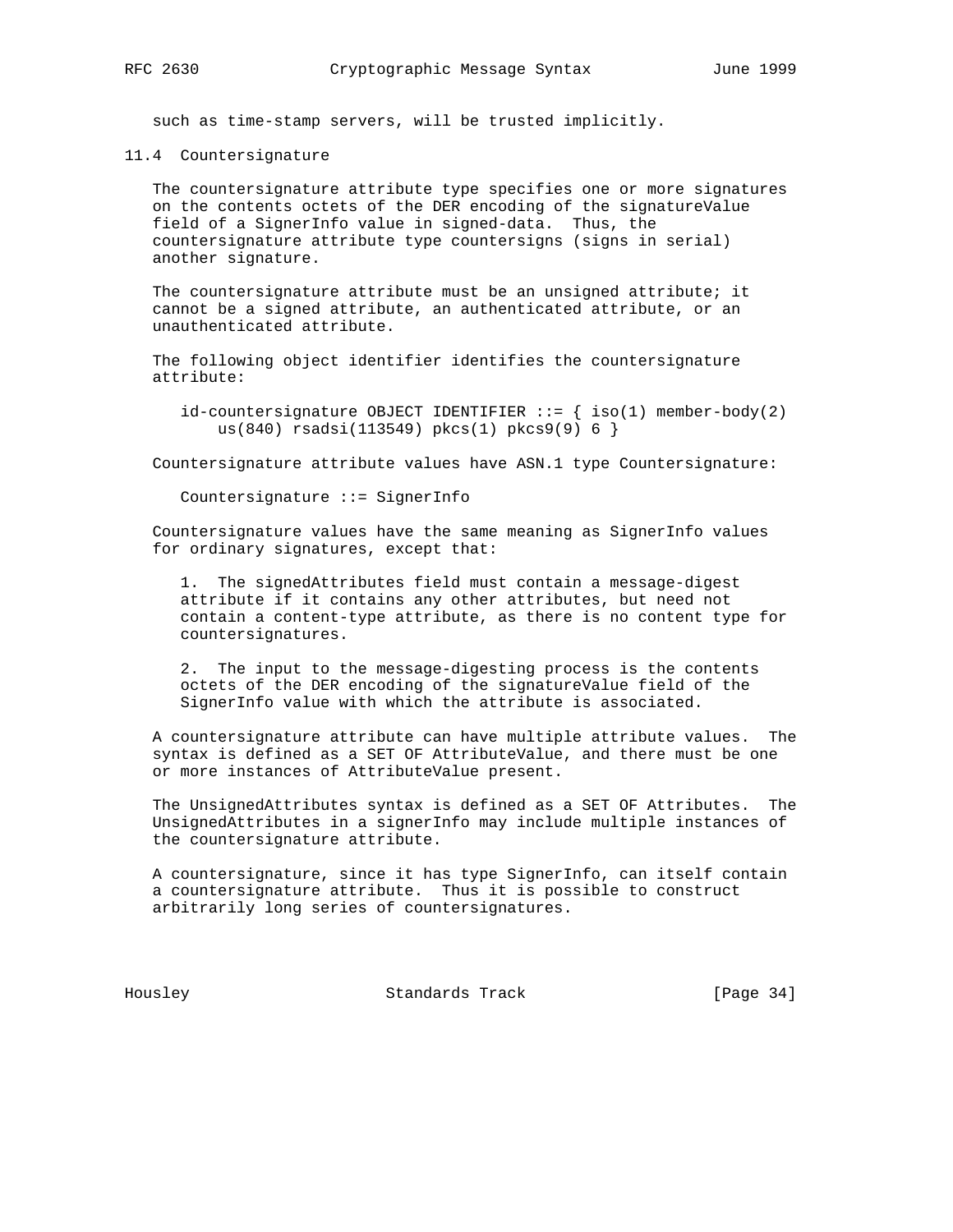such as time-stamp servers, will be trusted implicitly.

### 11.4 Countersignature

The countersignature attribute type specifies one or more signatures on the contents octets of the DER encoding of the signatureValue field of a SignerInfo value in signed-data. Thus, the countersignature attribute type countersigns (signs in serial) another signature.

The countersignature attribute must be an unsigned attribute; it cannot be a signed attribute, an authenticated attribute, or an unauthenticated attribute.

The following object identifier identifies the countersignature attribute:

```
id-countersignature OBJECT IDENTIFIER ::= { iso(1) member-body(2)
    us(840) rsadsi(113549) pkcs(1) pkcs9(9) 6 }
```

Countersignature attribute values have ASN.1 type Countersignature:

```
Countersignature ::= SignerInfo
```

Countersignature values have the same meaning as SignerInfo values for ordinary signatures, except that:

1. The signedAttributes field must contain a message-digest attribute if it contains any other attributes, but need not contain a content-type attribute, as there is no content type for countersignatures.

2. The input to the message-digesting process is the contents octets of the DER encoding of the signatureValue field of the SignerInfo value with which the attribute is associated.

A countersignature attribute can have multiple attribute values. The syntax is defined as a SET OF AttributeValue, and there must be one or more instances of AttributeValue present.

The UnsignedAttributes syntax is defined as a SET OF Attributes. The UnsignedAttributes in a signerInfo may include multiple instances of the countersignature attribute.

A countersignature, since it has type SignerInfo, can itself contain a countersignature attribute. Thus it is possible to construct arbitrarily long series of countersignatures.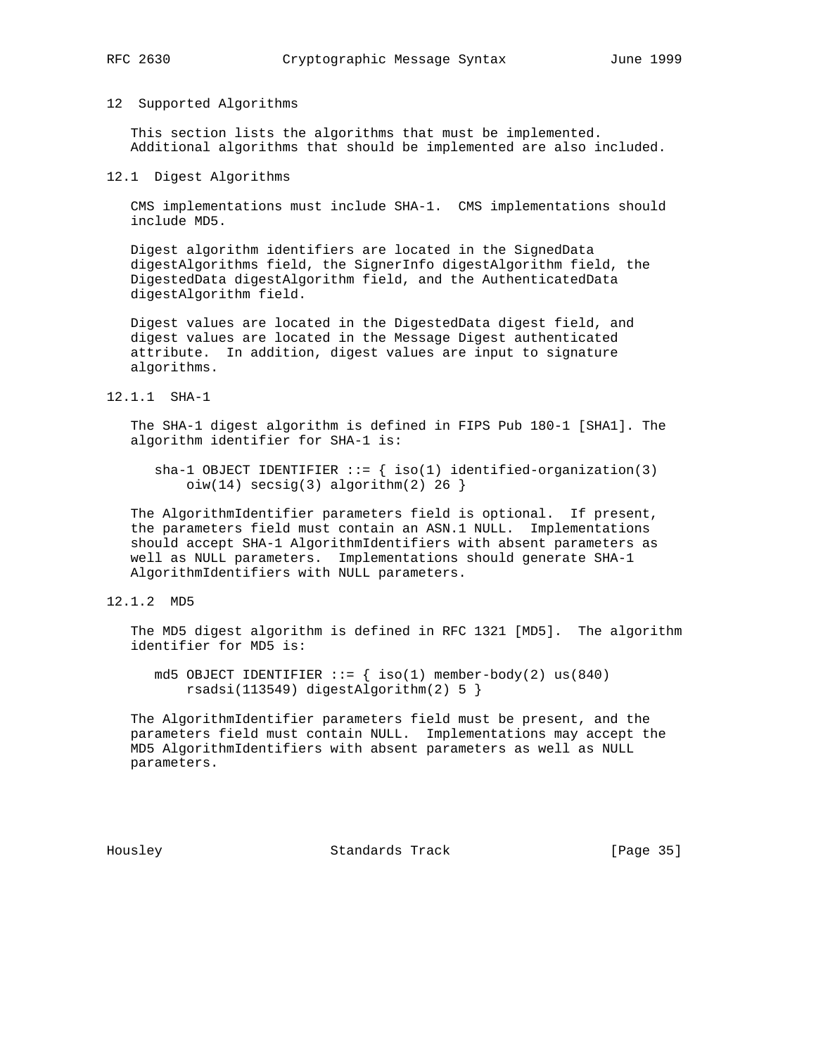## 12 Supported Algorithms

This section lists the algorithms that must be implemented. Additional algorithms that should be implemented are also included.

### 12.1 Digest Algorithms

CMS implementations must include SHA-1. CMS implementations should include MD5.

Digest algorithm identifiers are located in the SignedData digestAlgorithms field, the SignerInfo digestAlgorithm field, the DigestedData digestAlgorithm field, and the AuthenticatedData digestAlgorithm field.

Digest values are located in the DigestedData digest field, and digest values are located in the Message Digest authenticated attribute. In addition, digest values are input to signature algorithms.

#### 12.1.1 SHA-1

The SHA-1 digest algorithm is defined in FIPS Pub 180-1 [SHA1]. The algorithm identifier for SHA-1 is:

```
sha-1 OBJECT IDENTIFIER ::= { iso(1) identified-organization(3)
    oiw(14) secsig(3) algorithm(2) 26 }
```

The AlgorithmIdentifier parameters field is optional. If present, the parameters field must contain an ASN.1 NULL. Implementations should accept SHA-1 AlgorithmIdentifiers with absent parameters as well as NULL parameters. Implementations should generate SHA-1 AlgorithmIdentifiers with NULL parameters.

#### 12.1.2 MD5

The MD5 digest algorithm is defined in RFC 1321 [MD5]. The algorithm identifier for MD5 is:

```
md5 OBJECT IDENTIFIER ::= { iso(1) member-body(2) us(840)
    rsadsi(113549) digestAlgorithm(2) 5 }
```

The AlgorithmIdentifier parameters field must be present, and the parameters field must contain NULL. Implementations may accept the MD5 AlgorithmIdentifiers with absent parameters as well as NULL parameters.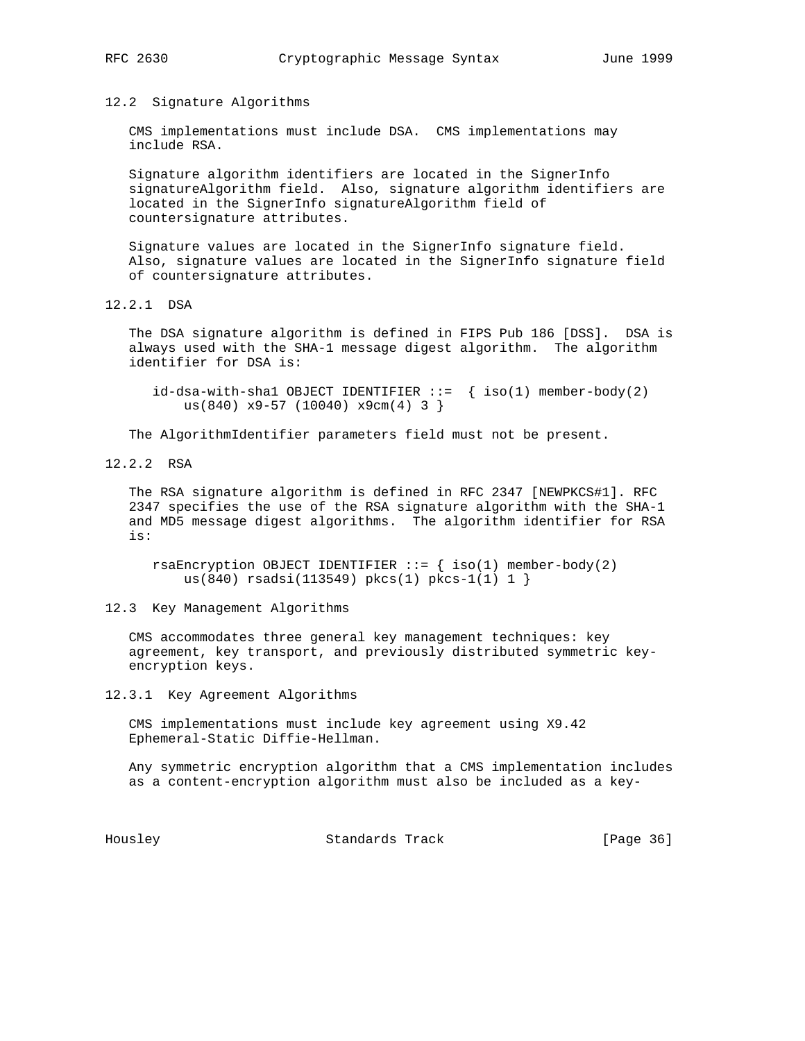## 12.2 Signature Algorithms

CMS implementations must include DSA. CMS implementations may include RSA.

Signature algorithm identifiers are located in the SignerInfo signatureAlgorithm field. Also, signature algorithm identifiers are located in the SignerInfo signatureAlgorithm field of countersignature attributes.

Signature values are located in the SignerInfo signature field. Also, signature values are located in the SignerInfo signature field of countersignature attributes.

### 12.2.1 DSA

The DSA signature algorithm is defined in FIPS Pub 186 [DSS]. DSA is always used with the SHA-1 message digest algorithm. The algorithm identifier for DSA is:

```
id-dsa-with-sha1 OBJECT IDENTIFIER ::=  { iso(1) member-body(2)
    us(840) x9-57 (10040) x9cm(4) 3 }
```

The AlgorithmIdentifier parameters field must not be present.

### 12.2.2 RSA

The RSA signature algorithm is defined in RFC 2347 [NEWPKCS#1]. RFC 2347 specifies the use of the RSA signature algorithm with the SHA-1 and MD5 message digest algorithms. The algorithm identifier for RSA is:

```
rsaEncryption OBJECT IDENTIFIER ::= { iso(1) member-body(2)
    us(840) rsadsi(113549) pkcs(1) pkcs-1(1) 1 }
```

## 12.3 Key Management Algorithms

CMS accommodates three general key management techniques: key agreement, key transport, and previously distributed symmetric key-encryption keys.

### 12.3.1 Key Agreement Algorithms

CMS implementations must include key agreement using X9.42 Ephemeral-Static Diffie-Hellman.

Any symmetric encryption algorithm that a CMS implementation includes as a content-encryption algorithm must also be included as a key-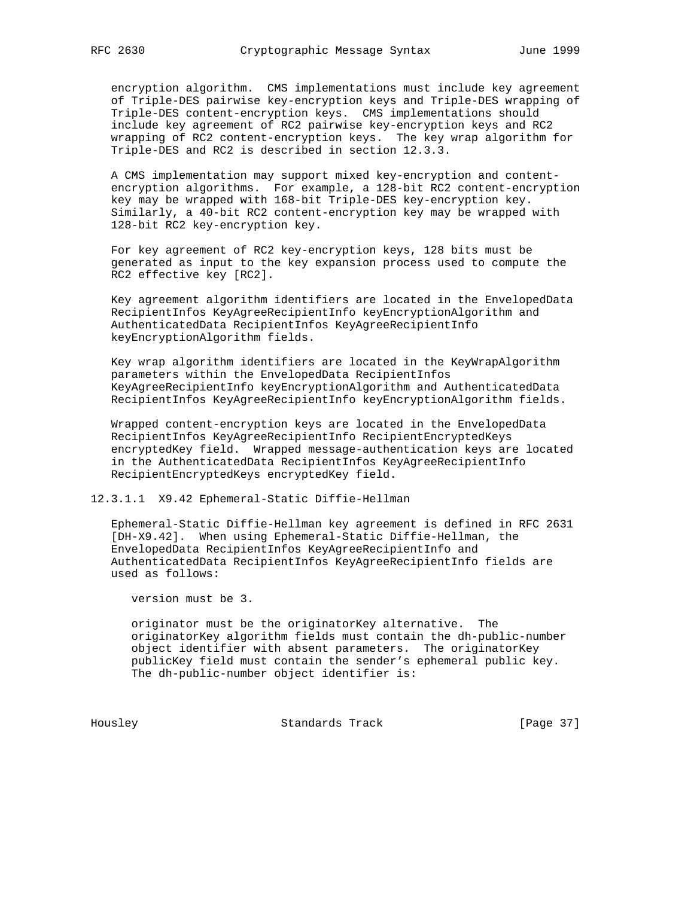encryption algorithm. CMS implementations must include key agreement of Triple-DES pairwise key-encryption keys and Triple-DES wrapping of Triple-DES content-encryption keys. CMS implementations should include key agreement of RC2 pairwise key-encryption keys and RC2 wrapping of RC2 content-encryption keys. The key wrap algorithm for Triple-DES and RC2 is described in section 12.3.3.

A CMS implementation may support mixed key-encryption and content-encryption algorithms. For example, a 128-bit RC2 content-encryption key may be wrapped with 168-bit Triple-DES key-encryption key. Similarly, a 40-bit RC2 content-encryption key may be wrapped with 128-bit RC2 key-encryption key.

For key agreement of RC2 key-encryption keys, 128 bits must be generated as input to the key expansion process used to compute the RC2 effective key [RC2].

Key agreement algorithm identifiers are located in the EnvelopedData RecipientInfos KeyAgreeRecipientInfo keyEncryptionAlgorithm and AuthenticatedData RecipientInfos KeyAgreeRecipientInfo keyEncryptionAlgorithm fields.

Key wrap algorithm identifiers are located in the KeyWrapAlgorithm parameters within the EnvelopedData RecipientInfos KeyAgreeRecipientInfo keyEncryptionAlgorithm and AuthenticatedData RecipientInfos KeyAgreeRecipientInfo keyEncryptionAlgorithm fields.

Wrapped content-encryption keys are located in the EnvelopedData RecipientInfos KeyAgreeRecipientInfo RecipientEncryptedKeys encryptedKey field. Wrapped message-authentication keys are located in the AuthenticatedData RecipientInfos KeyAgreeRecipientInfo RecipientEncryptedKeys encryptedKey field.

#### 12.3.1.1 X9.42 Ephemeral-Static Diffie-Hellman

Ephemeral-Static Diffie-Hellman key agreement is defined in RFC 2631 [DH-X9.42]. When using Ephemeral-Static Diffie-Hellman, the EnvelopedData RecipientInfos KeyAgreeRecipientInfo and AuthenticatedData RecipientInfos KeyAgreeRecipientInfo fields are used as follows:

version must be 3.

originator must be the originatorKey alternative. The originatorKey algorithm fields must contain the dh-public-number object identifier with absent parameters. The originatorKey publicKey field must contain the sender's ephemeral public key. The dh-public-number object identifier is: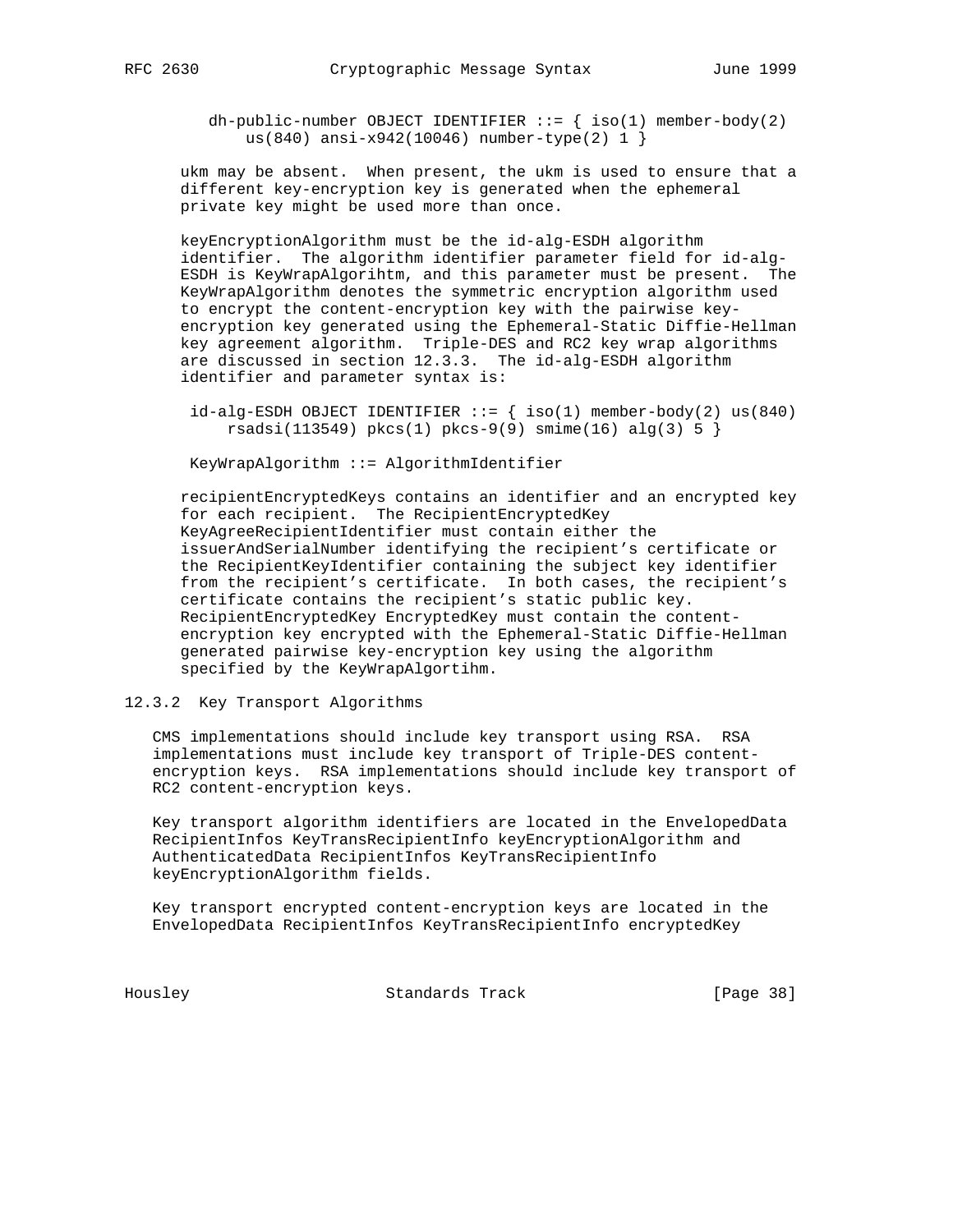```
dh-public-number OBJECT IDENTIFIER ::= { iso(1) member-body(2)
    us(840) ansi-x942(10046) number-type(2) 1 }
```

ukm may be absent. When present, the ukm is used to ensure that a different key-encryption key is generated when the ephemeral private key might be used more than once.

keyEncryptionAlgorithm must be the id-alg-ESDH algorithm identifier. The algorithm identifier parameter field for id-alg-ESDH is KeyWrapAlgorihtm, and this parameter must be present. The KeyWrapAlgorithm denotes the symmetric encryption algorithm used to encrypt the content-encryption key with the pairwise key-encryption key generated using the Ephemeral-Static Diffie-Hellman key agreement algorithm. Triple-DES and RC2 key wrap algorithms are discussed in section 12.3.3. The id-alg-ESDH algorithm identifier and parameter syntax is:

```
id-alg-ESDH OBJECT IDENTIFIER ::= { iso(1) member-body(2) us(840)
    rsadsi(113549) pkcs(1) pkcs-9(9) smime(16) alg(3) 5 }

KeyWrapAlgorithm ::= AlgorithmIdentifier
```

recipientEncryptedKeys contains an identifier and an encrypted key for each recipient. The RecipientEncryptedKey KeyAgreeRecipientIdentifier must contain either the issuerAndSerialNumber identifying the recipient's certificate or the RecipientKeyIdentifier containing the subject key identifier from the recipient's certificate. In both cases, the recipient's certificate contains the recipient's static public key. RecipientEncryptedKey EncryptedKey must contain the content-encryption key encrypted with the Ephemeral-Static Diffie-Hellman generated pairwise key-encryption key using the algorithm specified by the KeyWrapAlgortihm.

### 12.3.2 Key Transport Algorithms

CMS implementations should include key transport using RSA. RSA implementations must include key transport of Triple-DES content-encryption keys. RSA implementations should include key transport of RC2 content-encryption keys.

Key transport algorithm identifiers are located in the EnvelopedData RecipientInfos KeyTransRecipientInfo keyEncryptionAlgorithm and AuthenticatedData RecipientInfos KeyTransRecipientInfo keyEncryptionAlgorithm fields.

Key transport encrypted content-encryption keys are located in the EnvelopedData RecipientInfos KeyTransRecipientInfo encryptedKey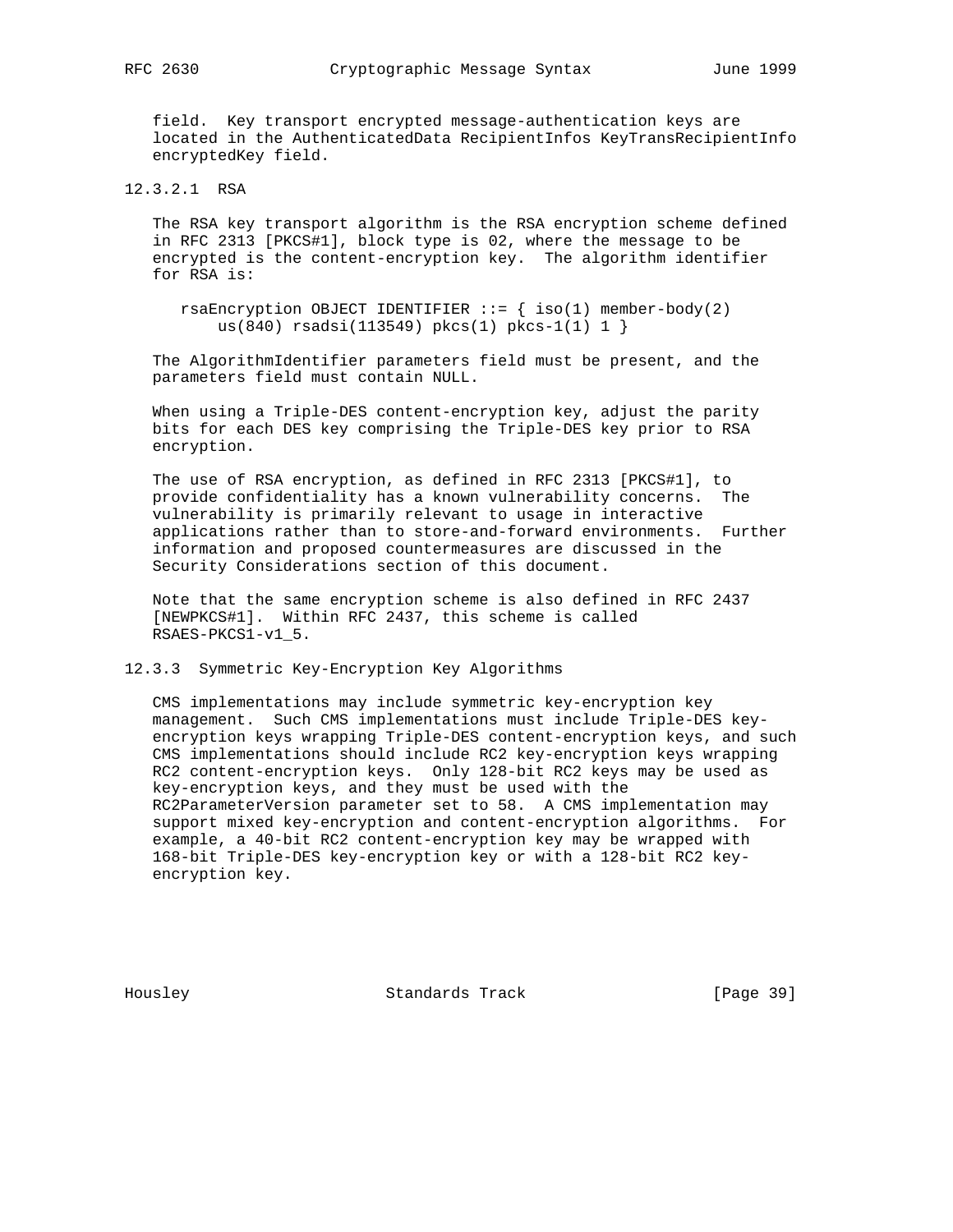field. Key transport encrypted message-authentication keys are located in the AuthenticatedData RecipientInfos KeyTransRecipientInfo encryptedKey field.

#### 12.3.2.1 RSA

The RSA key transport algorithm is the RSA encryption scheme defined in RFC 2313 [PKCS#1], block type is 02, where the message to be encrypted is the content-encryption key. The algorithm identifier for RSA is:

```
rsaEncryption OBJECT IDENTIFIER ::= { iso(1) member-body(2)
    us(840) rsadsi(113549) pkcs(1) pkcs-1(1) 1 }
```

The AlgorithmIdentifier parameters field must be present, and the parameters field must contain NULL.

When using a Triple-DES content-encryption key, adjust the parity bits for each DES key comprising the Triple-DES key prior to RSA encryption.

The use of RSA encryption, as defined in RFC 2313 [PKCS#1], to provide confidentiality has a known vulnerability concerns. The vulnerability is primarily relevant to usage in interactive applications rather than to store-and-forward environments. Further information and proposed countermeasures are discussed in the Security Considerations section of this document.

Note that the same encryption scheme is also defined in RFC 2437 [NEWPKCS#1]. Within RFC 2437, this scheme is called RSAES-PKCS1-v1_5.

### 12.3.3 Symmetric Key-Encryption Key Algorithms

CMS implementations may include symmetric key-encryption key management. Such CMS implementations must include Triple-DES key-encryption keys wrapping Triple-DES content-encryption keys, and such CMS implementations should include RC2 key-encryption keys wrapping RC2 content-encryption keys. Only 128-bit RC2 keys may be used as key-encryption keys, and they must be used with the RC2ParameterVersion parameter set to 58. A CMS implementation may support mixed key-encryption and content-encryption algorithms. For example, a 40-bit RC2 content-encryption key may be wrapped with 168-bit Triple-DES key-encryption key or with a 128-bit RC2 key-encryption key.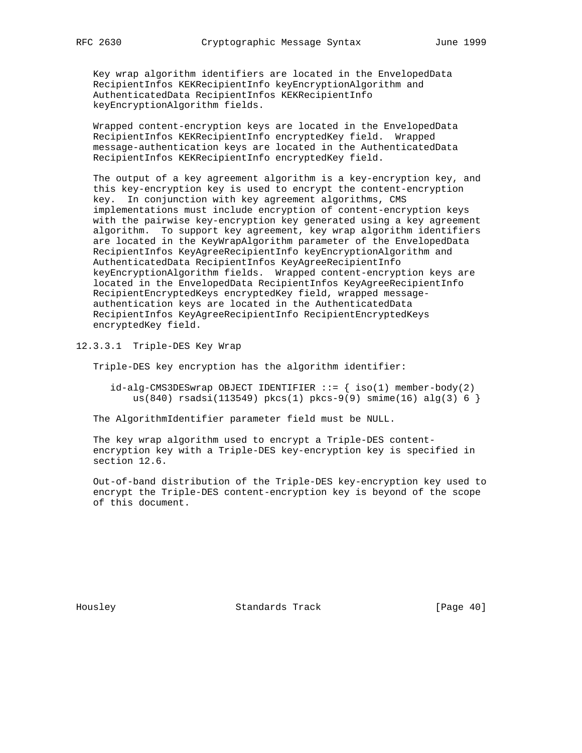Key wrap algorithm identifiers are located in the EnvelopedData RecipientInfos KEKRecipientInfo keyEncryptionAlgorithm and AuthenticatedData RecipientInfos KEKRecipientInfo keyEncryptionAlgorithm fields.

Wrapped content-encryption keys are located in the EnvelopedData RecipientInfos KEKRecipientInfo encryptedKey field. Wrapped message-authentication keys are located in the AuthenticatedData RecipientInfos KEKRecipientInfo encryptedKey field.

The output of a key agreement algorithm is a key-encryption key, and this key-encryption key is used to encrypt the content-encryption key. In conjunction with key agreement algorithms, CMS implementations must include encryption of content-encryption keys with the pairwise key-encryption key generated using a key agreement algorithm. To support key agreement, key wrap algorithm identifiers are located in the KeyWrapAlgorithm parameter of the EnvelopedData RecipientInfos KeyAgreeRecipientInfo keyEncryptionAlgorithm and AuthenticatedData RecipientInfos KeyAgreeRecipientInfo keyEncryptionAlgorithm fields. Wrapped content-encryption keys are located in the EnvelopedData RecipientInfos KeyAgreeRecipientInfo RecipientEncryptedKeys encryptedKey field, wrapped message-authentication keys are located in the AuthenticatedData RecipientInfos KeyAgreeRecipientInfo RecipientEncryptedKeys encryptedKey field.

#### 12.3.3.1 Triple-DES Key Wrap

Triple-DES key encryption has the algorithm identifier:

```
id-alg-CMS3DESwrap OBJECT IDENTIFIER ::= { iso(1) member-body(2)
    us(840) rsadsi(113549) pkcs(1) pkcs-9(9) smime(16) alg(3) 6 }
```

The AlgorithmIdentifier parameter field must be NULL.

The key wrap algorithm used to encrypt a Triple-DES content-encryption key with a Triple-DES key-encryption key is specified in section 12.6.

Out-of-band distribution of the Triple-DES key-encryption key used to encrypt the Triple-DES content-encryption key is beyond of the scope of this document.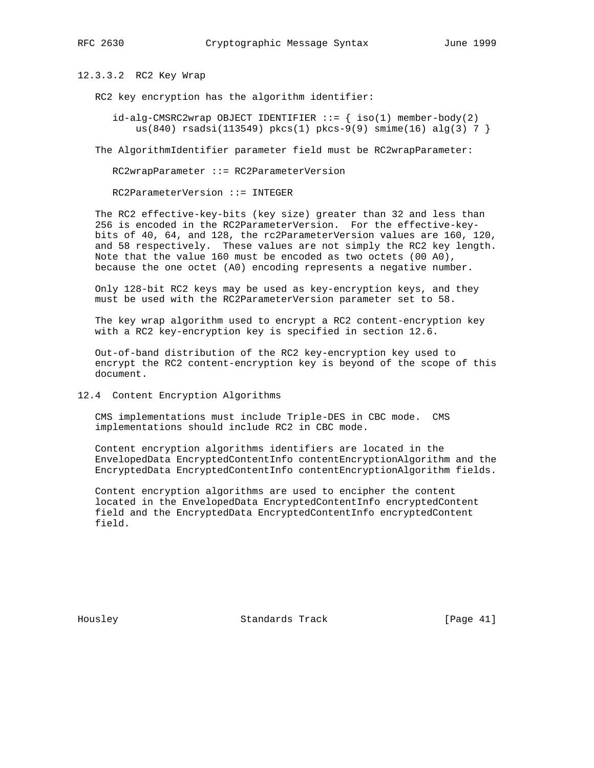#### 12.3.3.2 RC2 Key Wrap

RC2 key encryption has the algorithm identifier:

```
id-alg-CMSRC2wrap OBJECT IDENTIFIER ::= { iso(1) member-body(2)
    us(840) rsadsi(113549) pkcs(1) pkcs-9(9) smime(16) alg(3) 7 }
```

The AlgorithmIdentifier parameter field must be RC2wrapParameter:

```
RC2wrapParameter ::= RC2ParameterVersion

RC2ParameterVersion ::= INTEGER
```

The RC2 effective-key-bits (key size) greater than 32 and less than 256 is encoded in the RC2ParameterVersion. For the effective-key-bits of 40, 64, and 128, the rc2ParameterVersion values are 160, 120, and 58 respectively. These values are not simply the RC2 key length. Note that the value 160 must be encoded as two octets (00 A0), because the one octet (A0) encoding represents a negative number.

Only 128-bit RC2 keys may be used as key-encryption keys, and they must be used with the RC2ParameterVersion parameter set to 58.

The key wrap algorithm used to encrypt a RC2 content-encryption key with a RC2 key-encryption key is specified in section 12.6.

Out-of-band distribution of the RC2 key-encryption key used to encrypt the RC2 content-encryption key is beyond of the scope of this document.

### 12.4 Content Encryption Algorithms

CMS implementations must include Triple-DES in CBC mode. CMS implementations should include RC2 in CBC mode.

Content encryption algorithms identifiers are located in the EnvelopedData EncryptedContentInfo contentEncryptionAlgorithm and the EncryptedData EncryptedContentInfo contentEncryptionAlgorithm fields.

Content encryption algorithms are used to encipher the content located in the EnvelopedData EncryptedContentInfo encryptedContent field and the EncryptedData EncryptedContentInfo encryptedContent field.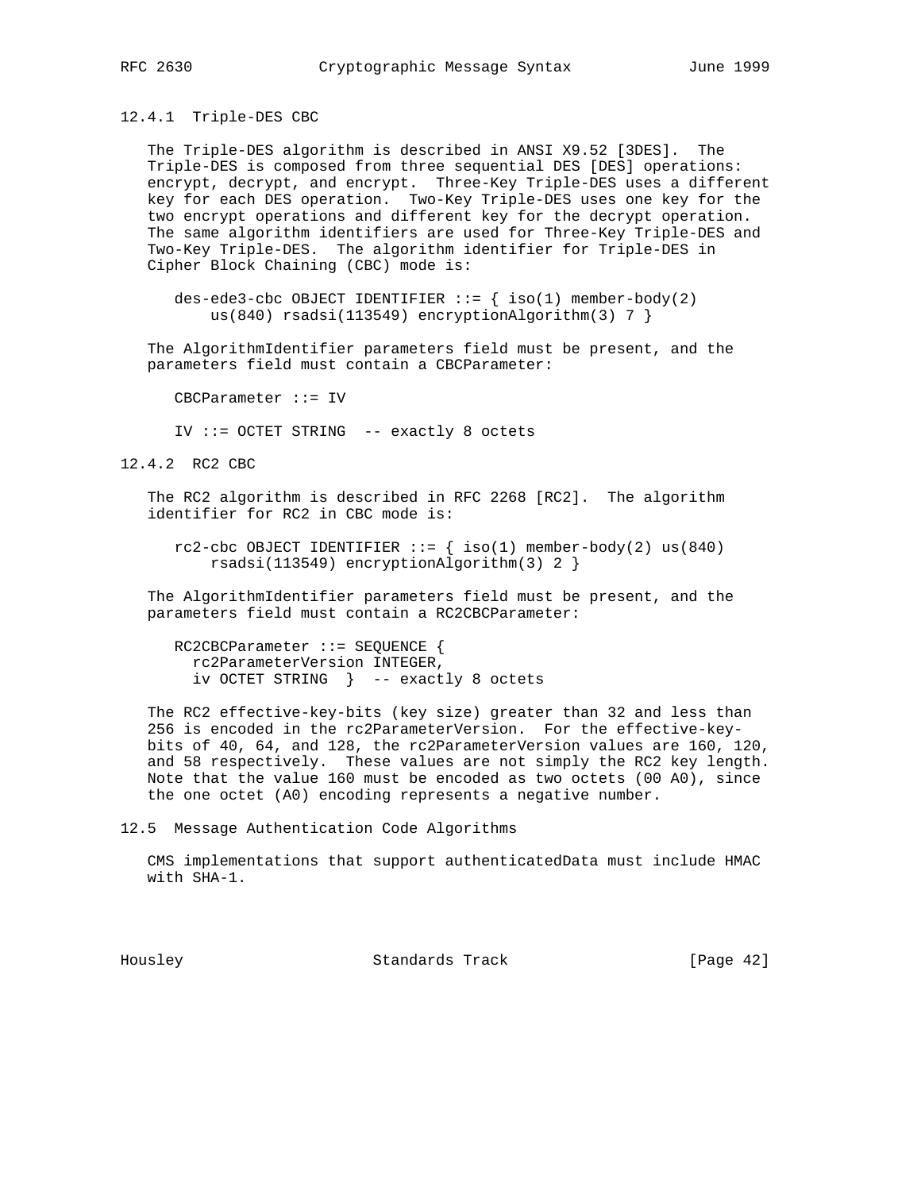### 12.4.1 Triple-DES CBC

The Triple-DES algorithm is described in ANSI X9.52 [3DES]. The Triple-DES is composed from three sequential DES [DES] operations: encrypt, decrypt, and encrypt. Three-Key Triple-DES uses a different key for each DES operation. Two-Key Triple-DES uses one key for the two encrypt operations and different key for the decrypt operation. The same algorithm identifiers are used for Three-Key Triple-DES and Two-Key Triple-DES. The algorithm identifier for Triple-DES in Cipher Block Chaining (CBC) mode is:

```
des-ede3-cbc OBJECT IDENTIFIER ::= { iso(1) member-body(2)
    us(840) rsadsi(113549) encryptionAlgorithm(3) 7 }
```

The AlgorithmIdentifier parameters field must be present, and the parameters field must contain a CBCParameter:

```
CBCParameter ::= IV

IV ::= OCTET STRING  -- exactly 8 octets
```

### 12.4.2 RC2 CBC

The RC2 algorithm is described in RFC 2268 [RC2]. The algorithm identifier for RC2 in CBC mode is:

```
rc2-cbc OBJECT IDENTIFIER ::= { iso(1) member-body(2) us(840)
    rsadsi(113549) encryptionAlgorithm(3) 2 }
```

The AlgorithmIdentifier parameters field must be present, and the parameters field must contain a RC2CBCParameter:

```
RC2CBCParameter ::= SEQUENCE {
  rc2ParameterVersion INTEGER,
  iv OCTET STRING  }  -- exactly 8 octets
```

The RC2 effective-key-bits (key size) greater than 32 and less than 256 is encoded in the rc2ParameterVersion. For the effective-key-bits of 40, 64, and 128, the rc2ParameterVersion values are 160, 120, and 58 respectively. These values are not simply the RC2 key length. Note that the value 160 must be encoded as two octets (00 A0), since the one octet (A0) encoding represents a negative number.

## 12.5 Message Authentication Code Algorithms

CMS implementations that support authenticatedData must include HMAC with SHA-1.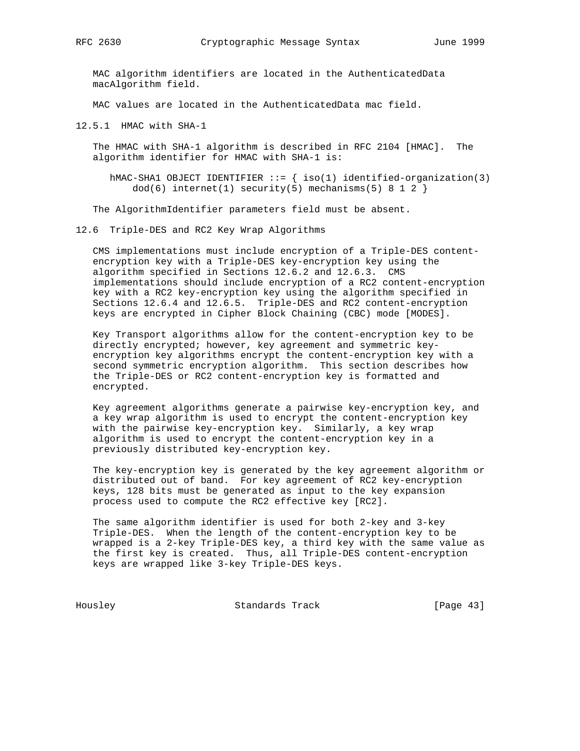MAC algorithm identifiers are located in the AuthenticatedData macAlgorithm field.

MAC values are located in the AuthenticatedData mac field.

### 12.5.1 HMAC with SHA-1

The HMAC with SHA-1 algorithm is described in RFC 2104 [HMAC]. The algorithm identifier for HMAC with SHA-1 is:

```
hMAC-SHA1 OBJECT IDENTIFIER ::= { iso(1) identified-organization(3)
     dod(6) internet(1) security(5) mechanisms(5) 8 1 2 }
```

The AlgorithmIdentifier parameters field must be absent.

## 12.6 Triple-DES and RC2 Key Wrap Algorithms

CMS implementations must include encryption of a Triple-DES content-encryption key with a Triple-DES key-encryption key using the algorithm specified in Sections 12.6.2 and 12.6.3. CMS implementations should include encryption of a RC2 content-encryption key with a RC2 key-encryption key using the algorithm specified in Sections 12.6.4 and 12.6.5. Triple-DES and RC2 content-encryption keys are encrypted in Cipher Block Chaining (CBC) mode [MODES].

Key Transport algorithms allow for the content-encryption key to be directly encrypted; however, key agreement and symmetric key-encryption key algorithms encrypt the content-encryption key with a second symmetric encryption algorithm. This section describes how the Triple-DES or RC2 content-encryption key is formatted and encrypted.

Key agreement algorithms generate a pairwise key-encryption key, and a key wrap algorithm is used to encrypt the content-encryption key with the pairwise key-encryption key. Similarly, a key wrap algorithm is used to encrypt the content-encryption key in a previously distributed key-encryption key.

The key-encryption key is generated by the key agreement algorithm or distributed out of band. For key agreement of RC2 key-encryption keys, 128 bits must be generated as input to the key expansion process used to compute the RC2 effective key [RC2].

The same algorithm identifier is used for both 2-key and 3-key Triple-DES. When the length of the content-encryption key to be wrapped is a 2-key Triple-DES key, a third key with the same value as the first key is created. Thus, all Triple-DES content-encryption keys are wrapped like 3-key Triple-DES keys.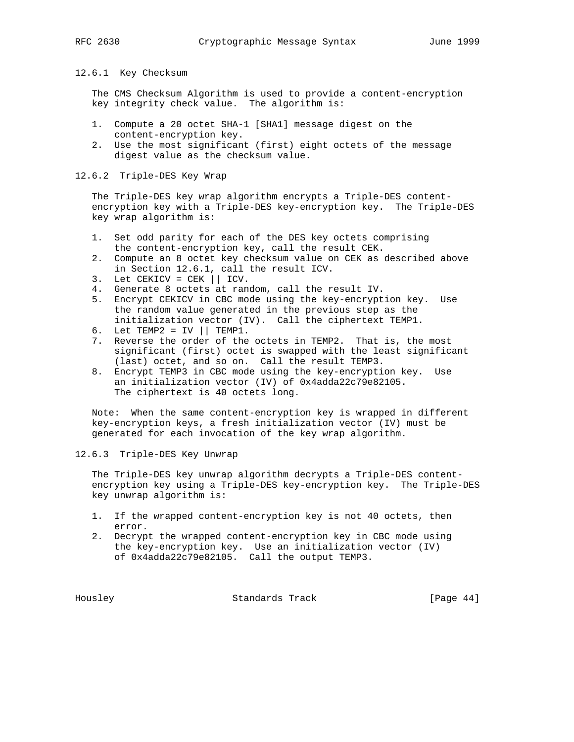### 12.6.1 Key Checksum

The CMS Checksum Algorithm is used to provide a content-encryption key integrity check value. The algorithm is:

1. Compute a 20 octet SHA-1 [SHA1] message digest on the content-encryption key.
2. Use the most significant (first) eight octets of the message digest value as the checksum value.

### 12.6.2 Triple-DES Key Wrap

The Triple-DES key wrap algorithm encrypts a Triple-DES content-encryption key with a Triple-DES key-encryption key. The Triple-DES key wrap algorithm is:

1. Set odd parity for each of the DES key octets comprising the content-encryption key, call the result CEK.
2. Compute an 8 octet key checksum value on CEK as described above in Section 12.6.1, call the result ICV.
3. Let CEKICV = CEK || ICV.
4. Generate 8 octets at random, call the result IV.
5. Encrypt CEKICV in CBC mode using the key-encryption key. Use the random value generated in the previous step as the initialization vector (IV). Call the ciphertext TEMP1.
6. Let TEMP2 = IV || TEMP1.
7. Reverse the order of the octets in TEMP2. That is, the most significant (first) octet is swapped with the least significant (last) octet, and so on. Call the result TEMP3.
8. Encrypt TEMP3 in CBC mode using the key-encryption key. Use an initialization vector (IV) of 0x4adda22c79e82105. The ciphertext is 40 octets long.

Note: When the same content-encryption key is wrapped in different key-encryption keys, a fresh initialization vector (IV) must be generated for each invocation of the key wrap algorithm.

### 12.6.3 Triple-DES Key Unwrap

The Triple-DES key unwrap algorithm decrypts a Triple-DES content-encryption key using a Triple-DES key-encryption key. The Triple-DES key unwrap algorithm is:

1. If the wrapped content-encryption key is not 40 octets, then error.
2. Decrypt the wrapped content-encryption key in CBC mode using the key-encryption key. Use an initialization vector (IV) of 0x4adda22c79e82105. Call the output TEMP3.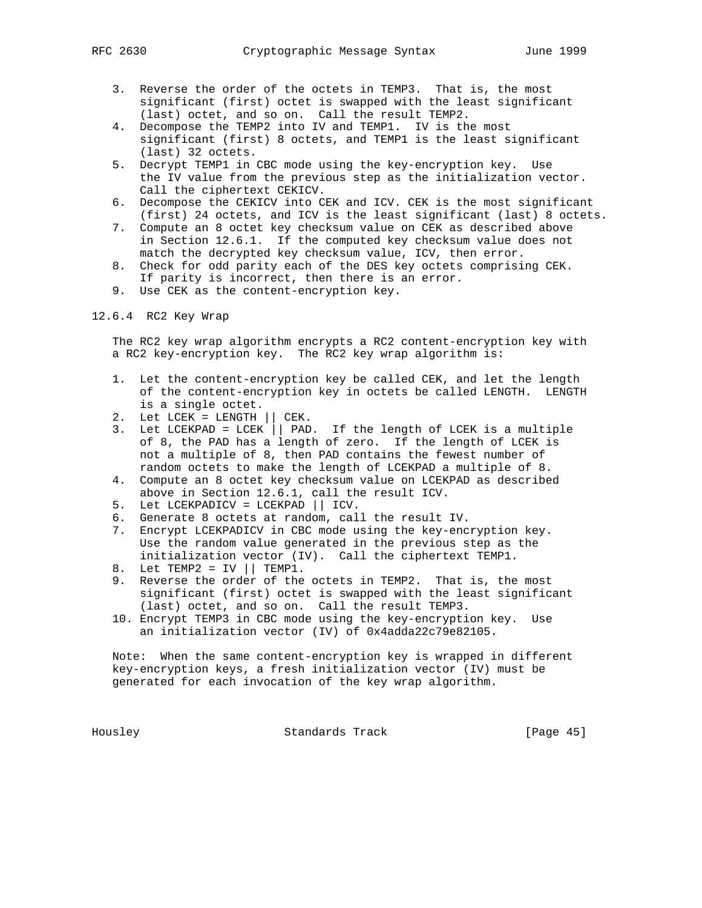3. Reverse the order of the octets in TEMP3. That is, the most significant (first) octet is swapped with the least significant (last) octet, and so on. Call the result TEMP2.
4. Decompose the TEMP2 into IV and TEMP1. IV is the most significant (first) 8 octets, and TEMP1 is the least significant (last) 32 octets.
5. Decrypt TEMP1 in CBC mode using the key-encryption key. Use the IV value from the previous step as the initialization vector. Call the ciphertext CEKICV.
6. Decompose the CEKICV into CEK and ICV. CEK is the most significant (first) 24 octets, and ICV is the least significant (last) 8 octets.
7. Compute an 8 octet key checksum value on CEK as described above in Section 12.6.1. If the computed key checksum value does not match the decrypted key checksum value, ICV, then error.
8. Check for odd parity each of the DES key octets comprising CEK. If parity is incorrect, then there is an error.
9. Use CEK as the content-encryption key.

### 12.6.4 RC2 Key Wrap

The RC2 key wrap algorithm encrypts a RC2 content-encryption key with a RC2 key-encryption key. The RC2 key wrap algorithm is:

1. Let the content-encryption key be called CEK, and let the length of the content-encryption key in octets be called LENGTH. LENGTH is a single octet.
2. Let LCEK = LENGTH || CEK.
3. Let LCEKPAD = LCEK || PAD. If the length of LCEK is a multiple of 8, the PAD has a length of zero. If the length of LCEK is not a multiple of 8, then PAD contains the fewest number of random octets to make the length of LCEKPAD a multiple of 8.
4. Compute an 8 octet key checksum value on LCEKPAD as described above in Section 12.6.1, call the result ICV.
5. Let LCEKPADICV = LCEKPAD || ICV.
6. Generate 8 octets at random, call the result IV.
7. Encrypt LCEKPADICV in CBC mode using the key-encryption key. Use the random value generated in the previous step as the initialization vector (IV). Call the ciphertext TEMP1.
8. Let TEMP2 = IV || TEMP1.
9. Reverse the order of the octets in TEMP2. That is, the most significant (first) octet is swapped with the least significant (last) octet, and so on. Call the result TEMP3.
10. Encrypt TEMP3 in CBC mode using the key-encryption key. Use an initialization vector (IV) of 0x4adda22c79e82105.

Note: When the same content-encryption key is wrapped in different key-encryption keys, a fresh initialization vector (IV) must be generated for each invocation of the key wrap algorithm.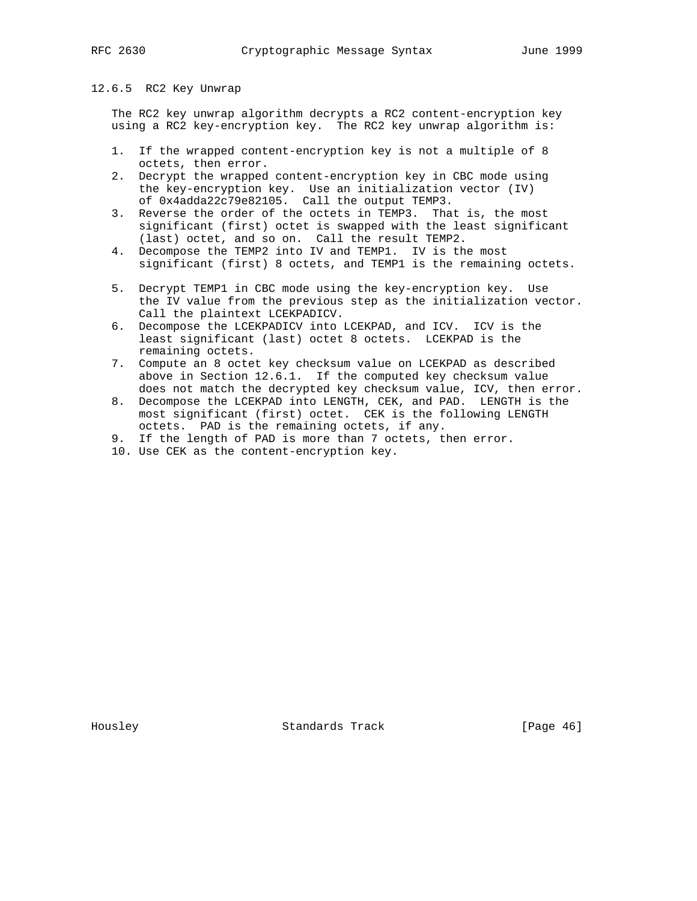### 12.6.5 RC2 Key Unwrap

The RC2 key unwrap algorithm decrypts a RC2 content-encryption key using a RC2 key-encryption key. The RC2 key unwrap algorithm is:

1. If the wrapped content-encryption key is not a multiple of 8 octets, then error.
2. Decrypt the wrapped content-encryption key in CBC mode using the key-encryption key. Use an initialization vector (IV) of 0x4adda22c79e82105. Call the output TEMP3.
3. Reverse the order of the octets in TEMP3. That is, the most significant (first) octet is swapped with the least significant (last) octet, and so on. Call the result TEMP2.
4. Decompose the TEMP2 into IV and TEMP1. IV is the most significant (first) 8 octets, and TEMP1 is the remaining octets.
5. Decrypt TEMP1 in CBC mode using the key-encryption key. Use the IV value from the previous step as the initialization vector. Call the plaintext LCEKPADICV.
6. Decompose the LCEKPADICV into LCEKPAD, and ICV. ICV is the least significant (last) octet 8 octets. LCEKPAD is the remaining octets.
7. Compute an 8 octet key checksum value on LCEKPAD as described above in Section 12.6.1. If the computed key checksum value does not match the decrypted key checksum value, ICV, then error.
8. Decompose the LCEKPAD into LENGTH, CEK, and PAD. LENGTH is the most significant (first) octet. CEK is the following LENGTH octets. PAD is the remaining octets, if any.
9. If the length of PAD is more than 7 octets, then error.
10. Use CEK as the content-encryption key.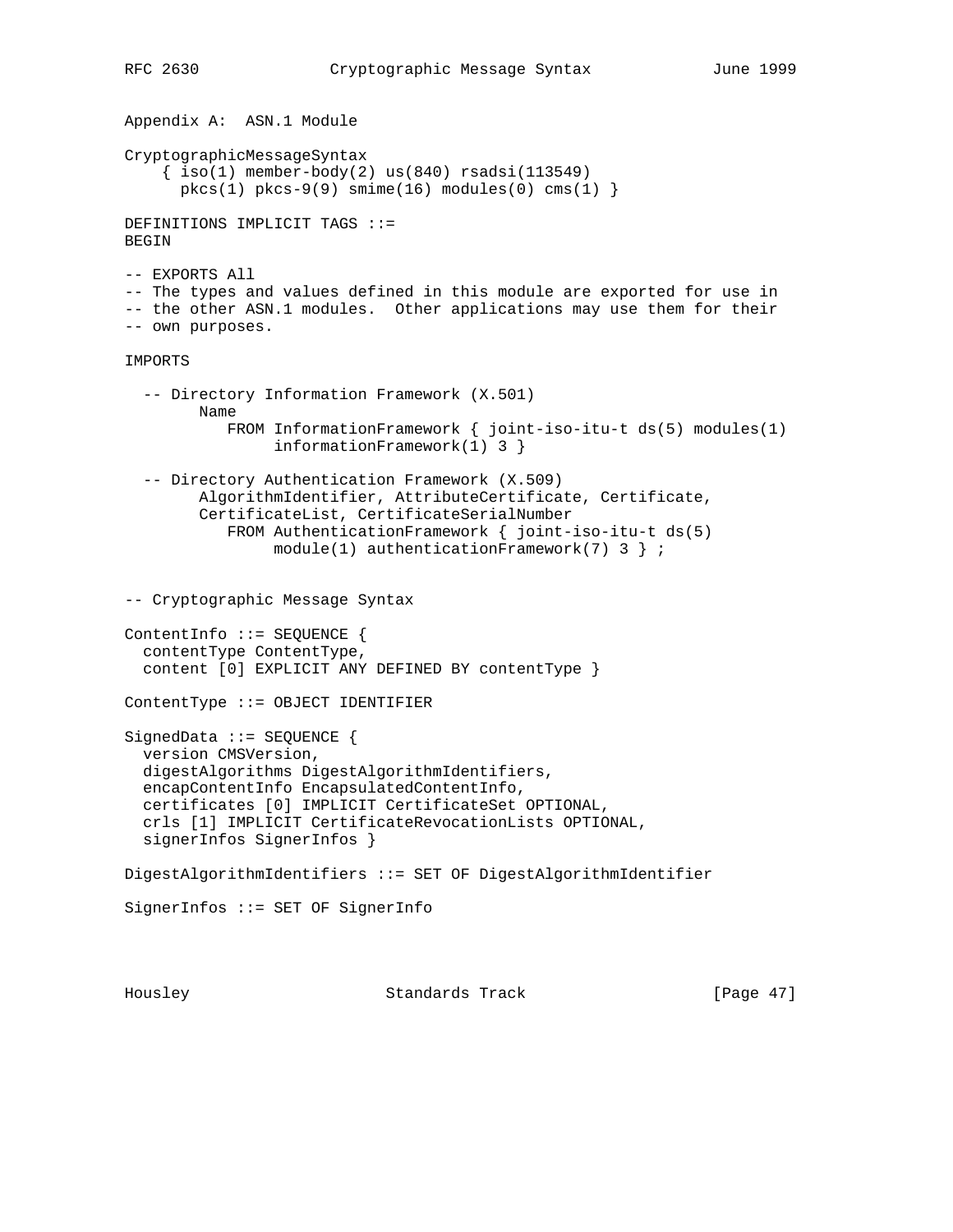## Appendix A:  ASN.1 Module

```
CryptographicMessageSyntax
    { iso(1) member-body(2) us(840) rsadsi(113549)
      pkcs(1) pkcs-9(9) smime(16) modules(0) cms(1) }

DEFINITIONS IMPLICIT TAGS ::=
BEGIN

-- EXPORTS All
-- The types and values defined in this module are exported for use in
-- the other ASN.1 modules.  Other applications may use them for their
-- own purposes.

IMPORTS

  -- Directory Information Framework (X.501)
        Name
           FROM InformationFramework { joint-iso-itu-t ds(5) modules(1)
                informationFramework(1) 3 }

  -- Directory Authentication Framework (X.509)
        AlgorithmIdentifier, AttributeCertificate, Certificate,
        CertificateList, CertificateSerialNumber
           FROM AuthenticationFramework { joint-iso-itu-t ds(5)
                module(1) authenticationFramework(7) 3 } ;


-- Cryptographic Message Syntax

ContentInfo ::= SEQUENCE {
  contentType ContentType,
  content [0] EXPLICIT ANY DEFINED BY contentType }

ContentType ::= OBJECT IDENTIFIER

SignedData ::= SEQUENCE {
  version CMSVersion,
  digestAlgorithms DigestAlgorithmIdentifiers,
  encapContentInfo EncapsulatedContentInfo,
  certificates [0] IMPLICIT CertificateSet OPTIONAL,
  crls [1] IMPLICIT CertificateRevocationLists OPTIONAL,
  signerInfos SignerInfos }

DigestAlgorithmIdentifiers ::= SET OF DigestAlgorithmIdentifier

SignerInfos ::= SET OF SignerInfo
```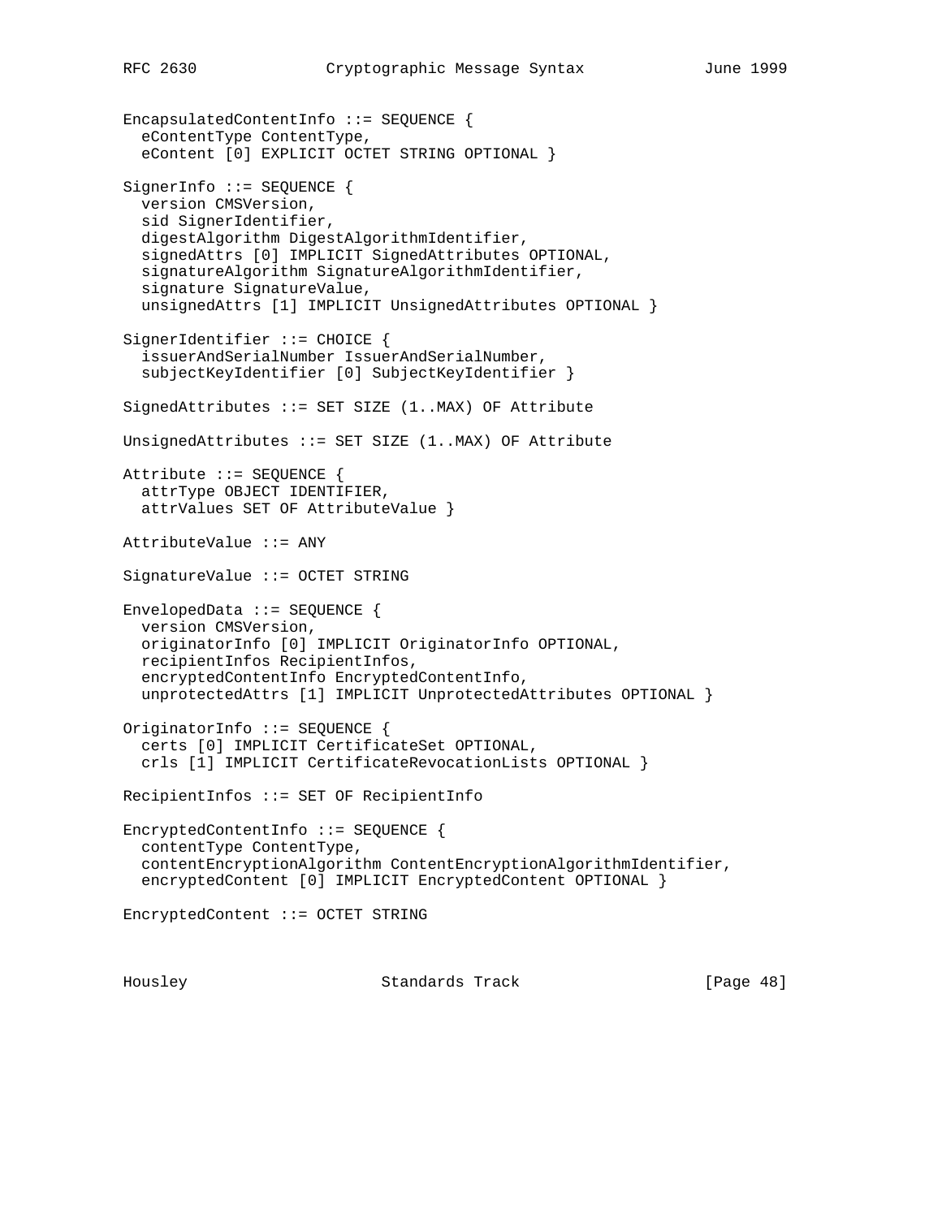```
EncapsulatedContentInfo ::= SEQUENCE {
  eContentType ContentType,
  eContent [0] EXPLICIT OCTET STRING OPTIONAL }

SignerInfo ::= SEQUENCE {
  version CMSVersion,
  sid SignerIdentifier,
  digestAlgorithm DigestAlgorithmIdentifier,
  signedAttrs [0] IMPLICIT SignedAttributes OPTIONAL,
  signatureAlgorithm SignatureAlgorithmIdentifier,
  signature SignatureValue,
  unsignedAttrs [1] IMPLICIT UnsignedAttributes OPTIONAL }

SignerIdentifier ::= CHOICE {
  issuerAndSerialNumber IssuerAndSerialNumber,
  subjectKeyIdentifier [0] SubjectKeyIdentifier }

SignedAttributes ::= SET SIZE (1..MAX) OF Attribute

UnsignedAttributes ::= SET SIZE (1..MAX) OF Attribute

Attribute ::= SEQUENCE {
  attrType OBJECT IDENTIFIER,
  attrValues SET OF AttributeValue }

AttributeValue ::= ANY

SignatureValue ::= OCTET STRING

EnvelopedData ::= SEQUENCE {
  version CMSVersion,
  originatorInfo [0] IMPLICIT OriginatorInfo OPTIONAL,
  recipientInfos RecipientInfos,
  encryptedContentInfo EncryptedContentInfo,
  unprotectedAttrs [1] IMPLICIT UnprotectedAttributes OPTIONAL }

OriginatorInfo ::= SEQUENCE {
  certs [0] IMPLICIT CertificateSet OPTIONAL,
  crls [1] IMPLICIT CertificateRevocationLists OPTIONAL }

RecipientInfos ::= SET OF RecipientInfo

EncryptedContentInfo ::= SEQUENCE {
  contentType ContentType,
  contentEncryptionAlgorithm ContentEncryptionAlgorithmIdentifier,
  encryptedContent [0] IMPLICIT EncryptedContent OPTIONAL }

EncryptedContent ::= OCTET STRING
```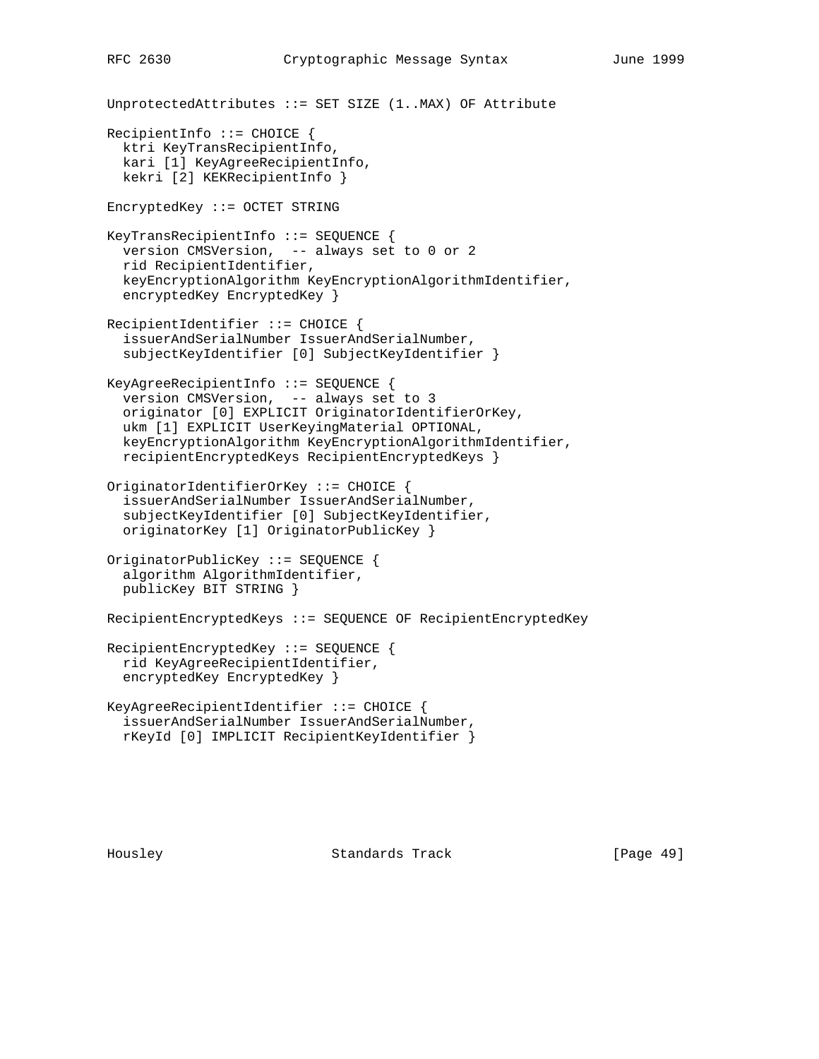```
UnprotectedAttributes ::= SET SIZE (1..MAX) OF Attribute

RecipientInfo ::= CHOICE {
  ktri KeyTransRecipientInfo,
  kari [1] KeyAgreeRecipientInfo,
  kekri [2] KEKRecipientInfo }

EncryptedKey ::= OCTET STRING

KeyTransRecipientInfo ::= SEQUENCE {
  version CMSVersion,  -- always set to 0 or 2
  rid RecipientIdentifier,
  keyEncryptionAlgorithm KeyEncryptionAlgorithmIdentifier,
  encryptedKey EncryptedKey }

RecipientIdentifier ::= CHOICE {
  issuerAndSerialNumber IssuerAndSerialNumber,
  subjectKeyIdentifier [0] SubjectKeyIdentifier }

KeyAgreeRecipientInfo ::= SEQUENCE {
  version CMSVersion,  -- always set to 3
  originator [0] EXPLICIT OriginatorIdentifierOrKey,
  ukm [1] EXPLICIT UserKeyingMaterial OPTIONAL,
  keyEncryptionAlgorithm KeyEncryptionAlgorithmIdentifier,
  recipientEncryptedKeys RecipientEncryptedKeys }

OriginatorIdentifierOrKey ::= CHOICE {
  issuerAndSerialNumber IssuerAndSerialNumber,
  subjectKeyIdentifier [0] SubjectKeyIdentifier,
  originatorKey [1] OriginatorPublicKey }

OriginatorPublicKey ::= SEQUENCE {
  algorithm AlgorithmIdentifier,
  publicKey BIT STRING }

RecipientEncryptedKeys ::= SEQUENCE OF RecipientEncryptedKey

RecipientEncryptedKey ::= SEQUENCE {
  rid KeyAgreeRecipientIdentifier,
  encryptedKey EncryptedKey }

KeyAgreeRecipientIdentifier ::= CHOICE {
  issuerAndSerialNumber IssuerAndSerialNumber,
  rKeyId [0] IMPLICIT RecipientKeyIdentifier }
```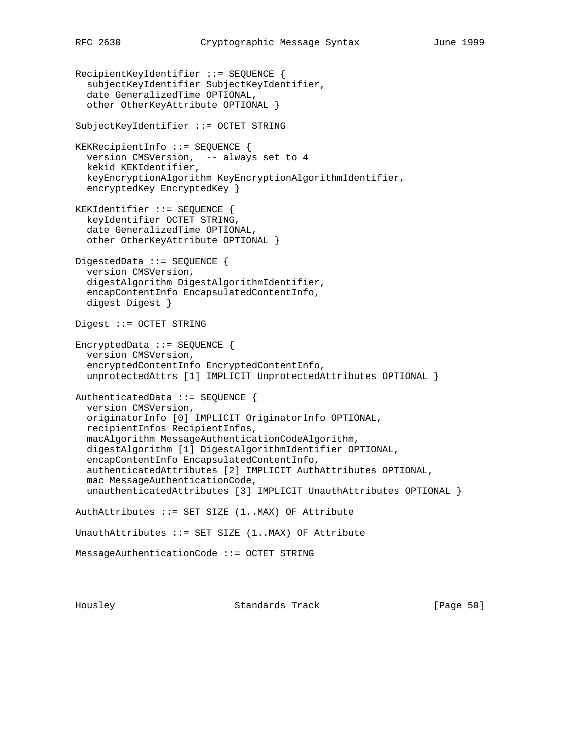```
RecipientKeyIdentifier ::= SEQUENCE {
  subjectKeyIdentifier SubjectKeyIdentifier,
  date GeneralizedTime OPTIONAL,
  other OtherKeyAttribute OPTIONAL }

SubjectKeyIdentifier ::= OCTET STRING

KEKRecipientInfo ::= SEQUENCE {
  version CMSVersion,  -- always set to 4
  kekid KEKIdentifier,
  keyEncryptionAlgorithm KeyEncryptionAlgorithmIdentifier,
  encryptedKey EncryptedKey }

KEKIdentifier ::= SEQUENCE {
  keyIdentifier OCTET STRING,
  date GeneralizedTime OPTIONAL,
  other OtherKeyAttribute OPTIONAL }

DigestedData ::= SEQUENCE {
  version CMSVersion,
  digestAlgorithm DigestAlgorithmIdentifier,
  encapContentInfo EncapsulatedContentInfo,
  digest Digest }

Digest ::= OCTET STRING

EncryptedData ::= SEQUENCE {
  version CMSVersion,
  encryptedContentInfo EncryptedContentInfo,
  unprotectedAttrs [1] IMPLICIT UnprotectedAttributes OPTIONAL }

AuthenticatedData ::= SEQUENCE {
  version CMSVersion,
  originatorInfo [0] IMPLICIT OriginatorInfo OPTIONAL,
  recipientInfos RecipientInfos,
  macAlgorithm MessageAuthenticationCodeAlgorithm,
  digestAlgorithm [1] DigestAlgorithmIdentifier OPTIONAL,
  encapContentInfo EncapsulatedContentInfo,
  authenticatedAttributes [2] IMPLICIT AuthAttributes OPTIONAL,
  mac MessageAuthenticationCode,
  unauthenticatedAttributes [3] IMPLICIT UnauthAttributes OPTIONAL }

AuthAttributes ::= SET SIZE (1..MAX) OF Attribute

UnauthAttributes ::= SET SIZE (1..MAX) OF Attribute

MessageAuthenticationCode ::= OCTET STRING
```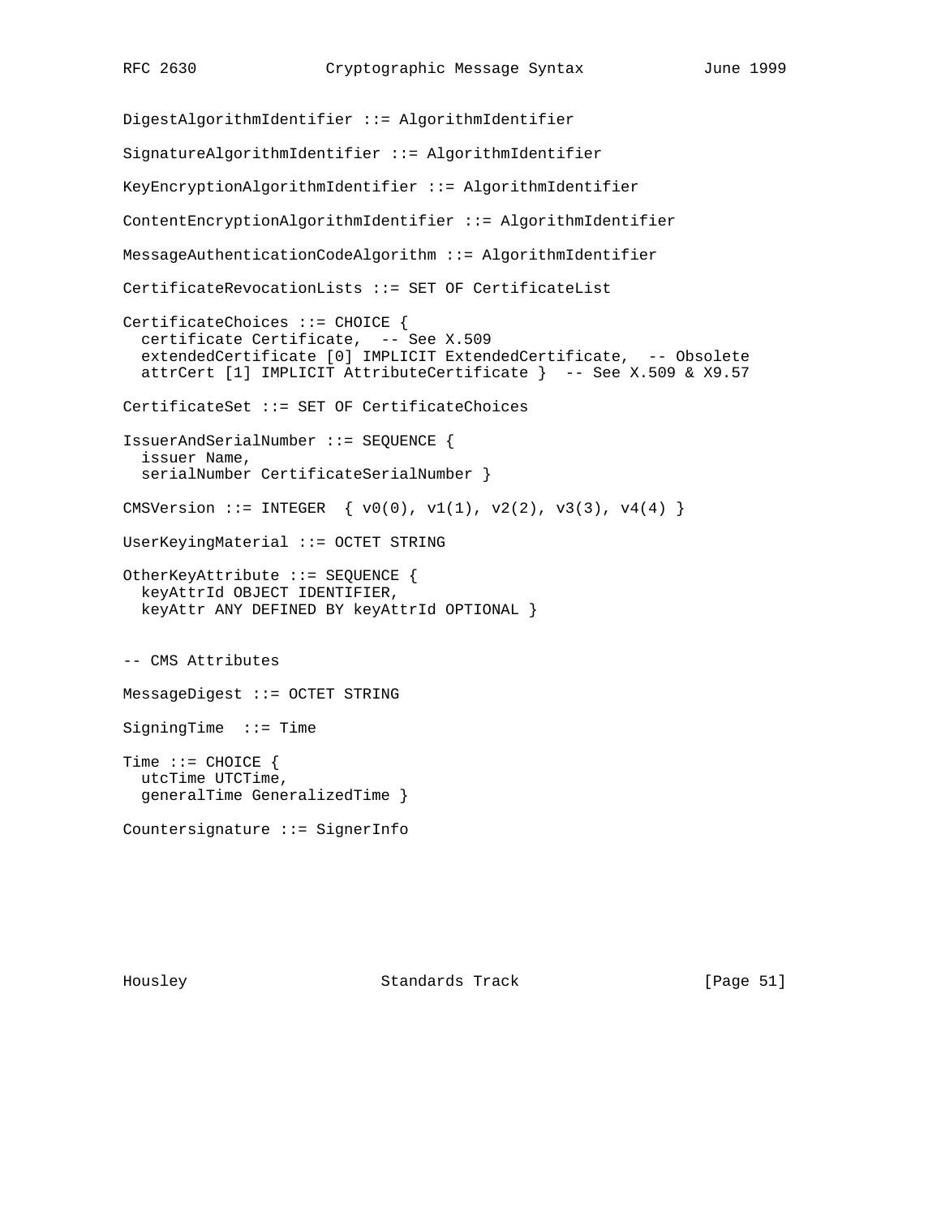```
DigestAlgorithmIdentifier ::= AlgorithmIdentifier

SignatureAlgorithmIdentifier ::= AlgorithmIdentifier

KeyEncryptionAlgorithmIdentifier ::= AlgorithmIdentifier

ContentEncryptionAlgorithmIdentifier ::= AlgorithmIdentifier

MessageAuthenticationCodeAlgorithm ::= AlgorithmIdentifier

CertificateRevocationLists ::= SET OF CertificateList

CertificateChoices ::= CHOICE {
  certificate Certificate,  -- See X.509
  extendedCertificate [0] IMPLICIT ExtendedCertificate,  -- Obsolete
  attrCert [1] IMPLICIT AttributeCertificate }  -- See X.509 & X9.57

CertificateSet ::= SET OF CertificateChoices

IssuerAndSerialNumber ::= SEQUENCE {
  issuer Name,
  serialNumber CertificateSerialNumber }

CMSVersion ::= INTEGER  { v0(0), v1(1), v2(2), v3(3), v4(4) }

UserKeyingMaterial ::= OCTET STRING

OtherKeyAttribute ::= SEQUENCE {
  keyAttrId OBJECT IDENTIFIER,
  keyAttr ANY DEFINED BY keyAttrId OPTIONAL }


-- CMS Attributes

MessageDigest ::= OCTET STRING

SigningTime  ::= Time

Time ::= CHOICE {
  utcTime UTCTime,
  generalTime GeneralizedTime }

Countersignature ::= SignerInfo
```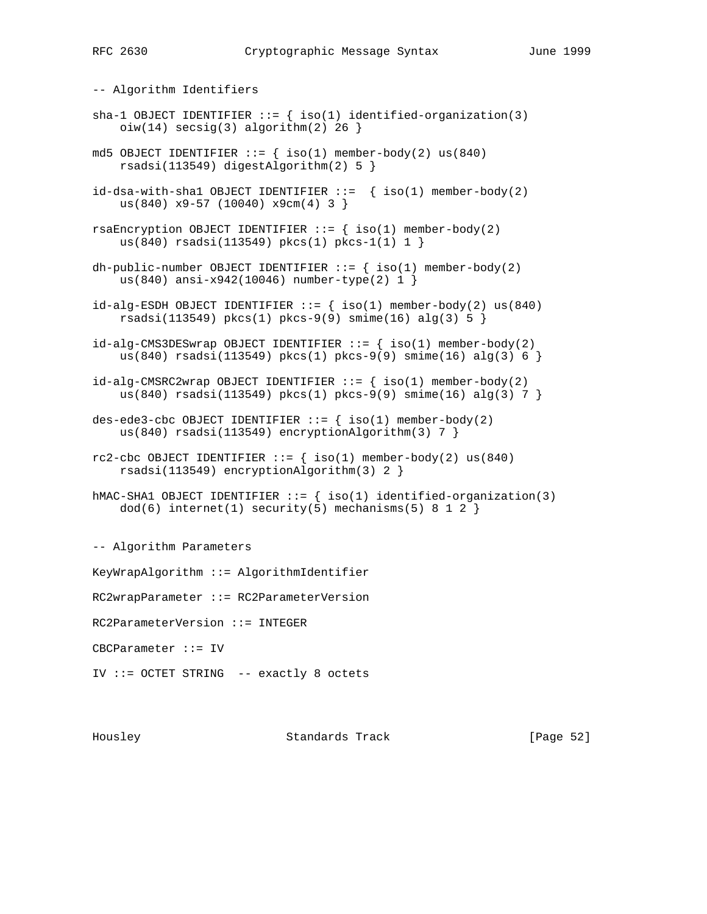```
-- Algorithm Identifiers

sha-1 OBJECT IDENTIFIER ::= { iso(1) identified-organization(3)
    oiw(14) secsig(3) algorithm(2) 26 }

md5 OBJECT IDENTIFIER ::= { iso(1) member-body(2) us(840)
    rsadsi(113549) digestAlgorithm(2) 5 }

id-dsa-with-sha1 OBJECT IDENTIFIER ::=  { iso(1) member-body(2)
    us(840) x9-57 (10040) x9cm(4) 3 }

rsaEncryption OBJECT IDENTIFIER ::= { iso(1) member-body(2)
    us(840) rsadsi(113549) pkcs(1) pkcs-1(1) 1 }

dh-public-number OBJECT IDENTIFIER ::= { iso(1) member-body(2)
    us(840) ansi-x942(10046) number-type(2) 1 }

id-alg-ESDH OBJECT IDENTIFIER ::= { iso(1) member-body(2) us(840)
    rsadsi(113549) pkcs(1) pkcs-9(9) smime(16) alg(3) 5 }

id-alg-CMS3DESwrap OBJECT IDENTIFIER ::= { iso(1) member-body(2)
    us(840) rsadsi(113549) pkcs(1) pkcs-9(9) smime(16) alg(3) 6 }

id-alg-CMSRC2wrap OBJECT IDENTIFIER ::= { iso(1) member-body(2)
    us(840) rsadsi(113549) pkcs(1) pkcs-9(9) smime(16) alg(3) 7 }

des-ede3-cbc OBJECT IDENTIFIER ::= { iso(1) member-body(2)
    us(840) rsadsi(113549) encryptionAlgorithm(3) 7 }

rc2-cbc OBJECT IDENTIFIER ::= { iso(1) member-body(2) us(840)
    rsadsi(113549) encryptionAlgorithm(3) 2 }

hMAC-SHA1 OBJECT IDENTIFIER ::= { iso(1) identified-organization(3)
    dod(6) internet(1) security(5) mechanisms(5) 8 1 2 }


-- Algorithm Parameters

KeyWrapAlgorithm ::= AlgorithmIdentifier

RC2wrapParameter ::= RC2ParameterVersion

RC2ParameterVersion ::= INTEGER

CBCParameter ::= IV

IV ::= OCTET STRING  -- exactly 8 octets
```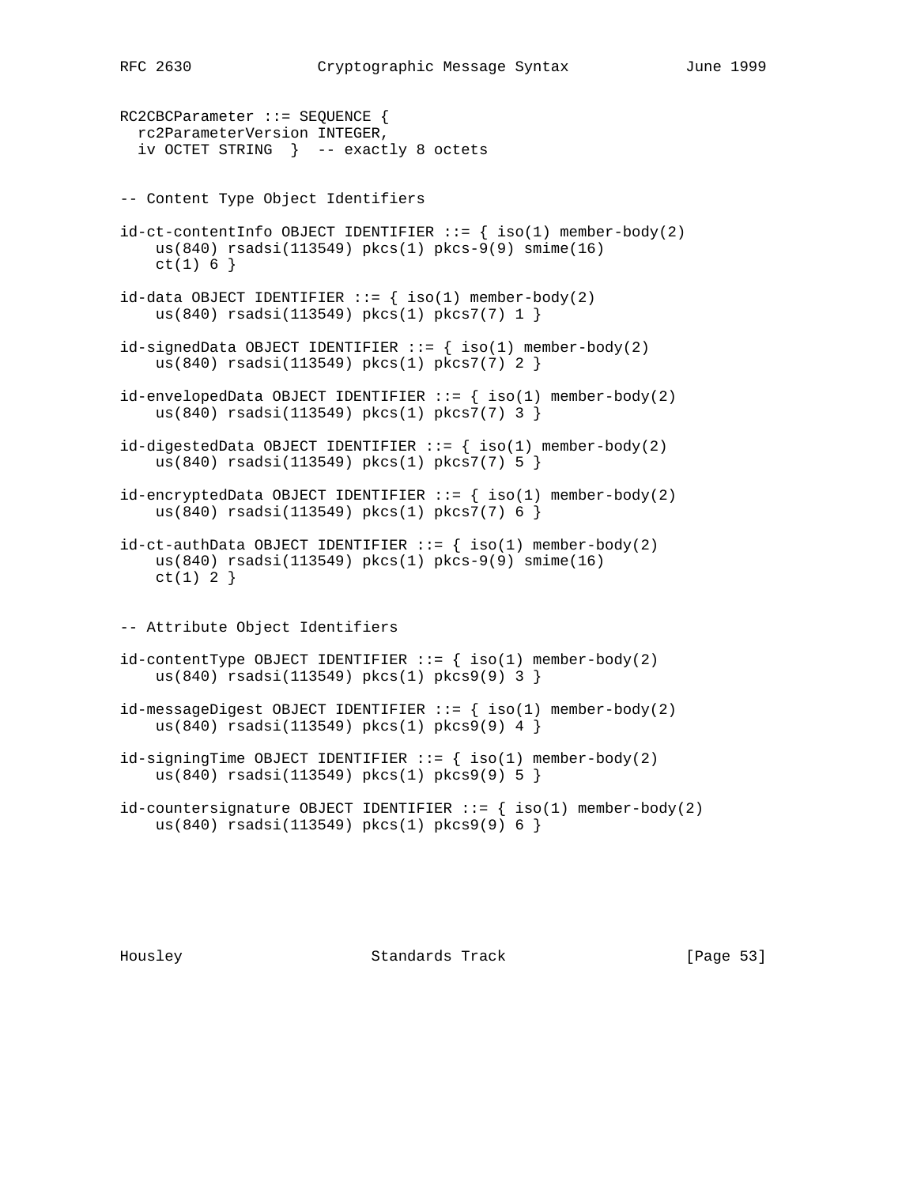```
RC2CBCParameter ::= SEQUENCE {
  rc2ParameterVersion INTEGER,
  iv OCTET STRING  }  -- exactly 8 octets


-- Content Type Object Identifiers

id-ct-contentInfo OBJECT IDENTIFIER ::= { iso(1) member-body(2)
    us(840) rsadsi(113549) pkcs(1) pkcs-9(9) smime(16)
    ct(1) 6 }

id-data OBJECT IDENTIFIER ::= { iso(1) member-body(2)
    us(840) rsadsi(113549) pkcs(1) pkcs7(7) 1 }

id-signedData OBJECT IDENTIFIER ::= { iso(1) member-body(2)
    us(840) rsadsi(113549) pkcs(1) pkcs7(7) 2 }

id-envelopedData OBJECT IDENTIFIER ::= { iso(1) member-body(2)
    us(840) rsadsi(113549) pkcs(1) pkcs7(7) 3 }

id-digestedData OBJECT IDENTIFIER ::= { iso(1) member-body(2)
    us(840) rsadsi(113549) pkcs(1) pkcs7(7) 5 }

id-encryptedData OBJECT IDENTIFIER ::= { iso(1) member-body(2)
    us(840) rsadsi(113549) pkcs(1) pkcs7(7) 6 }

id-ct-authData OBJECT IDENTIFIER ::= { iso(1) member-body(2)
    us(840) rsadsi(113549) pkcs(1) pkcs-9(9) smime(16)
    ct(1) 2 }


-- Attribute Object Identifiers

id-contentType OBJECT IDENTIFIER ::= { iso(1) member-body(2)
    us(840) rsadsi(113549) pkcs(1) pkcs9(9) 3 }

id-messageDigest OBJECT IDENTIFIER ::= { iso(1) member-body(2)
    us(840) rsadsi(113549) pkcs(1) pkcs9(9) 4 }

id-signingTime OBJECT IDENTIFIER ::= { iso(1) member-body(2)
    us(840) rsadsi(113549) pkcs(1) pkcs9(9) 5 }

id-countersignature OBJECT IDENTIFIER ::= { iso(1) member-body(2)
    us(840) rsadsi(113549) pkcs(1) pkcs9(9) 6 }
```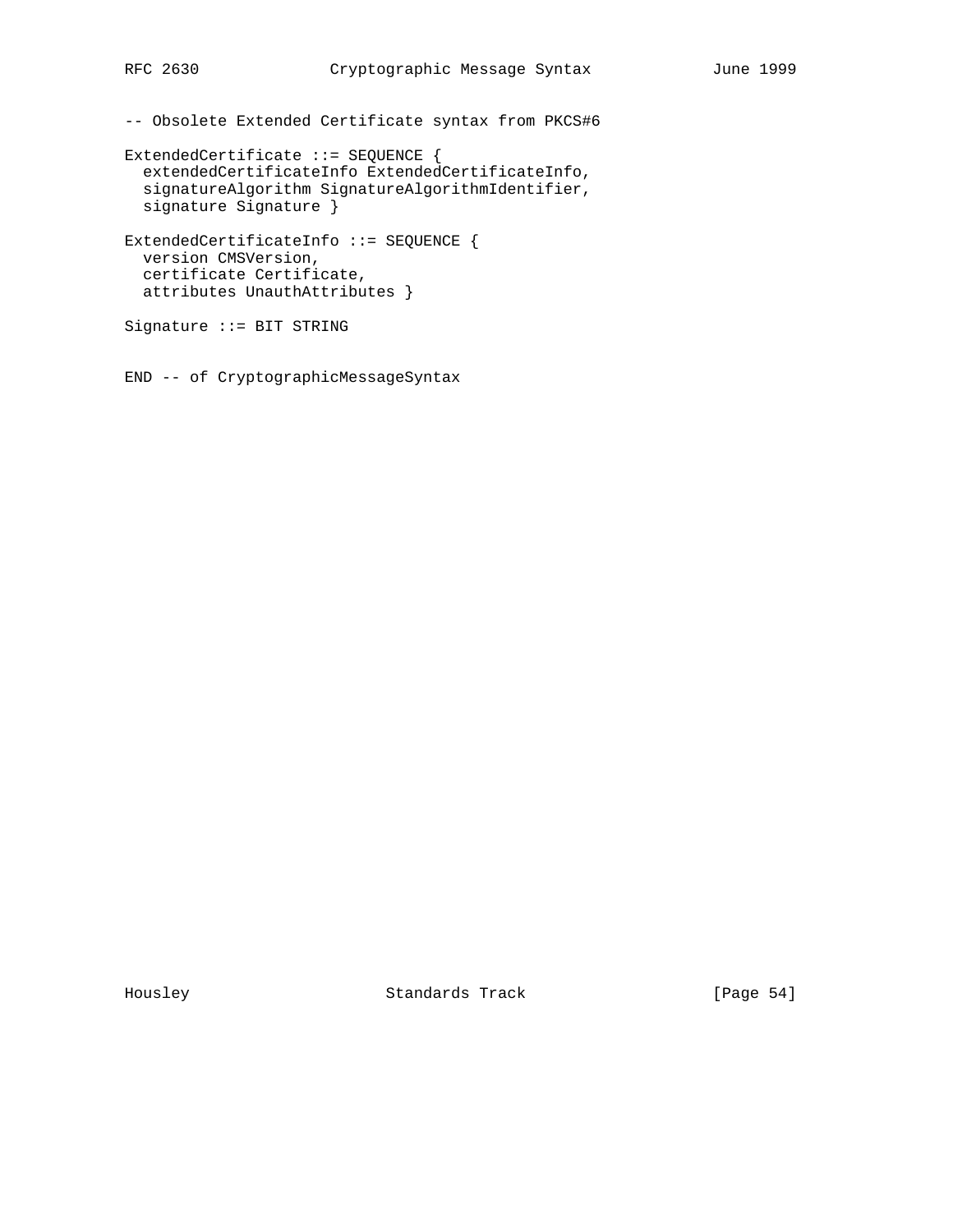```
-- Obsolete Extended Certificate syntax from PKCS#6

ExtendedCertificate ::= SEQUENCE {
  extendedCertificateInfo ExtendedCertificateInfo,
  signatureAlgorithm SignatureAlgorithmIdentifier,
  signature Signature }

ExtendedCertificateInfo ::= SEQUENCE {
  version CMSVersion,
  certificate Certificate,
  attributes UnauthAttributes }

Signature ::= BIT STRING


END -- of CryptographicMessageSyntax
```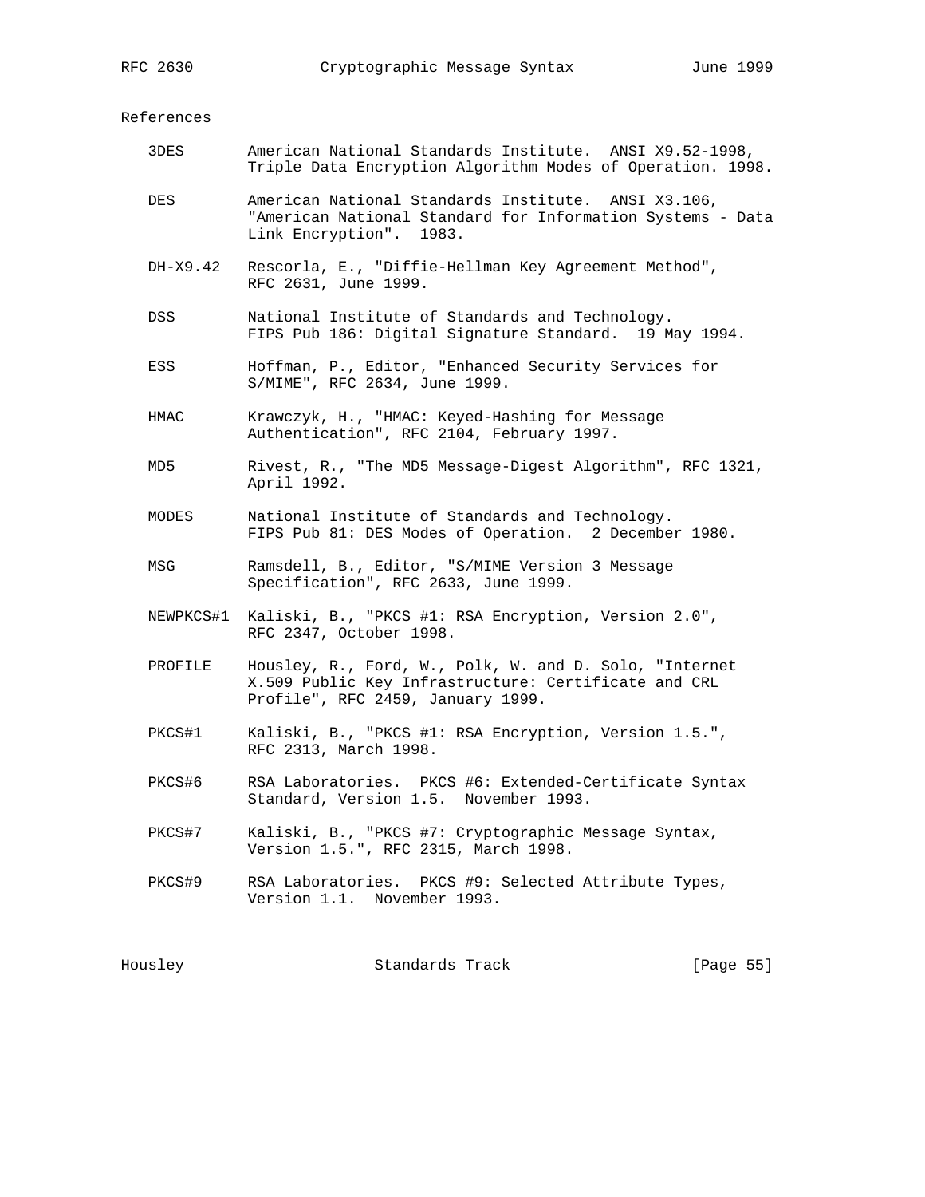## References

| | |
|---|---|
| 3DES | American National Standards Institute. ANSI X9.52-1998, Triple Data Encryption Algorithm Modes of Operation. 1998. |
| DES | American National Standards Institute. ANSI X3.106, "American National Standard for Information Systems - Data Link Encryption". 1983. |
| DH-X9.42 | Rescorla, E., "Diffie-Hellman Key Agreement Method", RFC 2631, June 1999. |
| DSS | National Institute of Standards and Technology. FIPS Pub 186: Digital Signature Standard. 19 May 1994. |
| ESS | Hoffman, P., Editor, "Enhanced Security Services for S/MIME", RFC 2634, June 1999. |
| HMAC | Krawczyk, H., "HMAC: Keyed-Hashing for Message Authentication", RFC 2104, February 1997. |
| MD5 | Rivest, R., "The MD5 Message-Digest Algorithm", RFC 1321, April 1992. |
| MODES | National Institute of Standards and Technology. FIPS Pub 81: DES Modes of Operation. 2 December 1980. |
| MSG | Ramsdell, B., Editor, "S/MIME Version 3 Message Specification", RFC 2633, June 1999. |
| NEWPKCS#1 | Kaliski, B., "PKCS #1: RSA Encryption, Version 2.0", RFC 2347, October 1998. |
| PROFILE | Housley, R., Ford, W., Polk, W. and D. Solo, "Internet X.509 Public Key Infrastructure: Certificate and CRL Profile", RFC 2459, January 1999. |
| PKCS#1 | Kaliski, B., "PKCS #1: RSA Encryption, Version 1.5.", RFC 2313, March 1998. |
| PKCS#6 | RSA Laboratories. PKCS #6: Extended-Certificate Syntax Standard, Version 1.5. November 1993. |
| PKCS#7 | Kaliski, B., "PKCS #7: Cryptographic Message Syntax, Version 1.5.", RFC 2315, March 1998. |
| PKCS#9 | RSA Laboratories. PKCS #9: Selected Attribute Types, Version 1.1. November 1993. |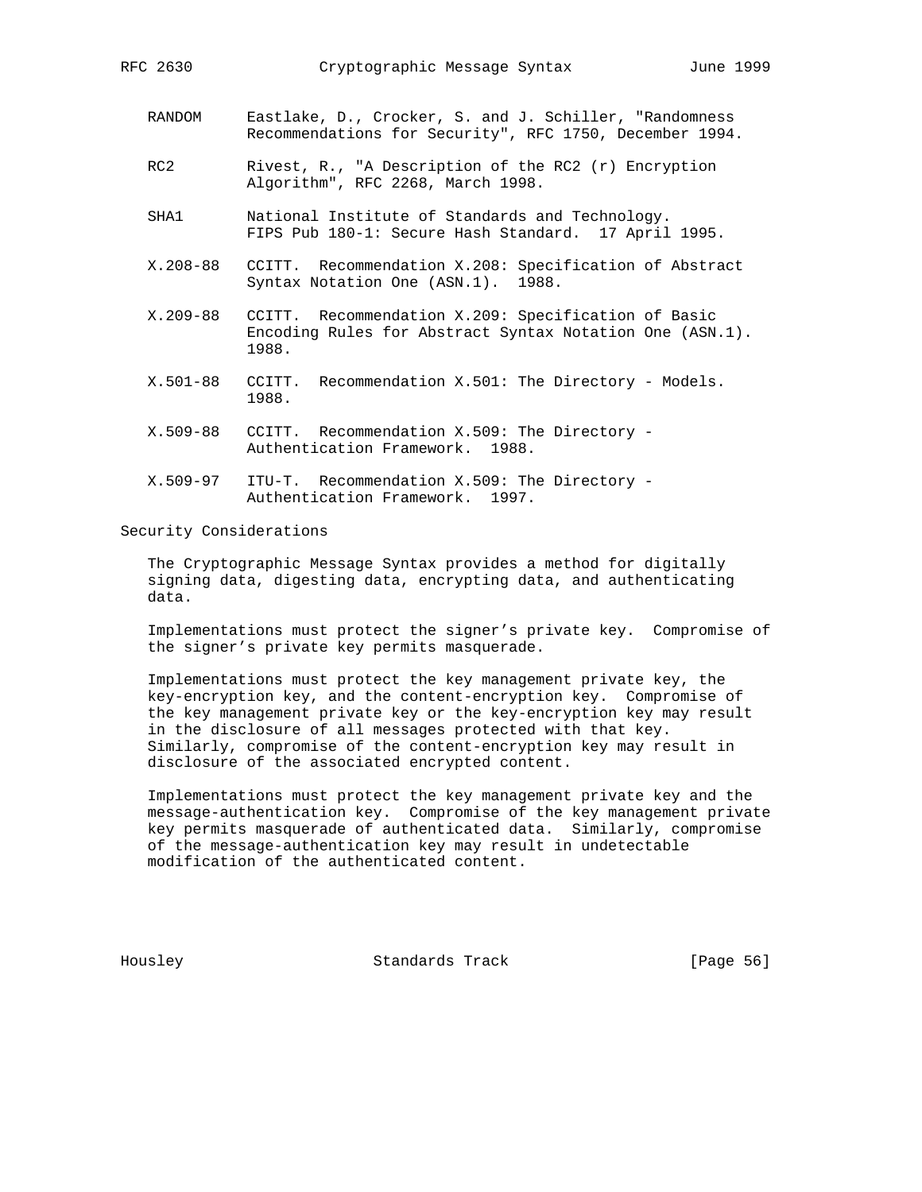RANDOM  Eastlake, D., Crocker, S. and J. Schiller, "Randomness Recommendations for Security", RFC 1750, December 1994.

RC2  Rivest, R., "A Description of the RC2 (r) Encryption Algorithm", RFC 2268, March 1998.

SHA1  National Institute of Standards and Technology. FIPS Pub 180-1: Secure Hash Standard. 17 April 1995.

X.208-88  CCITT. Recommendation X.208: Specification of Abstract Syntax Notation One (ASN.1). 1988.

X.209-88  CCITT. Recommendation X.209: Specification of Basic Encoding Rules for Abstract Syntax Notation One (ASN.1). 1988.

X.501-88  CCITT. Recommendation X.501: The Directory - Models. 1988.

X.509-88  CCITT. Recommendation X.509: The Directory - Authentication Framework. 1988.

X.509-97  ITU-T. Recommendation X.509: The Directory - Authentication Framework. 1997.

## Security Considerations

The Cryptographic Message Syntax provides a method for digitally signing data, digesting data, encrypting data, and authenticating data.

Implementations must protect the signer's private key. Compromise of the signer's private key permits masquerade.

Implementations must protect the key management private key, the key-encryption key, and the content-encryption key. Compromise of the key management private key or the key-encryption key may result in the disclosure of all messages protected with that key. Similarly, compromise of the content-encryption key may result in disclosure of the associated encrypted content.

Implementations must protect the key management private key and the message-authentication key. Compromise of the key management private key permits masquerade of authenticated data. Similarly, compromise of the message-authentication key may result in undetectable modification of the authenticated content.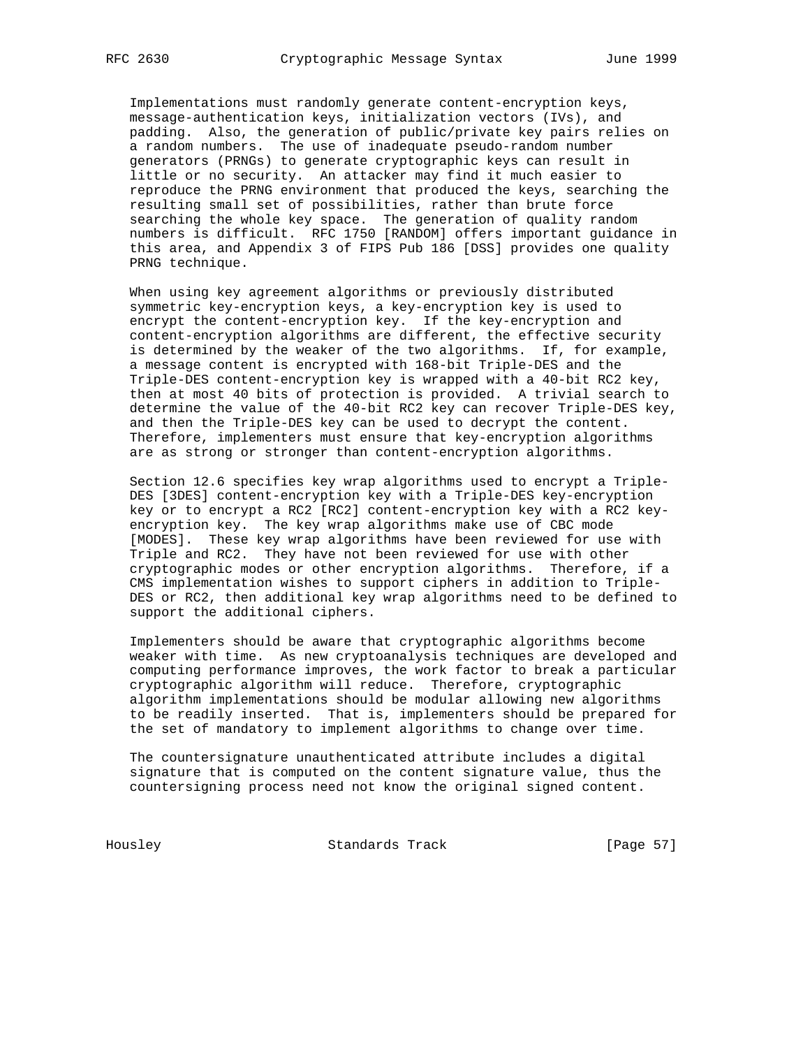Implementations must randomly generate content-encryption keys, message-authentication keys, initialization vectors (IVs), and padding. Also, the generation of public/private key pairs relies on a random numbers. The use of inadequate pseudo-random number generators (PRNGs) to generate cryptographic keys can result in little or no security. An attacker may find it much easier to reproduce the PRNG environment that produced the keys, searching the resulting small set of possibilities, rather than brute force searching the whole key space. The generation of quality random numbers is difficult. RFC 1750 [RANDOM] offers important guidance in this area, and Appendix 3 of FIPS Pub 186 [DSS] provides one quality PRNG technique.

When using key agreement algorithms or previously distributed symmetric key-encryption keys, a key-encryption key is used to encrypt the content-encryption key. If the key-encryption and content-encryption algorithms are different, the effective security is determined by the weaker of the two algorithms. If, for example, a message content is encrypted with 168-bit Triple-DES and the Triple-DES content-encryption key is wrapped with a 40-bit RC2 key, then at most 40 bits of protection is provided. A trivial search to determine the value of the 40-bit RC2 key can recover Triple-DES key, and then the Triple-DES key can be used to decrypt the content. Therefore, implementers must ensure that key-encryption algorithms are as strong or stronger than content-encryption algorithms.

Section 12.6 specifies key wrap algorithms used to encrypt a Triple-DES [3DES] content-encryption key with a Triple-DES key-encryption key or to encrypt a RC2 [RC2] content-encryption key with a RC2 key-encryption key. The key wrap algorithms make use of CBC mode [MODES]. These key wrap algorithms have been reviewed for use with Triple and RC2. They have not been reviewed for use with other cryptographic modes or other encryption algorithms. Therefore, if a CMS implementation wishes to support ciphers in addition to Triple-DES or RC2, then additional key wrap algorithms need to be defined to support the additional ciphers.

Implementers should be aware that cryptographic algorithms become weaker with time. As new cryptoanalysis techniques are developed and computing performance improves, the work factor to break a particular cryptographic algorithm will reduce. Therefore, cryptographic algorithm implementations should be modular allowing new algorithms to be readily inserted. That is, implementers should be prepared for the set of mandatory to implement algorithms to change over time.

The countersignature unauthenticated attribute includes a digital signature that is computed on the content signature value, thus the countersigning process need not know the original signed content.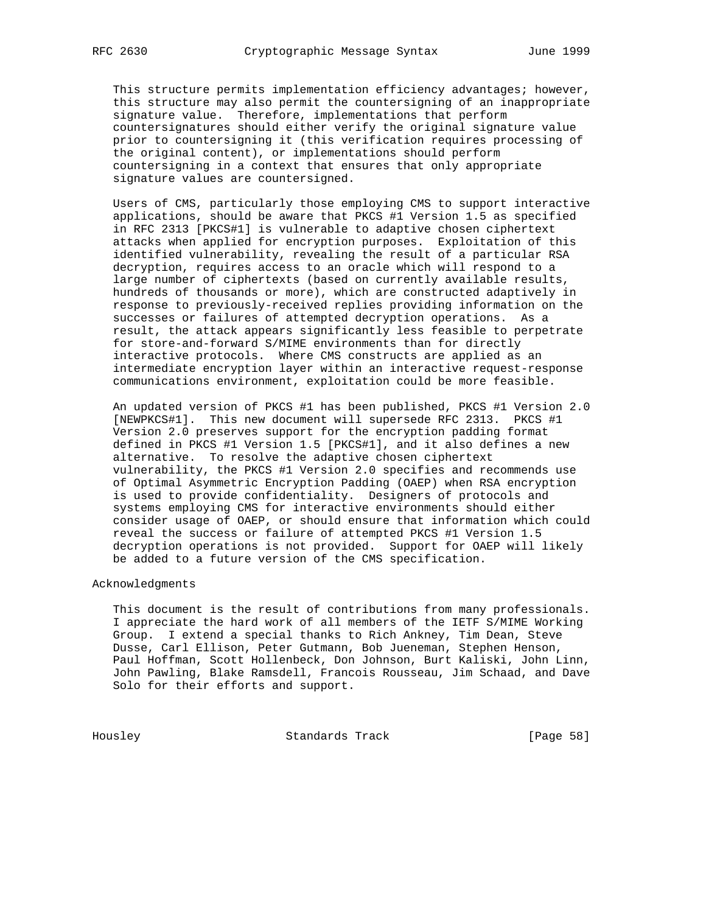This structure permits implementation efficiency advantages; however, this structure may also permit the countersigning of an inappropriate signature value. Therefore, implementations that perform countersignatures should either verify the original signature value prior to countersigning it (this verification requires processing of the original content), or implementations should perform countersigning in a context that ensures that only appropriate signature values are countersigned.

Users of CMS, particularly those employing CMS to support interactive applications, should be aware that PKCS #1 Version 1.5 as specified in RFC 2313 [PKCS#1] is vulnerable to adaptive chosen ciphertext attacks when applied for encryption purposes. Exploitation of this identified vulnerability, revealing the result of a particular RSA decryption, requires access to an oracle which will respond to a large number of ciphertexts (based on currently available results, hundreds of thousands or more), which are constructed adaptively in response to previously-received replies providing information on the successes or failures of attempted decryption operations. As a result, the attack appears significantly less feasible to perpetrate for store-and-forward S/MIME environments than for directly interactive protocols. Where CMS constructs are applied as an intermediate encryption layer within an interactive request-response communications environment, exploitation could be more feasible.

An updated version of PKCS #1 has been published, PKCS #1 Version 2.0 [NEWPKCS#1]. This new document will supersede RFC 2313. PKCS #1 Version 2.0 preserves support for the encryption padding format defined in PKCS #1 Version 1.5 [PKCS#1], and it also defines a new alternative. To resolve the adaptive chosen ciphertext vulnerability, the PKCS #1 Version 2.0 specifies and recommends use of Optimal Asymmetric Encryption Padding (OAEP) when RSA encryption is used to provide confidentiality. Designers of protocols and systems employing CMS for interactive environments should either consider usage of OAEP, or should ensure that information which could reveal the success or failure of attempted PKCS #1 Version 1.5 decryption operations is not provided. Support for OAEP will likely be added to a future version of the CMS specification.

## Acknowledgments

This document is the result of contributions from many professionals. I appreciate the hard work of all members of the IETF S/MIME Working Group. I extend a special thanks to Rich Ankney, Tim Dean, Steve Dusse, Carl Ellison, Peter Gutmann, Bob Jueneman, Stephen Henson, Paul Hoffman, Scott Hollenbeck, Don Johnson, Burt Kaliski, John Linn, John Pawling, Blake Ramsdell, Francois Rousseau, Jim Schaad, and Dave Solo for their efforts and support.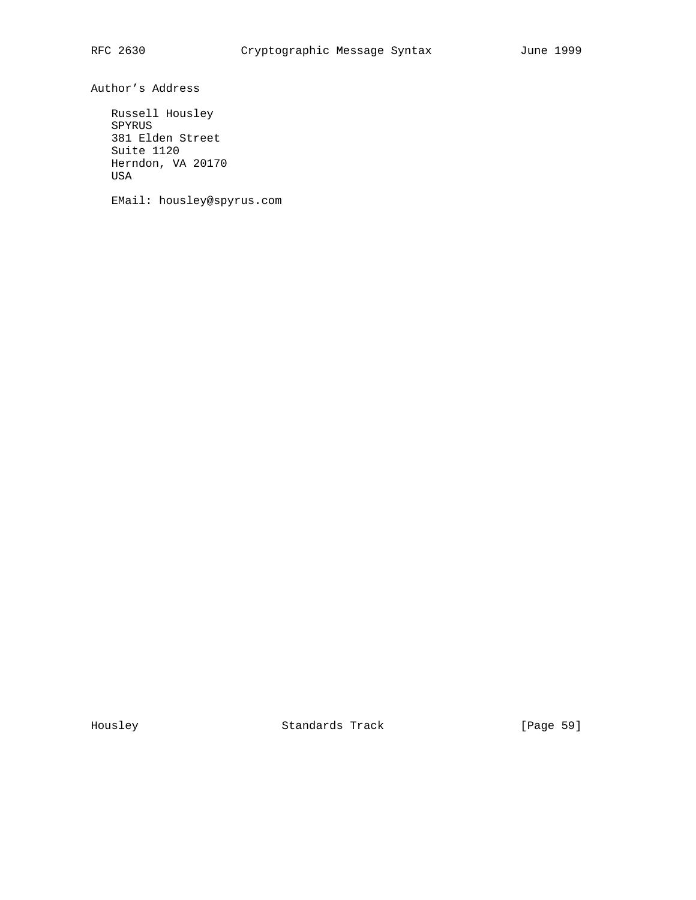## Author's Address

Russell Housley
SPYRUS
381 Elden Street
Suite 1120
Herndon, VA 20170
USA

EMail: housley@spyrus.com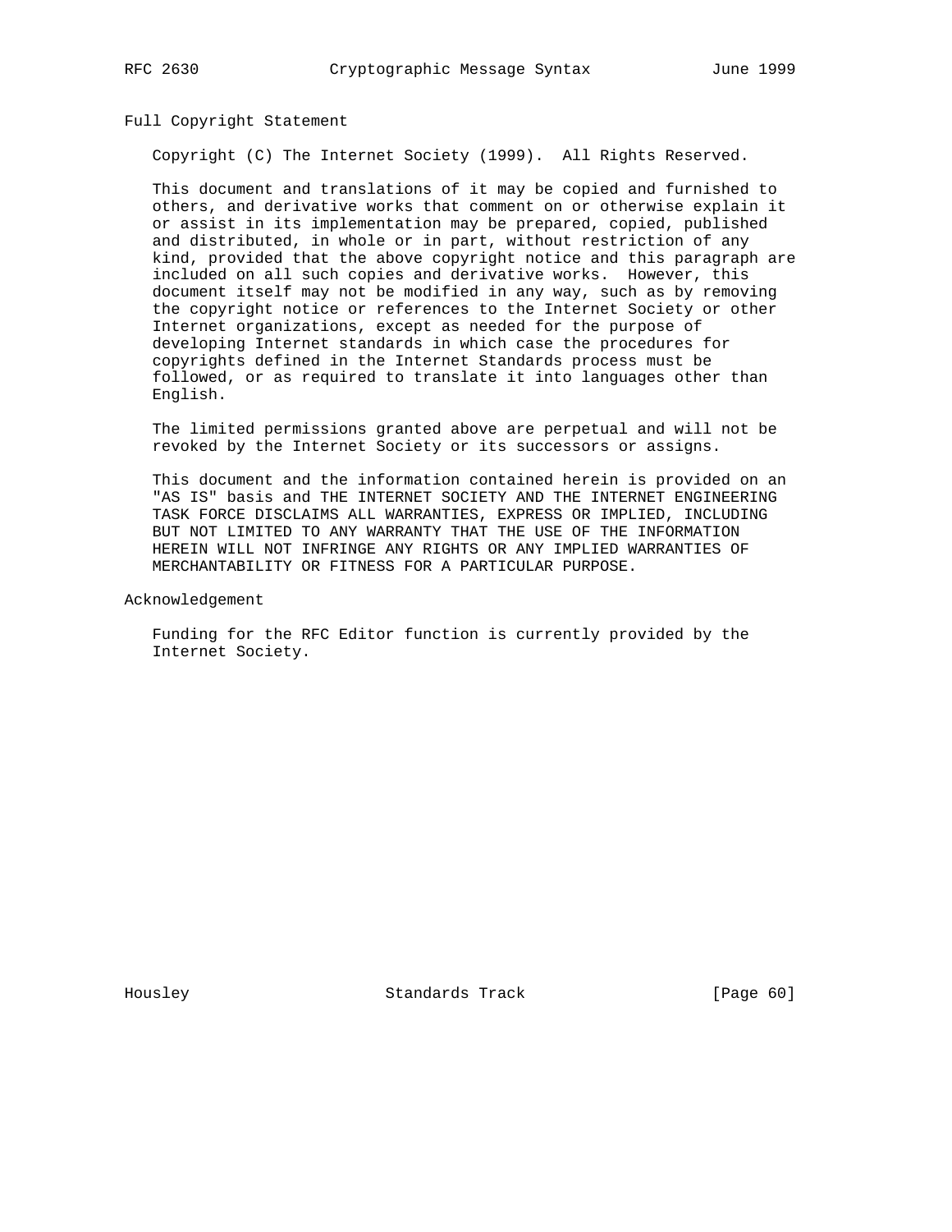## Full Copyright Statement

Copyright (C) The Internet Society (1999). All Rights Reserved.

This document and translations of it may be copied and furnished to others, and derivative works that comment on or otherwise explain it or assist in its implementation may be prepared, copied, published and distributed, in whole or in part, without restriction of any kind, provided that the above copyright notice and this paragraph are included on all such copies and derivative works. However, this document itself may not be modified in any way, such as by removing the copyright notice or references to the Internet Society or other Internet organizations, except as needed for the purpose of developing Internet standards in which case the procedures for copyrights defined in the Internet Standards process must be followed, or as required to translate it into languages other than English.

The limited permissions granted above are perpetual and will not be revoked by the Internet Society or its successors or assigns.

This document and the information contained herein is provided on an "AS IS" basis and THE INTERNET SOCIETY AND THE INTERNET ENGINEERING TASK FORCE DISCLAIMS ALL WARRANTIES, EXPRESS OR IMPLIED, INCLUDING BUT NOT LIMITED TO ANY WARRANTY THAT THE USE OF THE INFORMATION HEREIN WILL NOT INFRINGE ANY RIGHTS OR ANY IMPLIED WARRANTIES OF MERCHANTABILITY OR FITNESS FOR A PARTICULAR PURPOSE.

## Acknowledgement

Funding for the RFC Editor function is currently provided by the Internet Society.